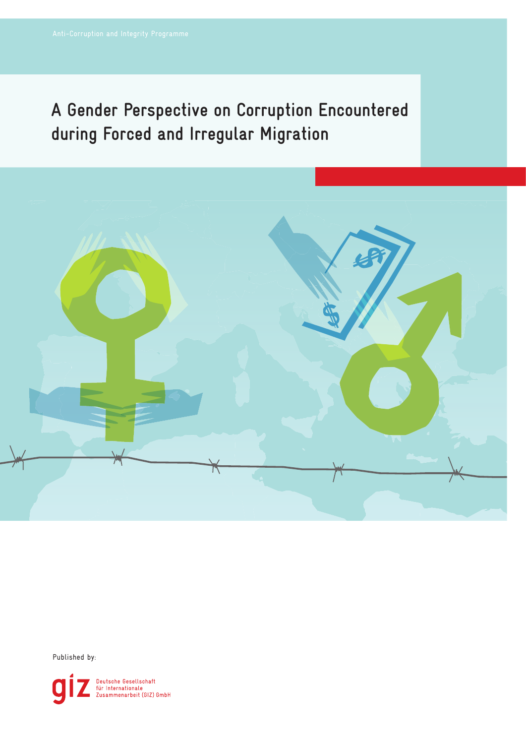Anti-Corruption and Integrity Programme

# A Gender Perspective on Corruption Encountered during Forced and Irregular Migration

Published by:

Deutsche Gesellschaft für Internationale Zusammenarbeit (GIZ) GmbH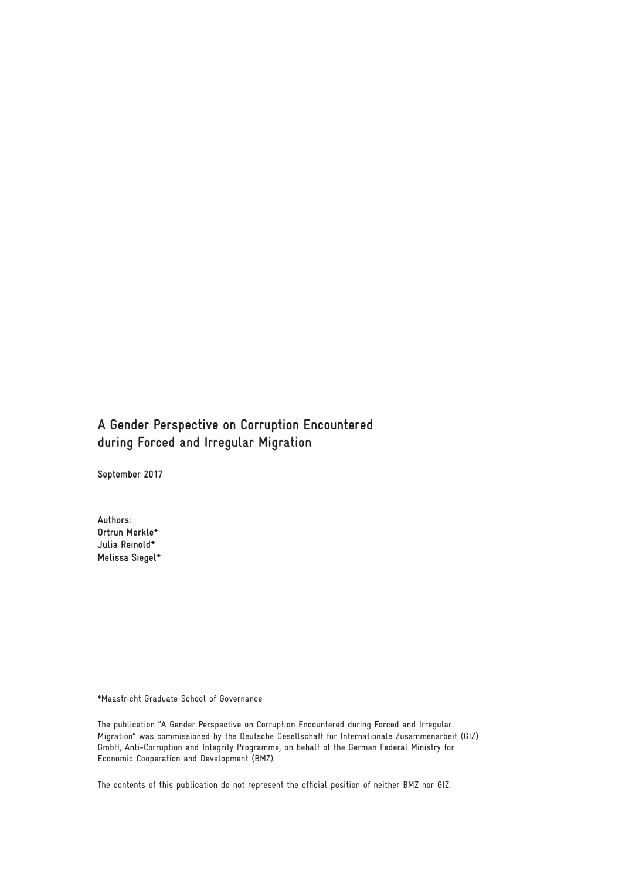# A Gender Perspective on Corruption Encountered during Forced and Irregular Migration

**September 2017**

**Authors:**
**Ortrun Merkle***
**Julia Reinold***
**Melissa Siegel***

*Maastricht Graduate School of Governance

The publication "A Gender Perspective on Corruption Encountered during Forced and Irregular Migration" was commissioned by the Deutsche Gesellschaft für Internationale Zusammenarbeit (GIZ) GmbH, Anti-Corruption and Integrity Programme, on behalf of the German Federal Ministry for Economic Cooperation and Development (BMZ).

The contents of this publication do not represent the official position of neither BMZ nor GIZ.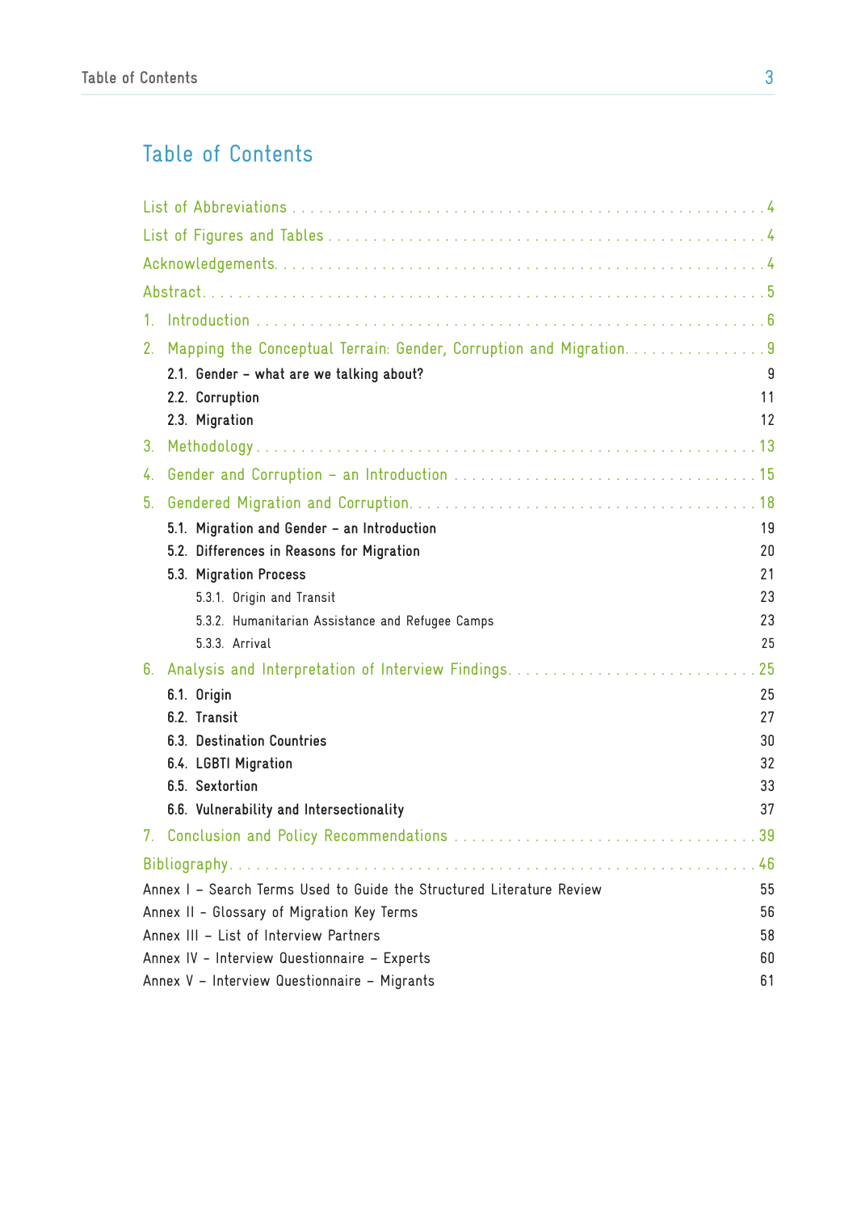# Table of Contents

List of Abbreviations . . . . . . . . . . . . . . . . . . . . . . . . . . . . . . . . . . . . . . . . . . . . . . . . . . . . 4

List of Figures and Tables . . . . . . . . . . . . . . . . . . . . . . . . . . . . . . . . . . . . . . . . . . . . . . . . . 4

Acknowledgements. . . . . . . . . . . . . . . . . . . . . . . . . . . . . . . . . . . . . . . . . . . . . . . . . . . . . . 4

Abstract. . . . . . . . . . . . . . . . . . . . . . . . . . . . . . . . . . . . . . . . . . . . . . . . . . . . . . . . . . . . . 5

1. Introduction . . . . . . . . . . . . . . . . . . . . . . . . . . . . . . . . . . . . . . . . . . . . . . . . . . . . . . . . 6

2. Mapping the Conceptual Terrain: Gender, Corruption and Migration. . . . . . . . . . . . . . . . . 9

- 2.1. Gender – what are we talking about? 9
- 2.2. Corruption 11
- 2.3. Migration 12

3. Methodology . . . . . . . . . . . . . . . . . . . . . . . . . . . . . . . . . . . . . . . . . . . . . . . . . . . . . . . . 13

4. Gender and Corruption – an Introduction . . . . . . . . . . . . . . . . . . . . . . . . . . . . . . . . . . . 15

5. Gendered Migration and Corruption. . . . . . . . . . . . . . . . . . . . . . . . . . . . . . . . . . . . . . . . 18

- 5.1. Migration and Gender – an Introduction 19
- 5.2. Differences in Reasons for Migration 20
- 5.3. Migration Process 21
  - 5.3.1. Origin and Transit 23
  - 5.3.2. Humanitarian Assistance and Refugee Camps 23
  - 5.3.3. Arrival 25

6. Analysis and Interpretation of Interview Findings. . . . . . . . . . . . . . . . . . . . . . . . . . . . . 25

- 6.1. Origin 25
- 6.2. Transit 27
- 6.3. Destination Countries 30
- 6.4. LGBTI Migration 32
- 6.5. Sextortion 33
- 6.6. Vulnerability and Intersectionality 37

7. Conclusion and Policy Recommendations . . . . . . . . . . . . . . . . . . . . . . . . . . . . . . . . . . 39

Bibliography. . . . . . . . . . . . . . . . . . . . . . . . . . . . . . . . . . . . . . . . . . . . . . . . . . . . . . . . . . . 46

Annex I – Search Terms Used to Guide the Structured Literature Review 55

Annex II – Glossary of Migration Key Terms 56

Annex III – List of Interview Partners 58

Annex IV - Interview Questionnaire – Experts 60

Annex V – Interview Questionnaire – Migrants 61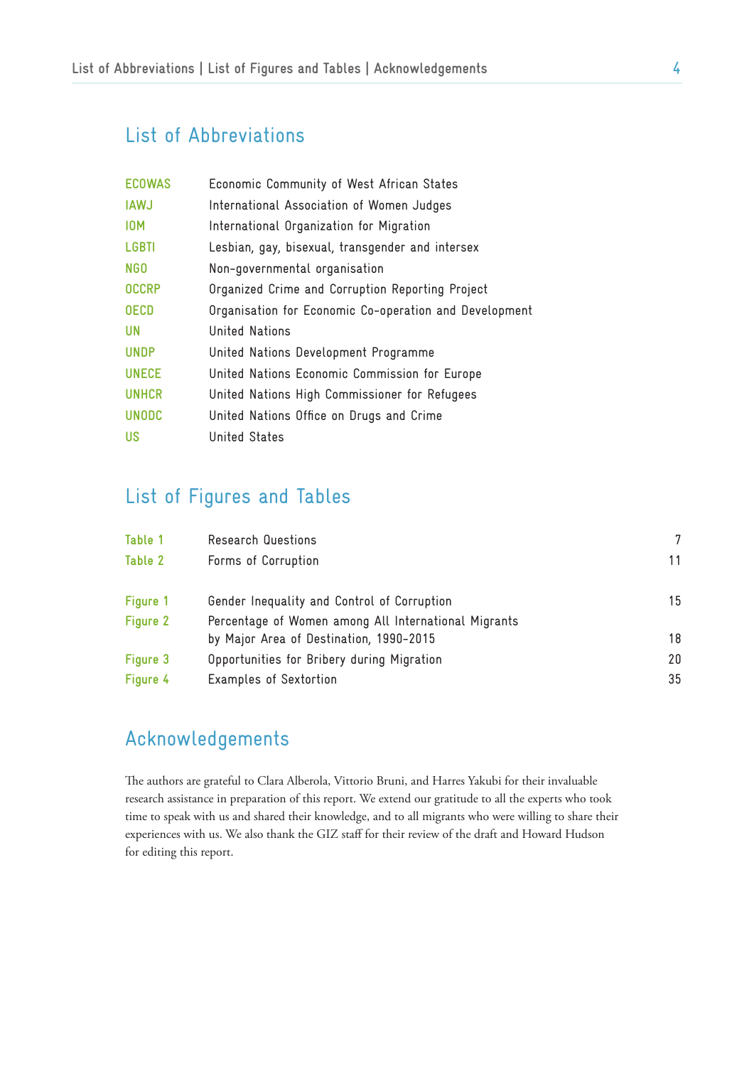## List of Abbreviations

| | |
|---|---|
| ECOWAS | Economic Community of West African States |
| IAWJ | International Association of Women Judges |
| IOM | International Organization for Migration |
| LGBTI | Lesbian, gay, bisexual, transgender and intersex |
| NGO | Non-governmental organisation |
| OCCRP | Organized Crime and Corruption Reporting Project |
| OECD | Organisation for Economic Co-operation and Development |
| UN | United Nations |
| UNDP | United Nations Development Programme |
| UNECE | United Nations Economic Commission for Europe |
| UNHCR | United Nations High Commissioner for Refugees |
| UNODC | United Nations Office on Drugs and Crime |
| US | United States |

## List of Figures and Tables

| | | |
|---|---|---|
| Table 1 | Research Questions | 7 |
| Table 2 | Forms of Corruption | 11 |
| Figure 1 | Gender Inequality and Control of Corruption | 15 |
| Figure 2 | Percentage of Women among All International Migrants by Major Area of Destination, 1990-2015 | 18 |
| Figure 3 | Opportunities for Bribery during Migration | 20 |
| Figure 4 | Examples of Sextortion | 35 |

## Acknowledgements

The authors are grateful to Clara Alberola, Vittorio Bruni, and Harres Yakubi for their invaluable research assistance in preparation of this report. We extend our gratitude to all the experts who took time to speak with us and shared their knowledge, and to all migrants who were willing to share their experiences with us. We also thank the GIZ staff for their review of the draft and Howard Hudson for editing this report.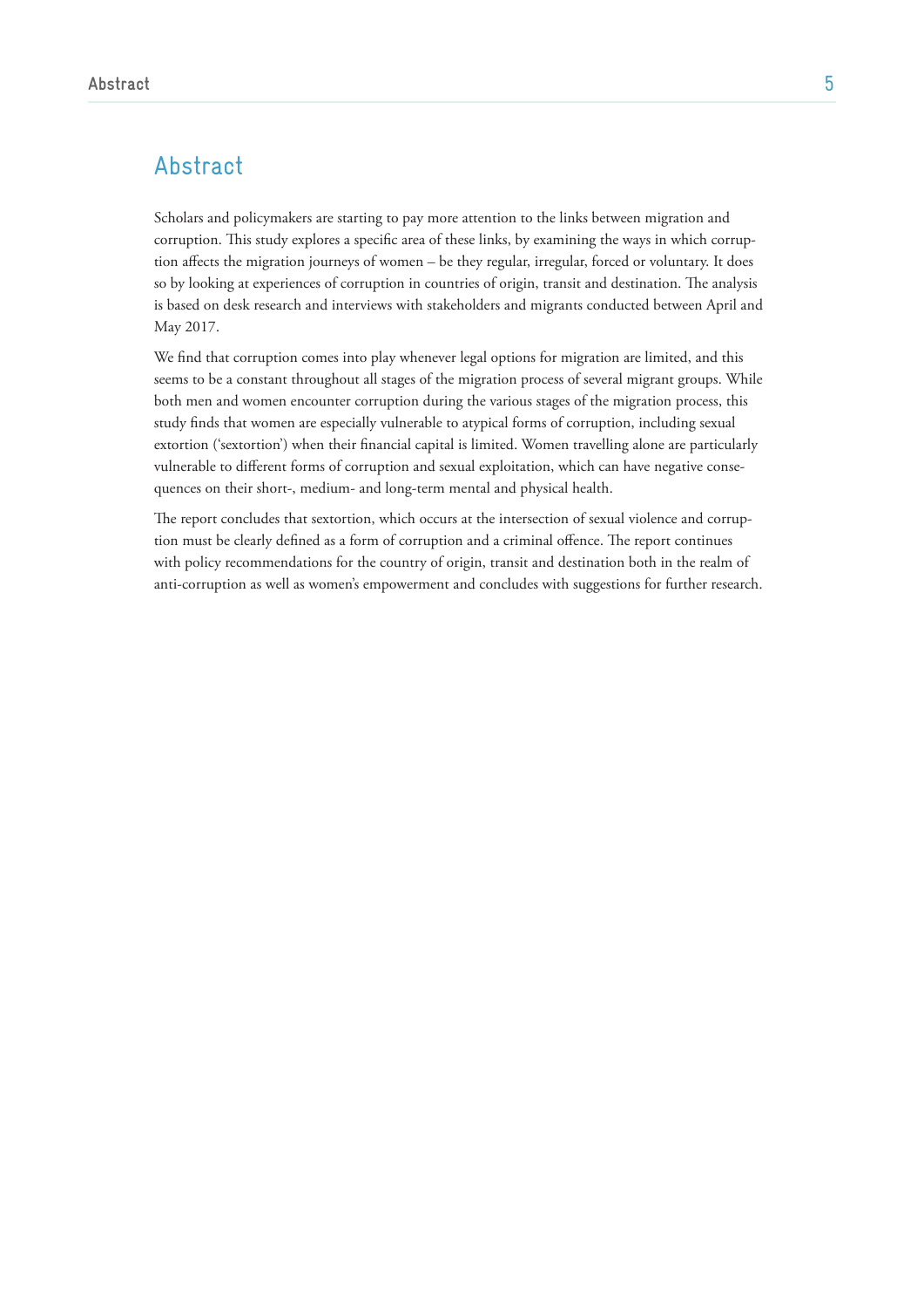# Abstract

Scholars and policymakers are starting to pay more attention to the links between migration and corruption. This study explores a specific area of these links, by examining the ways in which corruption affects the migration journeys of women – be they regular, irregular, forced or voluntary. It does so by looking at experiences of corruption in countries of origin, transit and destination. The analysis is based on desk research and interviews with stakeholders and migrants conducted between April and May 2017.

We find that corruption comes into play whenever legal options for migration are limited, and this seems to be a constant throughout all stages of the migration process of several migrant groups. While both men and women encounter corruption during the various stages of the migration process, this study finds that women are especially vulnerable to atypical forms of corruption, including sexual extortion ('sextortion') when their financial capital is limited. Women travelling alone are particularly vulnerable to different forms of corruption and sexual exploitation, which can have negative consequences on their short-, medium- and long-term mental and physical health.

The report concludes that sextortion, which occurs at the intersection of sexual violence and corruption must be clearly defined as a form of corruption and a criminal offence. The report continues with policy recommendations for the country of origin, transit and destination both in the realm of anti-corruption as well as women's empowerment and concludes with suggestions for further research.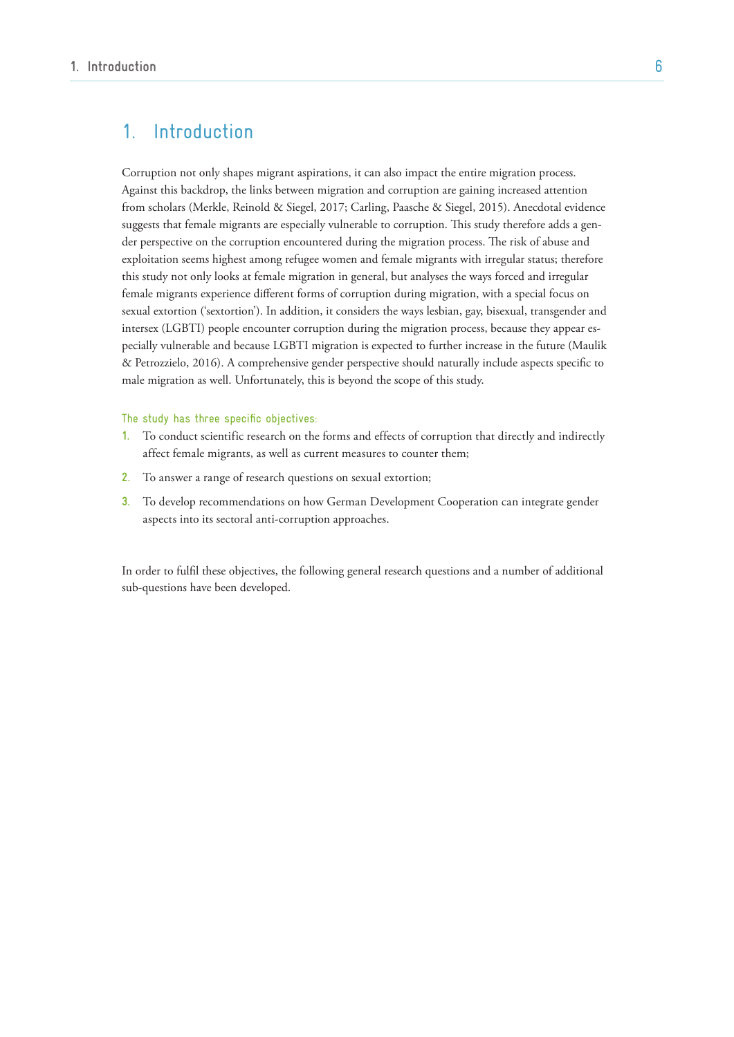# 1. Introduction

Corruption not only shapes migrant aspirations, it can also impact the entire migration process. Against this backdrop, the links between migration and corruption are gaining increased attention from scholars (Merkle, Reinold & Siegel, 2017; Carling, Paasche & Siegel, 2015). Anecdotal evidence suggests that female migrants are especially vulnerable to corruption. This study therefore adds a gender perspective on the corruption encountered during the migration process. The risk of abuse and exploitation seems highest among refugee women and female migrants with irregular status; therefore this study not only looks at female migration in general, but analyses the ways forced and irregular female migrants experience different forms of corruption during migration, with a special focus on sexual extortion ('sextortion'). In addition, it considers the ways lesbian, gay, bisexual, transgender and intersex (LGBTI) people encounter corruption during the migration process, because they appear especially vulnerable and because LGBTI migration is expected to further increase in the future (Maulik & Petrozzielo, 2016). A comprehensive gender perspective should naturally include aspects specific to male migration as well. Unfortunately, this is beyond the scope of this study.

The study has three specific objectives:

1. To conduct scientific research on the forms and effects of corruption that directly and indirectly affect female migrants, as well as current measures to counter them;
2. To answer a range of research questions on sexual extortion;
3. To develop recommendations on how German Development Cooperation can integrate gender aspects into its sectoral anti-corruption approaches.

In order to fulfil these objectives, the following general research questions and a number of additional sub-questions have been developed.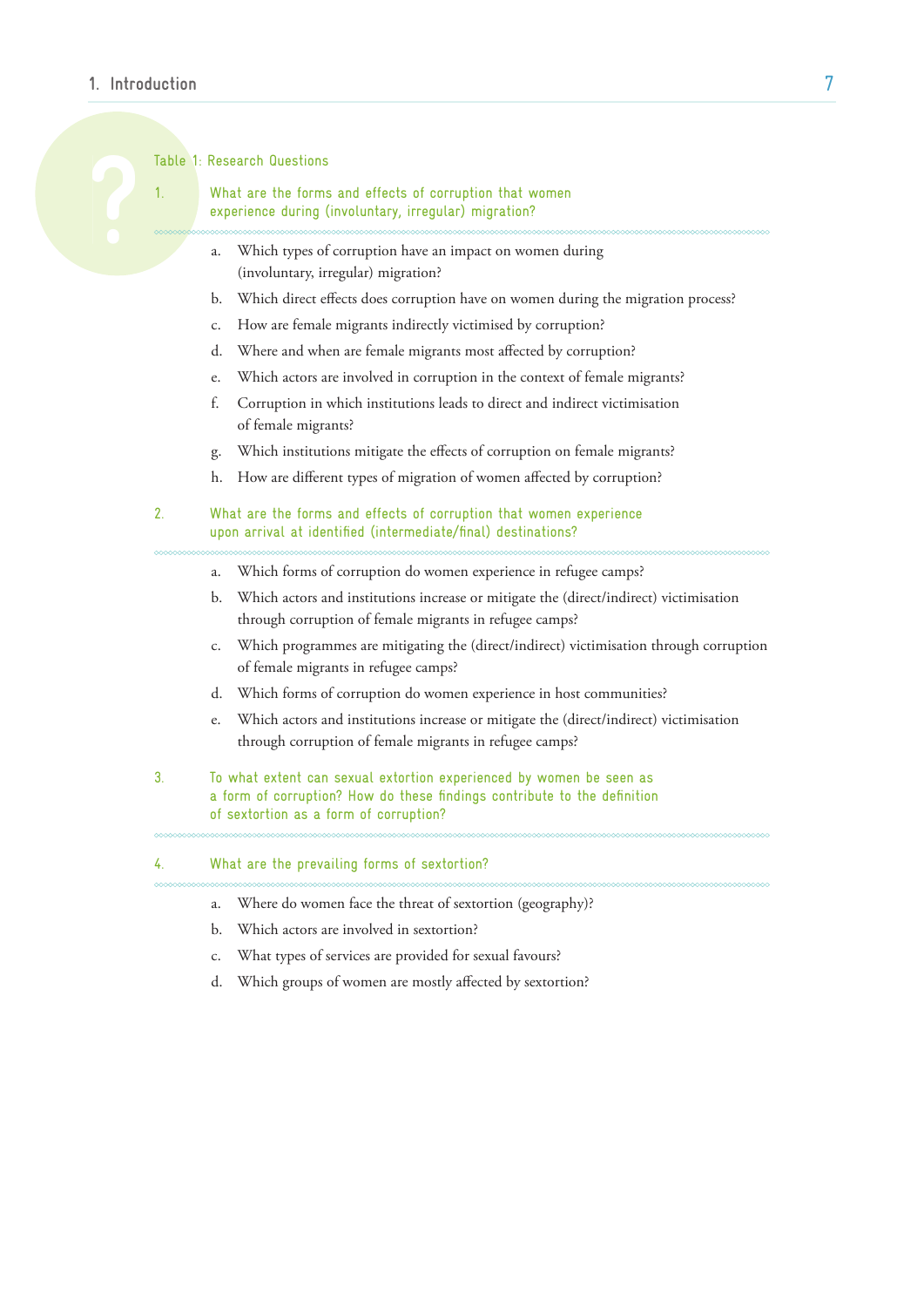Table 1: Research Questions

1. What are the forms and effects of corruption that women experience during (involuntary, irregular) migration?

   a. Which types of corruption have an impact on women during (involuntary, irregular) migration?
   b. Which direct effects does corruption have on women during the migration process?
   c. How are female migrants indirectly victimised by corruption?
   d. Where and when are female migrants most affected by corruption?
   e. Which actors are involved in corruption in the context of female migrants?
   f. Corruption in which institutions leads to direct and indirect victimisation of female migrants?
   g. Which institutions mitigate the effects of corruption on female migrants?
   h. How are different types of migration of women affected by corruption?

2. What are the forms and effects of corruption that women experience upon arrival at identified (intermediate/final) destinations?

   a. Which forms of corruption do women experience in refugee camps?
   b. Which actors and institutions increase or mitigate the (direct/indirect) victimisation through corruption of female migrants in refugee camps?
   c. Which programmes are mitigating the (direct/indirect) victimisation through corruption of female migrants in refugee camps?
   d. Which forms of corruption do women experience in host communities?
   e. Which actors and institutions increase or mitigate the (direct/indirect) victimisation through corruption of female migrants in refugee camps?

3. To what extent can sexual extortion experienced by women be seen as a form of corruption? How do these findings contribute to the definition of sextortion as a form of corruption?

4. What are the prevailing forms of sextortion?

   a. Where do women face the threat of sextortion (geography)?
   b. Which actors are involved in sextortion?
   c. What types of services are provided for sexual favours?
   d. Which groups of women are mostly affected by sextortion?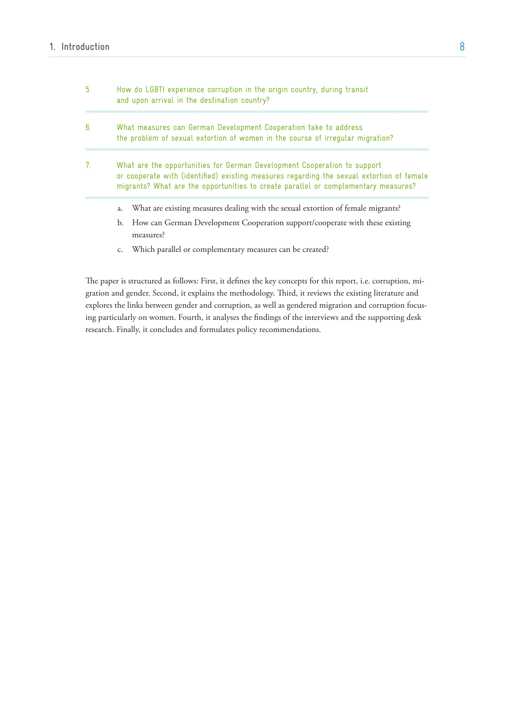5. How do LGBTI experience corruption in the origin country, during transit and upon arrival in the destination country?

6. What measures can German Development Cooperation take to address the problem of sexual extortion of women in the course of irregular migration?

7. What are the opportunities for German Development Cooperation to support or cooperate with (identified) existing measures regarding the sexual extortion of female migrants? What are the opportunities to create parallel or complementary measures?

   a. What are existing measures dealing with the sexual extortion of female migrants?

   b. How can German Development Cooperation support/cooperate with these existing measures?

   c. Which parallel or complementary measures can be created?

The paper is structured as follows: First, it defines the key concepts for this report, i.e. corruption, migration and gender. Second, it explains the methodology. Third, it reviews the existing literature and explores the links between gender and corruption, as well as gendered migration and corruption focusing particularly on women. Fourth, it analyses the findings of the interviews and the supporting desk research. Finally, it concludes and formulates policy recommendations.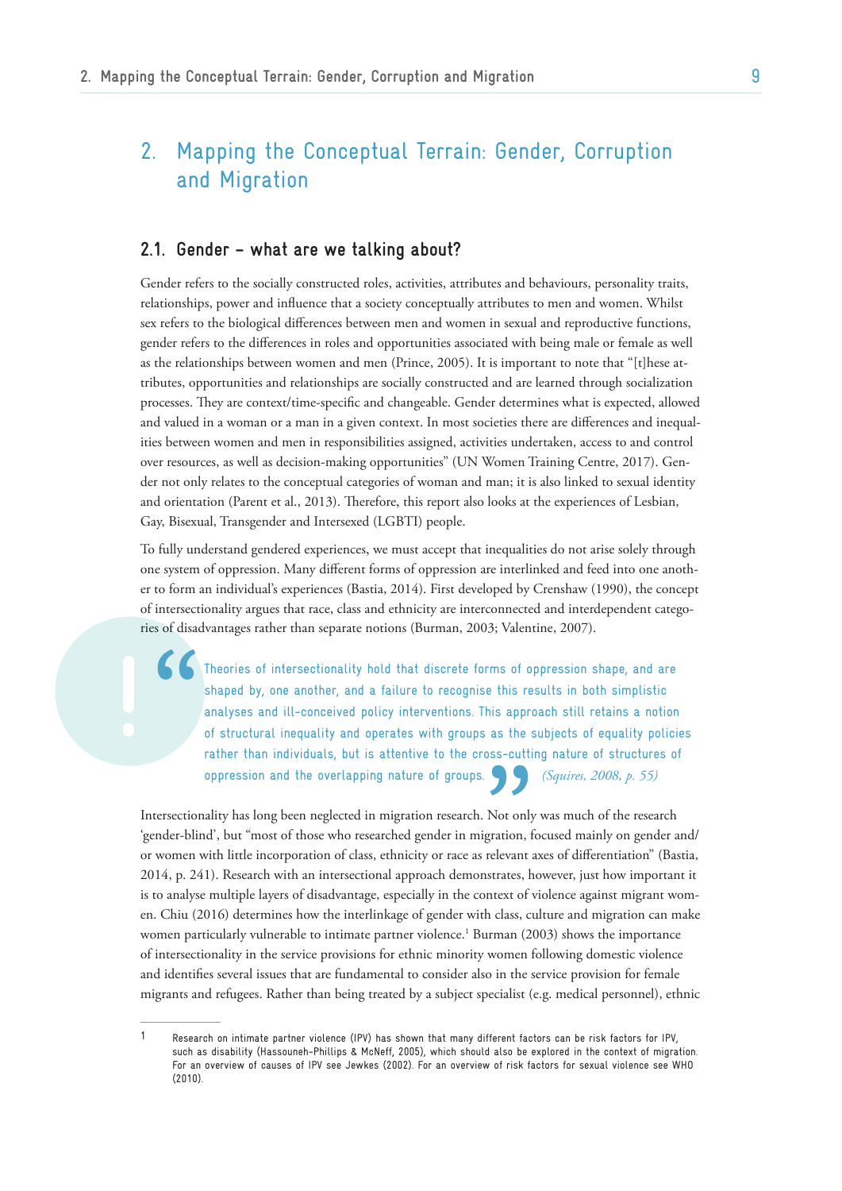# 2. Mapping the Conceptual Terrain: Gender, Corruption and Migration

## 2.1. Gender – what are we talking about?

Gender refers to the socially constructed roles, activities, attributes and behaviours, personality traits, relationships, power and influence that a society conceptually attributes to men and women. Whilst sex refers to the biological differences between men and women in sexual and reproductive functions, gender refers to the differences in roles and opportunities associated with being male or female as well as the relationships between women and men (Prince, 2005). It is important to note that "[t]hese attributes, opportunities and relationships are socially constructed and are learned through socialization processes. They are context/time-specific and changeable. Gender determines what is expected, allowed and valued in a woman or a man in a given context. In most societies there are differences and inequalities between women and men in responsibilities assigned, activities undertaken, access to and control over resources, as well as decision-making opportunities" (UN Women Training Centre, 2017). Gender not only relates to the conceptual categories of woman and man; it is also linked to sexual identity and orientation (Parent et al., 2013). Therefore, this report also looks at the experiences of Lesbian, Gay, Bisexual, Transgender and Intersexed (LGBTI) people.

To fully understand gendered experiences, we must accept that inequalities do not arise solely through one system of oppression. Many different forms of oppression are interlinked and feed into one another to form an individual's experiences (Bastia, 2014). First developed by Crenshaw (1990), the concept of intersectionality argues that race, class and ethnicity are interconnected and interdependent categories of disadvantages rather than separate notions (Burman, 2003; Valentine, 2007).

> "Theories of intersectionality hold that discrete forms of oppression shape, and are shaped by, one another, and a failure to recognise this results in both simplistic analyses and ill-conceived policy interventions. This approach still retains a notion of structural inequality and operates with groups as the subjects of equality policies rather than individuals, but is attentive to the cross-cutting nature of structures of oppression and the overlapping nature of groups." *(Squires, 2008, p. 55)*

Intersectionality has long been neglected in migration research. Not only was much of the research 'gender-blind', but "most of those who researched gender in migration, focused mainly on gender and/or women with little incorporation of class, ethnicity or race as relevant axes of differentiation" (Bastia, 2014, p. 241). Research with an intersectional approach demonstrates, however, just how important it is to analyse multiple layers of disadvantage, especially in the context of violence against migrant women. Chiu (2016) determines how the interlinkage of gender with class, culture and migration can make women particularly vulnerable to intimate partner violence.[1] Burman (2003) shows the importance of intersectionality in the service provisions for ethnic minority women following domestic violence and identifies several issues that are fundamental to consider also in the service provision for female migrants and refugees. Rather than being treated by a subject specialist (e.g. medical personnel), ethnic

---

[1] Research on intimate partner violence (IPV) has shown that many different factors can be risk factors for IPV, such as disability (Hassouneh-Phillips & McNeff, 2005), which should also be explored in the context of migration. For an overview of causes of IPV see Jewkes (2002). For an overview of risk factors for sexual violence see WHO (2010).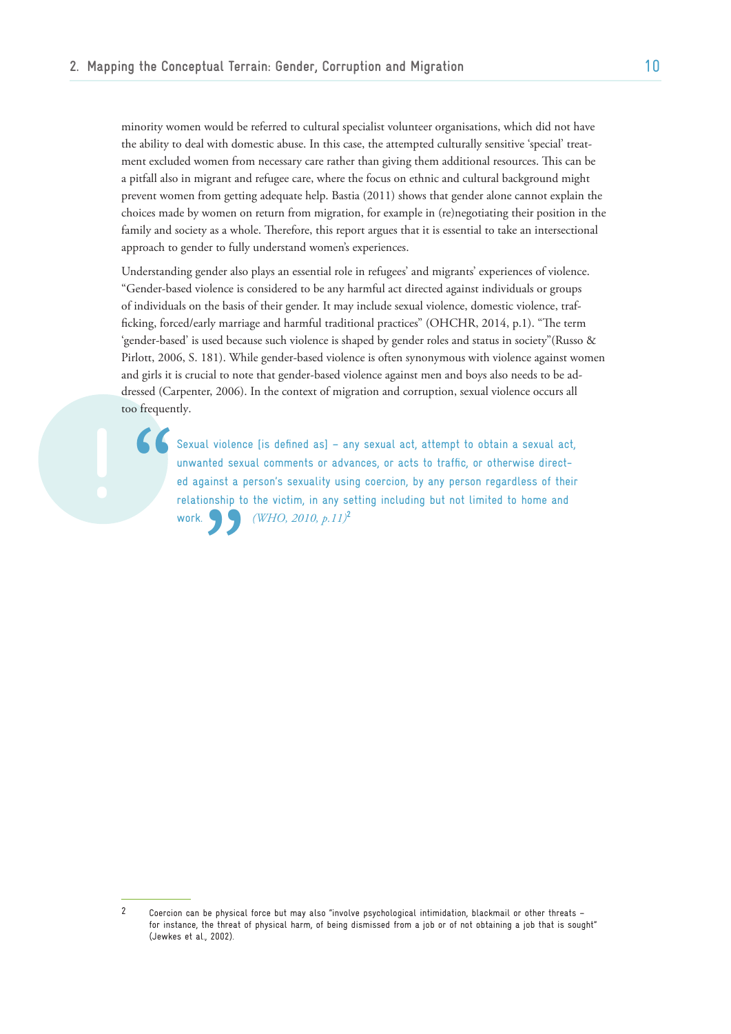minority women would be referred to cultural specialist volunteer organisations, which did not have the ability to deal with domestic abuse. In this case, the attempted culturally sensitive 'special' treatment excluded women from necessary care rather than giving them additional resources. This can be a pitfall also in migrant and refugee care, where the focus on ethnic and cultural background might prevent women from getting adequate help. Bastia (2011) shows that gender alone cannot explain the choices made by women on return from migration, for example in (re)negotiating their position in the family and society as a whole. Therefore, this report argues that it is essential to take an intersectional approach to gender to fully understand women's experiences.

Understanding gender also plays an essential role in refugees' and migrants' experiences of violence. "Gender-based violence is considered to be any harmful act directed against individuals or groups of individuals on the basis of their gender. It may include sexual violence, domestic violence, trafficking, forced/early marriage and harmful traditional practices" (OHCHR, 2014, p.1). "The term 'gender-based' is used because such violence is shaped by gender roles and status in society"(Russo & Pirlott, 2006, S. 181). While gender-based violence is often synonymous with violence against women and girls it is crucial to note that gender-based violence against men and boys also needs to be addressed (Carpenter, 2006). In the context of migration and corruption, sexual violence occurs all too frequently.

> Sexual violence [is defined as] – any sexual act, attempt to obtain a sexual act, unwanted sexual comments or advances, or acts to traffic, or otherwise directed against a person's sexuality using coercion, by any person regardless of their relationship to the victim, in any setting including but not limited to home and work. *(WHO, 2010, p.11)*[2]

2 Coercion can be physical force but may also "involve psychological intimidation, blackmail or other threats – for instance, the threat of physical harm, of being dismissed from a job or of not obtaining a job that is sought" (Jewkes et al., 2002).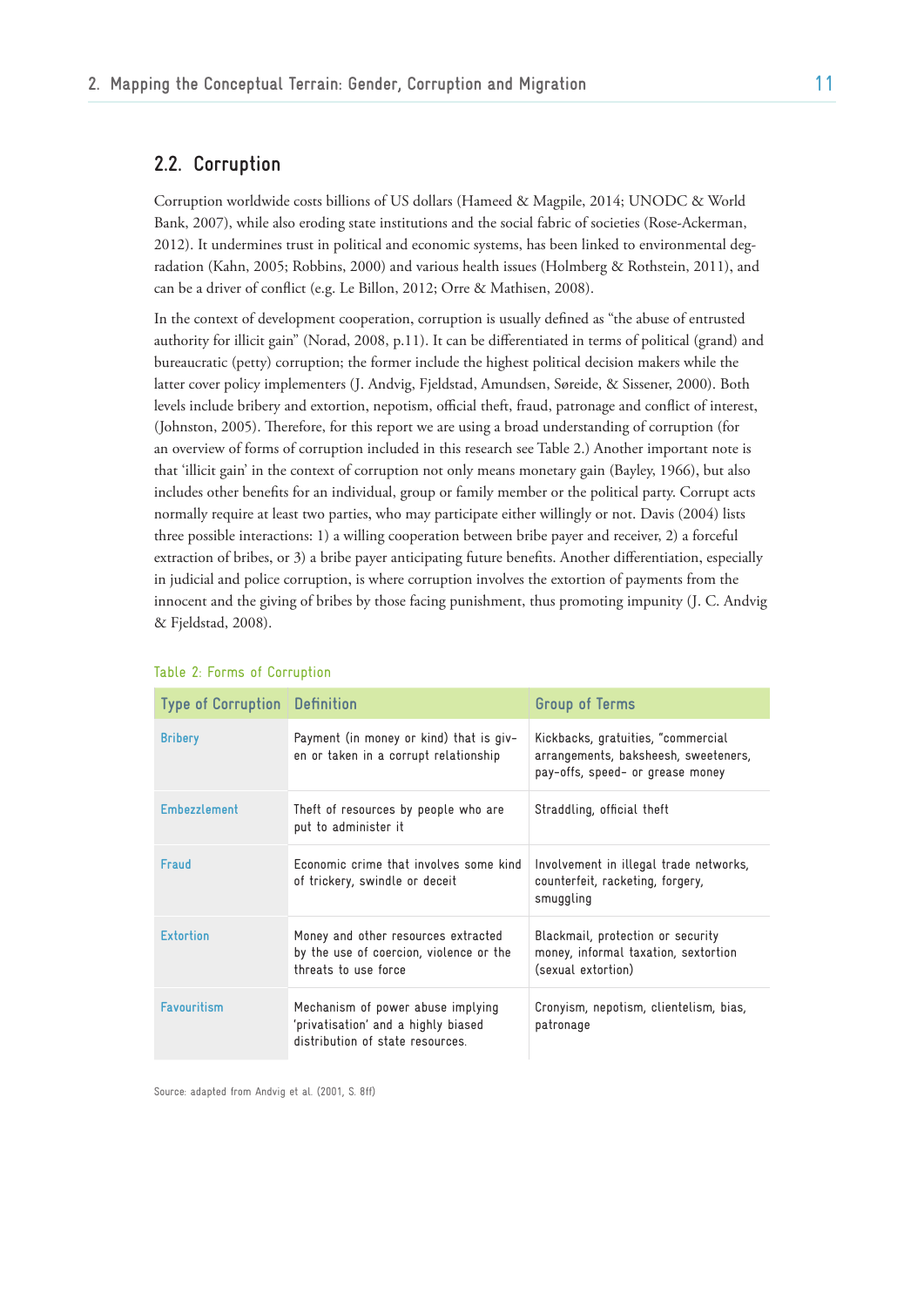## 2.2. Corruption

Corruption worldwide costs billions of US dollars (Hameed & Magpile, 2014; UNODC & World Bank, 2007), while also eroding state institutions and the social fabric of societies (Rose-Ackerman, 2012). It undermines trust in political and economic systems, has been linked to environmental degradation (Kahn, 2005; Robbins, 2000) and various health issues (Holmberg & Rothstein, 2011), and can be a driver of conflict (e.g. Le Billon, 2012; Orre & Mathisen, 2008).

In the context of development cooperation, corruption is usually defined as "the abuse of entrusted authority for illicit gain" (Norad, 2008, p.11). It can be differentiated in terms of political (grand) and bureaucratic (petty) corruption; the former include the highest political decision makers while the latter cover policy implementers (J. Andvig, Fjeldstad, Amundsen, Søreide, & Sissener, 2000). Both levels include bribery and extortion, nepotism, official theft, fraud, patronage and conflict of interest, (Johnston, 2005). Therefore, for this report we are using a broad understanding of corruption (for an overview of forms of corruption included in this research see Table 2.) Another important note is that 'illicit gain' in the context of corruption not only means monetary gain (Bayley, 1966), but also includes other benefits for an individual, group or family member or the political party. Corrupt acts normally require at least two parties, who may participate either willingly or not. Davis (2004) lists three possible interactions: 1) a willing cooperation between bribe payer and receiver, 2) a forceful extraction of bribes, or 3) a bribe payer anticipating future benefits. Another differentiation, especially in judicial and police corruption, is where corruption involves the extortion of payments from the innocent and the giving of bribes by those facing punishment, thus promoting impunity (J. C. Andvig & Fjeldstad, 2008).

Table 2: Forms of Corruption

| Type of Corruption | Definition | Group of Terms |
|---|---|---|
| Bribery | Payment (in money or kind) that is given or taken in a corrupt relationship | Kickbacks, gratuities, "commercial arrangements, baksheesh, sweeteners, pay-offs, speed- or grease money |
| Embezzlement | Theft of resources by people who are put to administer it | Straddling, official theft |
| Fraud | Economic crime that involves some kind of trickery, swindle or deceit | Involvement in illegal trade networks, counterfeit, racketing, forgery, smuggling |
| Extortion | Money and other resources extracted by the use of coercion, violence or the threats to use force | Blackmail, protection or security money, informal taxation, sextortion (sexual extortion) |
| Favouritism | Mechanism of power abuse implying 'privatisation' and a highly biased distribution of state resources. | Cronyism, nepotism, clientelism, bias, patronage |

Source: adapted from Andvig et al. (2001, S. 8ff)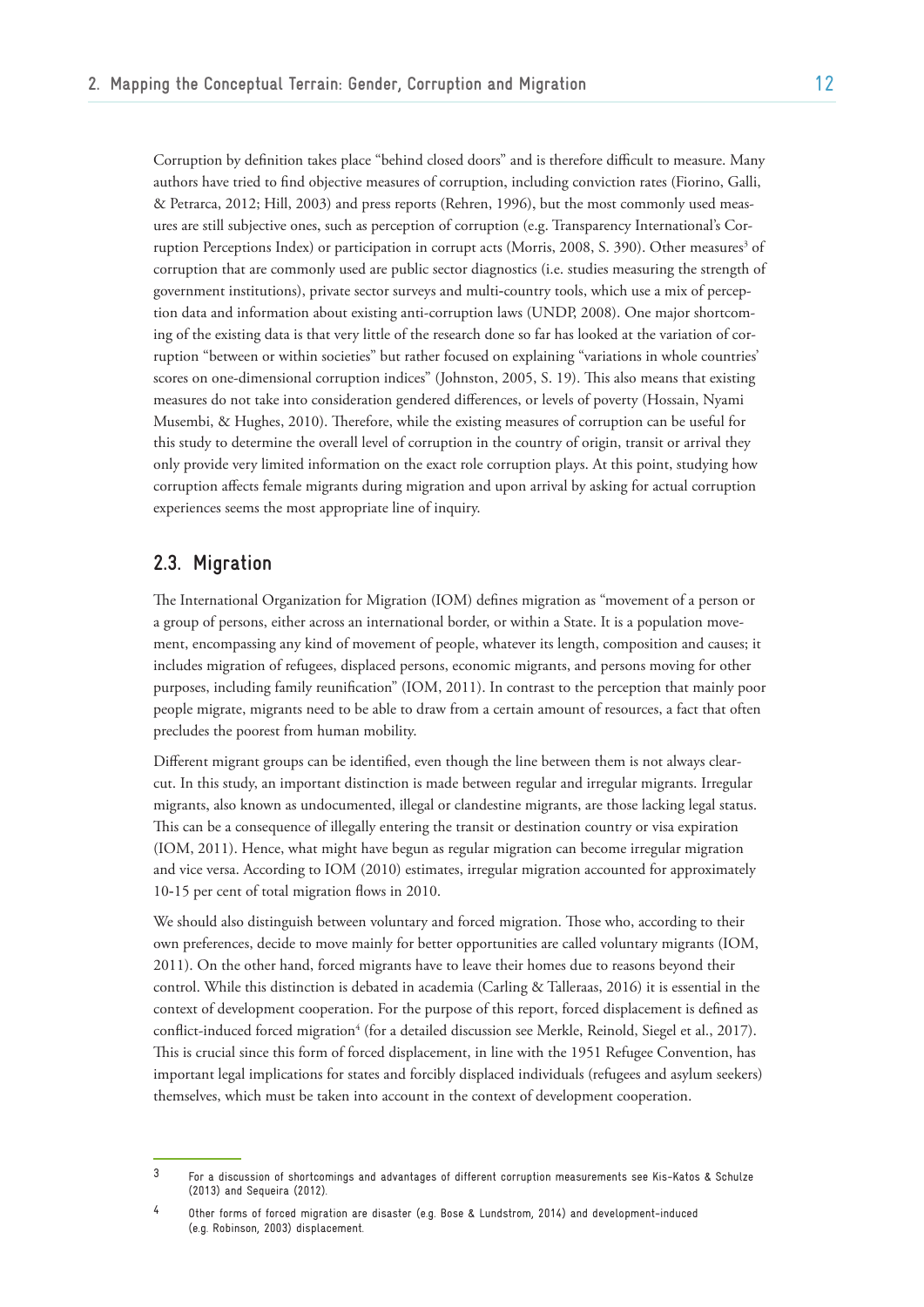Corruption by definition takes place "behind closed doors" and is therefore difficult to measure. Many authors have tried to find objective measures of corruption, including conviction rates (Fiorino, Galli, & Petrarca, 2012; Hill, 2003) and press reports (Rehren, 1996), but the most commonly used measures are still subjective ones, such as perception of corruption (e.g. Transparency International's Corruption Perceptions Index) or participation in corrupt acts (Morris, 2008, S. 390). Other measures[3] of corruption that are commonly used are public sector diagnostics (i.e. studies measuring the strength of government institutions), private sector surveys and multi-country tools, which use a mix of perception data and information about existing anti-corruption laws (UNDP, 2008). One major shortcoming of the existing data is that very little of the research done so far has looked at the variation of corruption "between or within societies" but rather focused on explaining "variations in whole countries' scores on one-dimensional corruption indices" (Johnston, 2005, S. 19). This also means that existing measures do not take into consideration gendered differences, or levels of poverty (Hossain, Nyami Musembi, & Hughes, 2010). Therefore, while the existing measures of corruption can be useful for this study to determine the overall level of corruption in the country of origin, transit or arrival they only provide very limited information on the exact role corruption plays. At this point, studying how corruption affects female migrants during migration and upon arrival by asking for actual corruption experiences seems the most appropriate line of inquiry.

## 2.3. Migration

The International Organization for Migration (IOM) defines migration as "movement of a person or a group of persons, either across an international border, or within a State. It is a population movement, encompassing any kind of movement of people, whatever its length, composition and causes; it includes migration of refugees, displaced persons, economic migrants, and persons moving for other purposes, including family reunification" (IOM, 2011). In contrast to the perception that mainly poor people migrate, migrants need to be able to draw from a certain amount of resources, a fact that often precludes the poorest from human mobility.

Different migrant groups can be identified, even though the line between them is not always clear-cut. In this study, an important distinction is made between regular and irregular migrants. Irregular migrants, also known as undocumented, illegal or clandestine migrants, are those lacking legal status. This can be a consequence of illegally entering the transit or destination country or visa expiration (IOM, 2011). Hence, what might have begun as regular migration can become irregular migration and vice versa. According to IOM (2010) estimates, irregular migration accounted for approximately 10-15 per cent of total migration flows in 2010.

We should also distinguish between voluntary and forced migration. Those who, according to their own preferences, decide to move mainly for better opportunities are called voluntary migrants (IOM, 2011). On the other hand, forced migrants have to leave their homes due to reasons beyond their control. While this distinction is debated in academia (Carling & Talleraas, 2016) it is essential in the context of development cooperation. For the purpose of this report, forced displacement is defined as conflict-induced forced migration[4] (for a detailed discussion see Merkle, Reinold, Siegel et al., 2017). This is crucial since this form of forced displacement, in line with the 1951 Refugee Convention, has important legal implications for states and forcibly displaced individuals (refugees and asylum seekers) themselves, which must be taken into account in the context of development cooperation.

---

[3] For a discussion of shortcomings and advantages of different corruption measurements see Kis-Katos & Schulze (2013) and Sequeira (2012).

[4] Other forms of forced migration are disaster (e.g. Bose & Lundstrom, 2014) and development-induced (e.g. Robinson, 2003) displacement.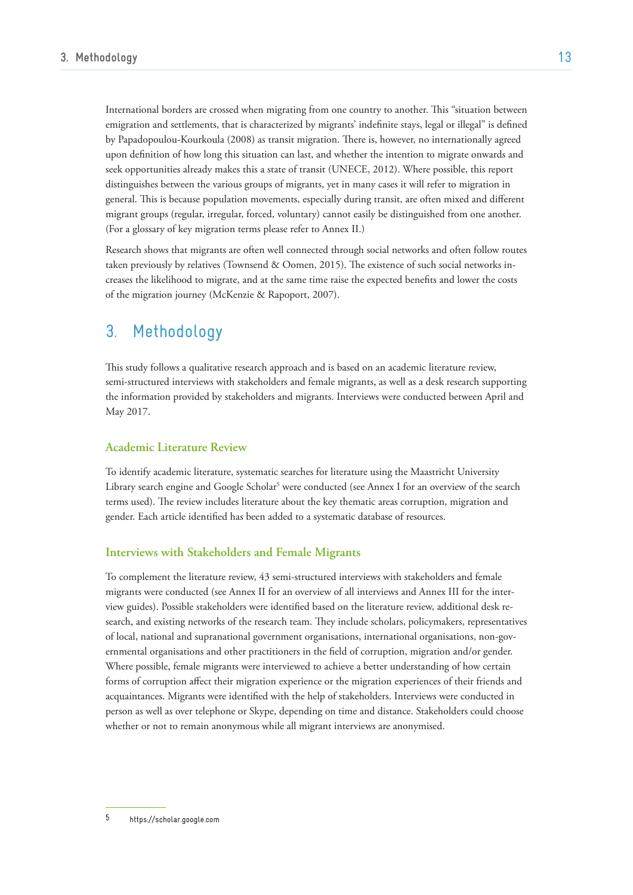International borders are crossed when migrating from one country to another. This "situation between emigration and settlements, that is characterized by migrants' indefinite stays, legal or illegal" is defined by Papadopoulou-Kourkoula (2008) as transit migration. There is, however, no internationally agreed upon definition of how long this situation can last, and whether the intention to migrate onwards and seek opportunities already makes this a state of transit (UNECE, 2012). Where possible, this report distinguishes between the various groups of migrants, yet in many cases it will refer to migration in general. This is because population movements, especially during transit, are often mixed and different migrant groups (regular, irregular, forced, voluntary) cannot easily be distinguished from one another. (For a glossary of key migration terms please refer to Annex II.)

Research shows that migrants are often well connected through social networks and often follow routes taken previously by relatives (Townsend & Oomen, 2015). The existence of such social networks increases the likelihood to migrate, and at the same time raise the expected benefits and lower the costs of the migration journey (McKenzie & Rapoport, 2007).

# 3. Methodology

This study follows a qualitative research approach and is based on an academic literature review, semi-structured interviews with stakeholders and female migrants, as well as a desk research supporting the information provided by stakeholders and migrants. Interviews were conducted between April and May 2017.

## Academic Literature Review

To identify academic literature, systematic searches for literature using the Maastricht University Library search engine and Google Scholar[5] were conducted (see Annex I for an overview of the search terms used). The review includes literature about the key thematic areas corruption, migration and gender. Each article identified has been added to a systematic database of resources.

## Interviews with Stakeholders and Female Migrants

To complement the literature review, 43 semi-structured interviews with stakeholders and female migrants were conducted (see Annex II for an overview of all interviews and Annex III for the interview guides). Possible stakeholders were identified based on the literature review, additional desk research, and existing networks of the research team. They include scholars, policymakers, representatives of local, national and supranational government organisations, international organisations, non-governmental organisations and other practitioners in the field of corruption, migration and/or gender. Where possible, female migrants were interviewed to achieve a better understanding of how certain forms of corruption affect their migration experience or the migration experiences of their friends and acquaintances. Migrants were identified with the help of stakeholders. Interviews were conducted in person as well as over telephone or Skype, depending on time and distance. Stakeholders could choose whether or not to remain anonymous while all migrant interviews are anonymised.

---

5 https://scholar.google.com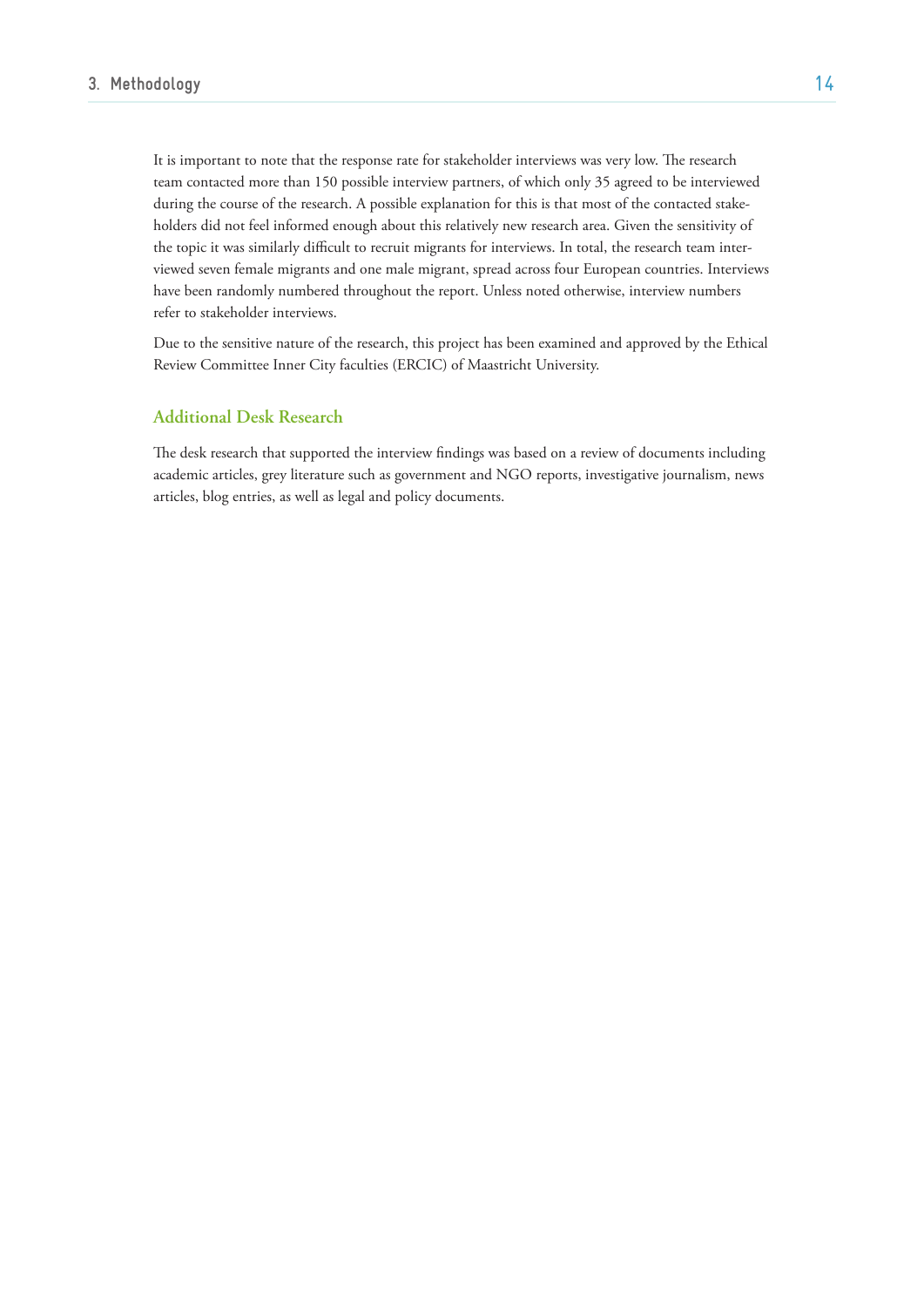It is important to note that the response rate for stakeholder interviews was very low. The research team contacted more than 150 possible interview partners, of which only 35 agreed to be interviewed during the course of the research. A possible explanation for this is that most of the contacted stakeholders did not feel informed enough about this relatively new research area. Given the sensitivity of the topic it was similarly difficult to recruit migrants for interviews. In total, the research team interviewed seven female migrants and one male migrant, spread across four European countries. Interviews have been randomly numbered throughout the report. Unless noted otherwise, interview numbers refer to stakeholder interviews.

Due to the sensitive nature of the research, this project has been examined and approved by the Ethical Review Committee Inner City faculties (ERCIC) of Maastricht University.

### Additional Desk Research

The desk research that supported the interview findings was based on a review of documents including academic articles, grey literature such as government and NGO reports, investigative journalism, news articles, blog entries, as well as legal and policy documents.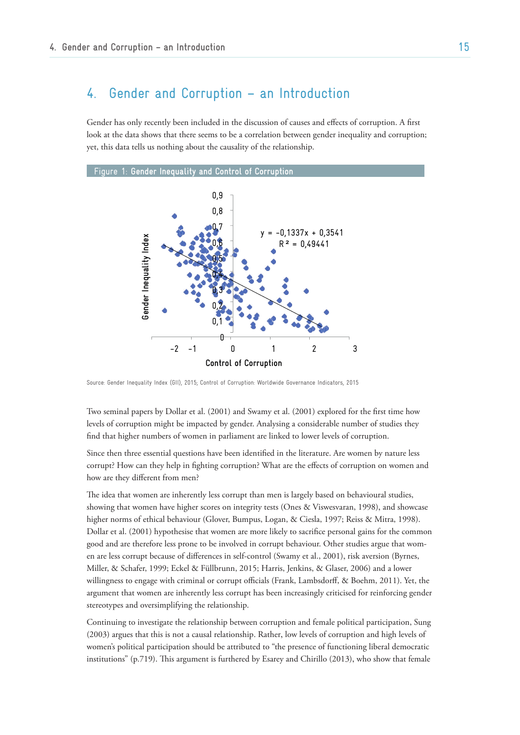# 4. Gender and Corruption – an Introduction

Gender has only recently been included in the discussion of causes and effects of corruption. A first look at the data shows that there seems to be a correlation between gender inequality and corruption; yet, this data tells us nothing about the causality of the relationship.

**Figure 1: Gender Inequality and Control of Corruption**

Source: Gender Inequality Index (GII), 2015; Control of Corruption: Worldwide Governance Indicators, 2015

Two seminal papers by Dollar et al. (2001) and Swamy et al. (2001) explored for the first time how levels of corruption might be impacted by gender. Analysing a considerable number of studies they find that higher numbers of women in parliament are linked to lower levels of corruption.

Since then three essential questions have been identified in the literature. Are women by nature less corrupt? How can they help in fighting corruption? What are the effects of corruption on women and how are they different from men?

The idea that women are inherently less corrupt than men is largely based on behavioural studies, showing that women have higher scores on integrity tests (Ones & Viswesvaran, 1998), and showcase higher norms of ethical behaviour (Glover, Bumpus, Logan, & Ciesla, 1997; Reiss & Mitra, 1998). Dollar et al. (2001) hypothesise that women are more likely to sacrifice personal gains for the common good and are therefore less prone to be involved in corrupt behaviour. Other studies argue that women are less corrupt because of differences in self-control (Swamy et al., 2001), risk aversion (Byrnes, Miller, & Schafer, 1999; Eckel & Füllbrunn, 2015; Harris, Jenkins, & Glaser, 2006) and a lower willingness to engage with criminal or corrupt officials (Frank, Lambsdorff, & Boehm, 2011). Yet, the argument that women are inherently less corrupt has been increasingly criticised for reinforcing gender stereotypes and oversimplifying the relationship.

Continuing to investigate the relationship between corruption and female political participation, Sung (2003) argues that this is not a causal relationship. Rather, low levels of corruption and high levels of women's political participation should be attributed to "the presence of functioning liberal democratic institutions" (p.719). This argument is furthered by Esarey and Chirillo (2013), who show that female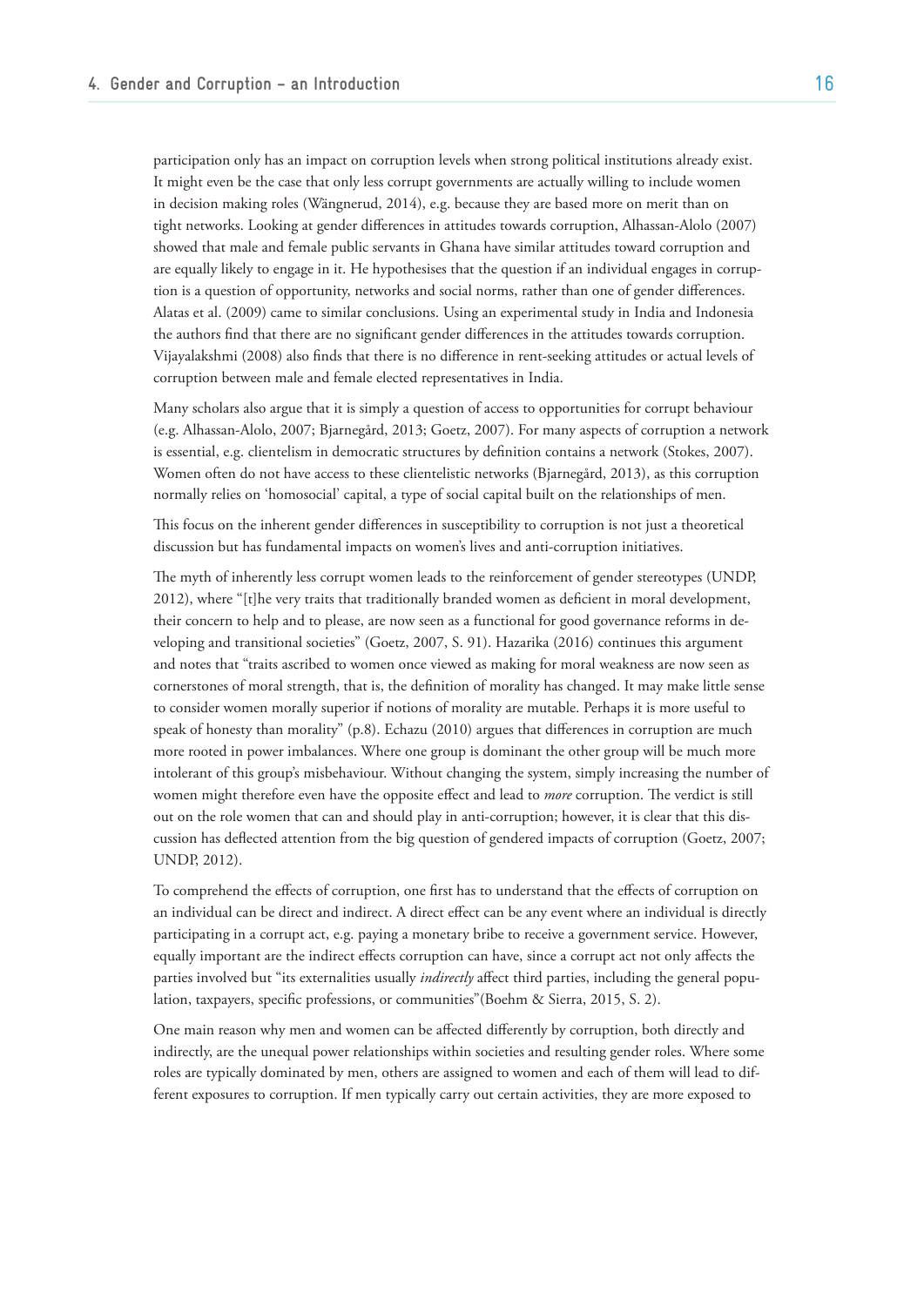participation only has an impact on corruption levels when strong political institutions already exist. It might even be the case that only less corrupt governments are actually willing to include women in decision making roles (Wängnerud, 2014), e.g. because they are based more on merit than on tight networks. Looking at gender differences in attitudes towards corruption, Alhassan-Alolo (2007) showed that male and female public servants in Ghana have similar attitudes toward corruption and are equally likely to engage in it. He hypothesises that the question if an individual engages in corruption is a question of opportunity, networks and social norms, rather than one of gender differences. Alatas et al. (2009) came to similar conclusions. Using an experimental study in India and Indonesia the authors find that there are no significant gender differences in the attitudes towards corruption. Vijayalakshmi (2008) also finds that there is no difference in rent-seeking attitudes or actual levels of corruption between male and female elected representatives in India.

Many scholars also argue that it is simply a question of access to opportunities for corrupt behaviour (e.g. Alhassan-Alolo, 2007; Bjarnegård, 2013; Goetz, 2007). For many aspects of corruption a network is essential, e.g. clientelism in democratic structures by definition contains a network (Stokes, 2007). Women often do not have access to these clientelistic networks (Bjarnegård, 2013), as this corruption normally relies on 'homosocial' capital, a type of social capital built on the relationships of men.

This focus on the inherent gender differences in susceptibility to corruption is not just a theoretical discussion but has fundamental impacts on women's lives and anti-corruption initiatives.

The myth of inherently less corrupt women leads to the reinforcement of gender stereotypes (UNDP, 2012), where "[t]he very traits that traditionally branded women as deficient in moral development, their concern to help and to please, are now seen as a functional for good governance reforms in developing and transitional societies" (Goetz, 2007, S. 91). Hazarika (2016) continues this argument and notes that "traits ascribed to women once viewed as making for moral weakness are now seen as cornerstones of moral strength, that is, the definition of morality has changed. It may make little sense to consider women morally superior if notions of morality are mutable. Perhaps it is more useful to speak of honesty than morality" (p.8). Echazu (2010) argues that differences in corruption are much more rooted in power imbalances. Where one group is dominant the other group will be much more intolerant of this group's misbehaviour. Without changing the system, simply increasing the number of women might therefore even have the opposite effect and lead to *more* corruption. The verdict is still out on the role women that can and should play in anti-corruption; however, it is clear that this discussion has deflected attention from the big question of gendered impacts of corruption (Goetz, 2007; UNDP, 2012).

To comprehend the effects of corruption, one first has to understand that the effects of corruption on an individual can be direct and indirect. A direct effect can be any event where an individual is directly participating in a corrupt act, e.g. paying a monetary bribe to receive a government service. However, equally important are the indirect effects corruption can have, since a corrupt act not only affects the parties involved but "its externalities usually *indirectly* affect third parties, including the general population, taxpayers, specific professions, or communities"(Boehm & Sierra, 2015, S. 2).

One main reason why men and women can be affected differently by corruption, both directly and indirectly, are the unequal power relationships within societies and resulting gender roles. Where some roles are typically dominated by men, others are assigned to women and each of them will lead to different exposures to corruption. If men typically carry out certain activities, they are more exposed to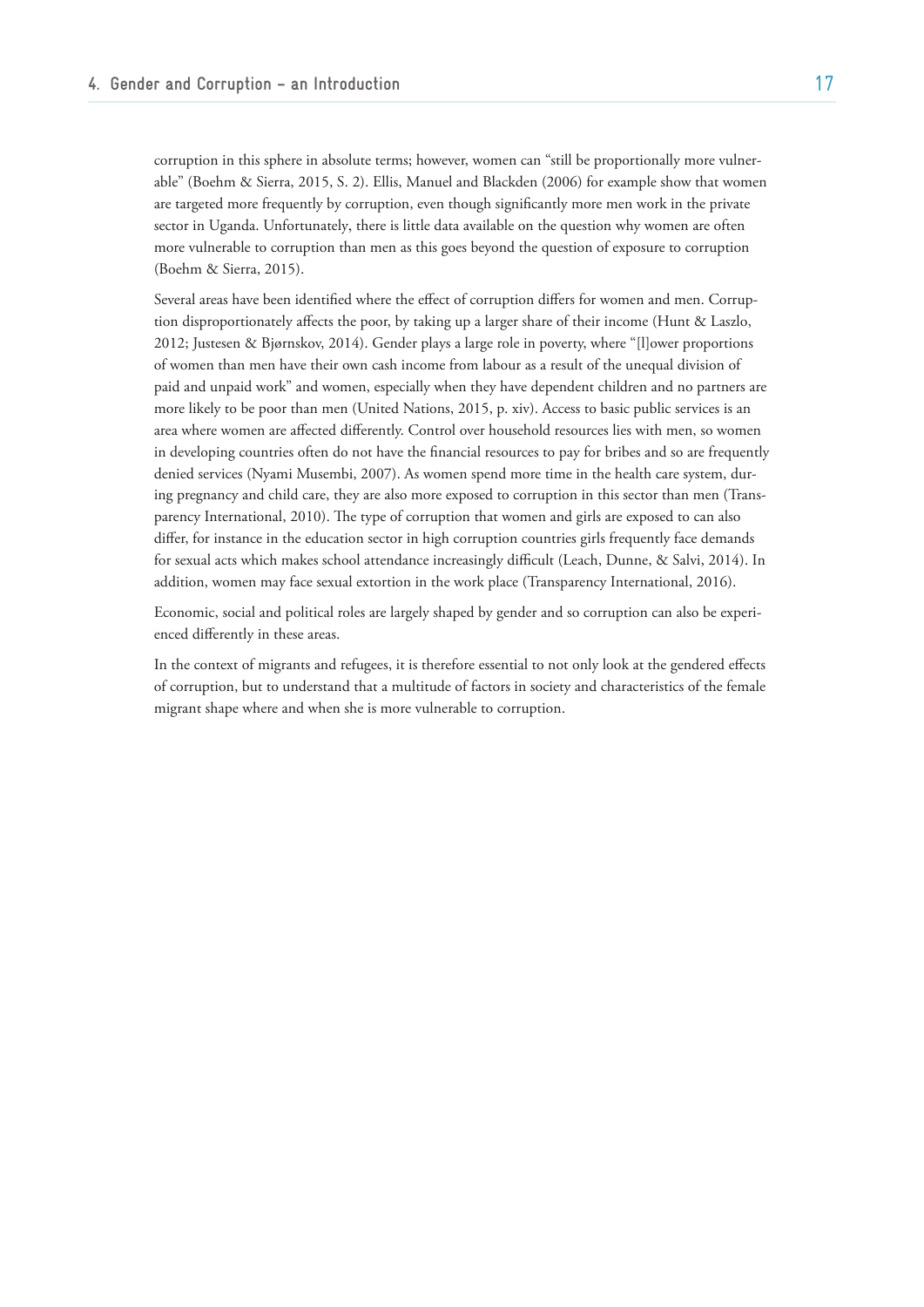corruption in this sphere in absolute terms; however, women can "still be proportionally more vulnerable" (Boehm & Sierra, 2015, S. 2). Ellis, Manuel and Blackden (2006) for example show that women are targeted more frequently by corruption, even though significantly more men work in the private sector in Uganda. Unfortunately, there is little data available on the question why women are often more vulnerable to corruption than men as this goes beyond the question of exposure to corruption (Boehm & Sierra, 2015).

Several areas have been identified where the effect of corruption differs for women and men. Corruption disproportionately affects the poor, by taking up a larger share of their income (Hunt & Laszlo, 2012; Justesen & Bjørnskov, 2014). Gender plays a large role in poverty, where "[l]ower proportions of women than men have their own cash income from labour as a result of the unequal division of paid and unpaid work" and women, especially when they have dependent children and no partners are more likely to be poor than men (United Nations, 2015, p. xiv). Access to basic public services is an area where women are affected differently. Control over household resources lies with men, so women in developing countries often do not have the financial resources to pay for bribes and so are frequently denied services (Nyami Musembi, 2007). As women spend more time in the health care system, during pregnancy and child care, they are also more exposed to corruption in this sector than men (Transparency International, 2010). The type of corruption that women and girls are exposed to can also differ, for instance in the education sector in high corruption countries girls frequently face demands for sexual acts which makes school attendance increasingly difficult (Leach, Dunne, & Salvi, 2014). In addition, women may face sexual extortion in the work place (Transparency International, 2016).

Economic, social and political roles are largely shaped by gender and so corruption can also be experienced differently in these areas.

In the context of migrants and refugees, it is therefore essential to not only look at the gendered effects of corruption, but to understand that a multitude of factors in society and characteristics of the female migrant shape where and when she is more vulnerable to corruption.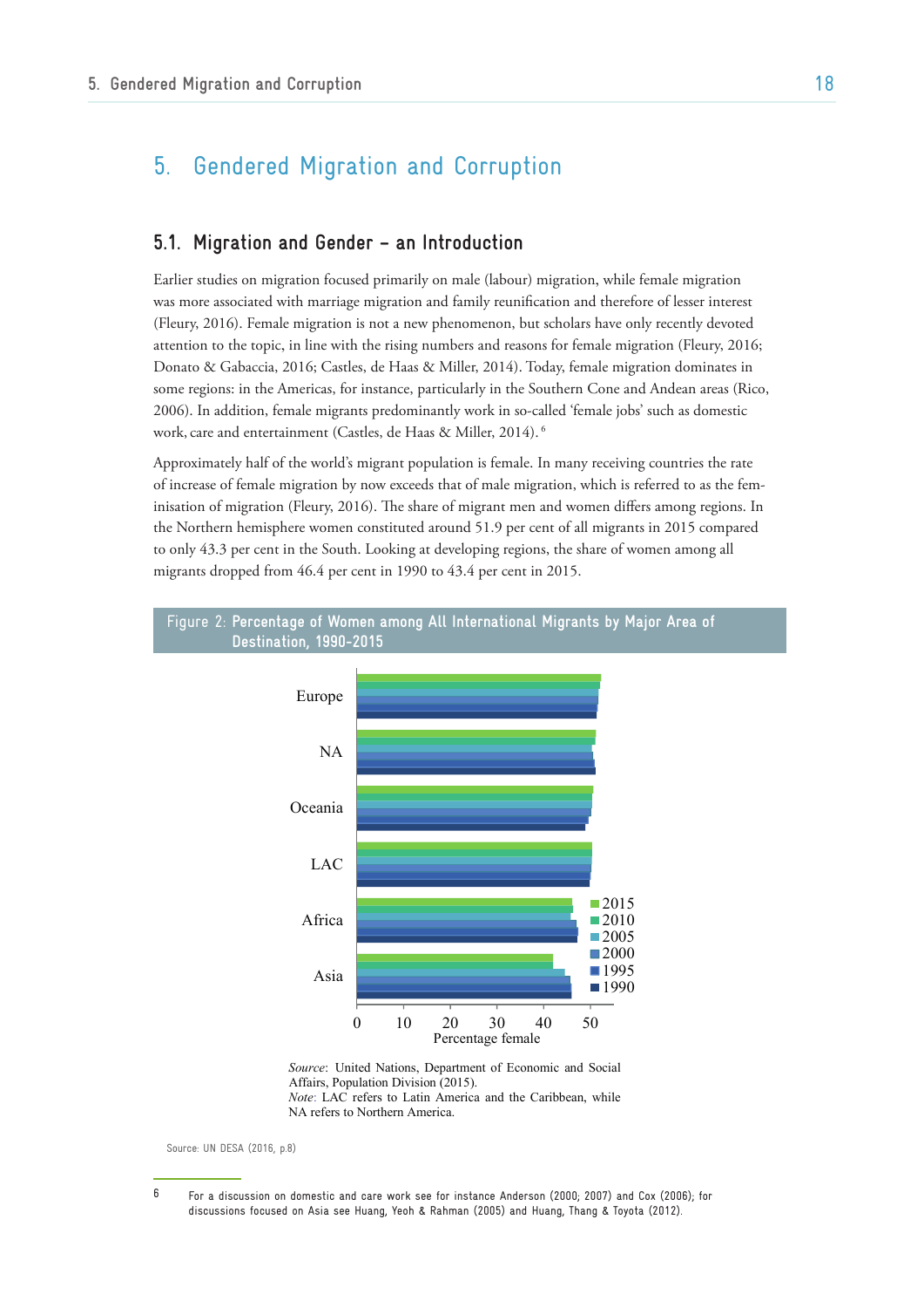# 5. Gendered Migration and Corruption

## 5.1. Migration and Gender – an Introduction

Earlier studies on migration focused primarily on male (labour) migration, while female migration was more associated with marriage migration and family reunification and therefore of lesser interest (Fleury, 2016). Female migration is not a new phenomenon, but scholars have only recently devoted attention to the topic, in line with the rising numbers and reasons for female migration (Fleury, 2016; Donato & Gabaccia, 2016; Castles, de Haas & Miller, 2014). Today, female migration dominates in some regions: in the Americas, for instance, particularly in the Southern Cone and Andean areas (Rico, 2006). In addition, female migrants predominantly work in so-called 'female jobs' such as domestic work, care and entertainment (Castles, de Haas & Miller, 2014).[6]

Approximately half of the world's migrant population is female. In many receiving countries the rate of increase of female migration by now exceeds that of male migration, which is referred to as the feminisation of migration (Fleury, 2016). The share of migrant men and women differs among regions. In the Northern hemisphere women constituted around 51.9 per cent of all migrants in 2015 compared to only 43.3 per cent in the South. Looking at developing regions, the share of women among all migrants dropped from 46.4 per cent in 1990 to 43.4 per cent in 2015.

**Figure 2: Percentage of Women among All International Migrants by Major Area of Destination, 1990-2015**

*Source*: United Nations, Department of Economic and Social Affairs, Population Division (2015).
*Note*: LAC refers to Latin America and the Caribbean, while NA refers to Northern America.

Source: UN DESA (2016, p.8)

---

6 For a discussion on domestic and care work see for instance Anderson (2000; 2007) and Cox (2006); for discussions focused on Asia see Huang, Yeoh & Rahman (2005) and Huang, Thang & Toyota (2012).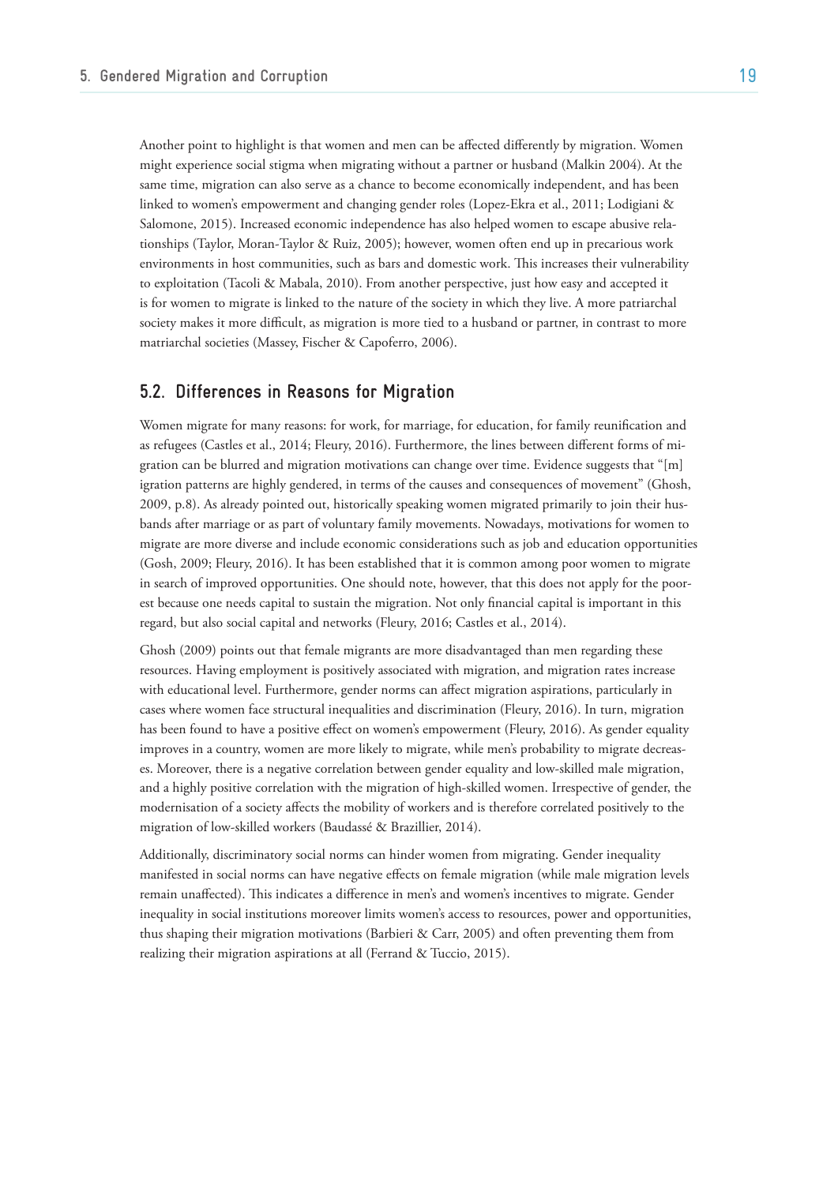Another point to highlight is that women and men can be affected differently by migration. Women might experience social stigma when migrating without a partner or husband (Malkin 2004). At the same time, migration can also serve as a chance to become economically independent, and has been linked to women's empowerment and changing gender roles (Lopez-Ekra et al., 2011; Lodigiani & Salomone, 2015). Increased economic independence has also helped women to escape abusive relationships (Taylor, Moran-Taylor & Ruiz, 2005); however, women often end up in precarious work environments in host communities, such as bars and domestic work. This increases their vulnerability to exploitation (Tacoli & Mabala, 2010). From another perspective, just how easy and accepted it is for women to migrate is linked to the nature of the society in which they live. A more patriarchal society makes it more difficult, as migration is more tied to a husband or partner, in contrast to more matriarchal societies (Massey, Fischer & Capoferro, 2006).

## 5.2. Differences in Reasons for Migration

Women migrate for many reasons: for work, for marriage, for education, for family reunification and as refugees (Castles et al., 2014; Fleury, 2016). Furthermore, the lines between different forms of migration can be blurred and migration motivations can change over time. Evidence suggests that "[m]igration patterns are highly gendered, in terms of the causes and consequences of movement" (Ghosh, 2009, p.8). As already pointed out, historically speaking women migrated primarily to join their husbands after marriage or as part of voluntary family movements. Nowadays, motivations for women to migrate are more diverse and include economic considerations such as job and education opportunities (Gosh, 2009; Fleury, 2016). It has been established that it is common among poor women to migrate in search of improved opportunities. One should note, however, that this does not apply for the poorest because one needs capital to sustain the migration. Not only financial capital is important in this regard, but also social capital and networks (Fleury, 2016; Castles et al., 2014).

Ghosh (2009) points out that female migrants are more disadvantaged than men regarding these resources. Having employment is positively associated with migration, and migration rates increase with educational level. Furthermore, gender norms can affect migration aspirations, particularly in cases where women face structural inequalities and discrimination (Fleury, 2016). In turn, migration has been found to have a positive effect on women's empowerment (Fleury, 2016). As gender equality improves in a country, women are more likely to migrate, while men's probability to migrate decreases. Moreover, there is a negative correlation between gender equality and low-skilled male migration, and a highly positive correlation with the migration of high-skilled women. Irrespective of gender, the modernisation of a society affects the mobility of workers and is therefore correlated positively to the migration of low-skilled workers (Baudassé & Brazillier, 2014).

Additionally, discriminatory social norms can hinder women from migrating. Gender inequality manifested in social norms can have negative effects on female migration (while male migration levels remain unaffected). This indicates a difference in men's and women's incentives to migrate. Gender inequality in social institutions moreover limits women's access to resources, power and opportunities, thus shaping their migration motivations (Barbieri & Carr, 2005) and often preventing them from realizing their migration aspirations at all (Ferrand & Tuccio, 2015).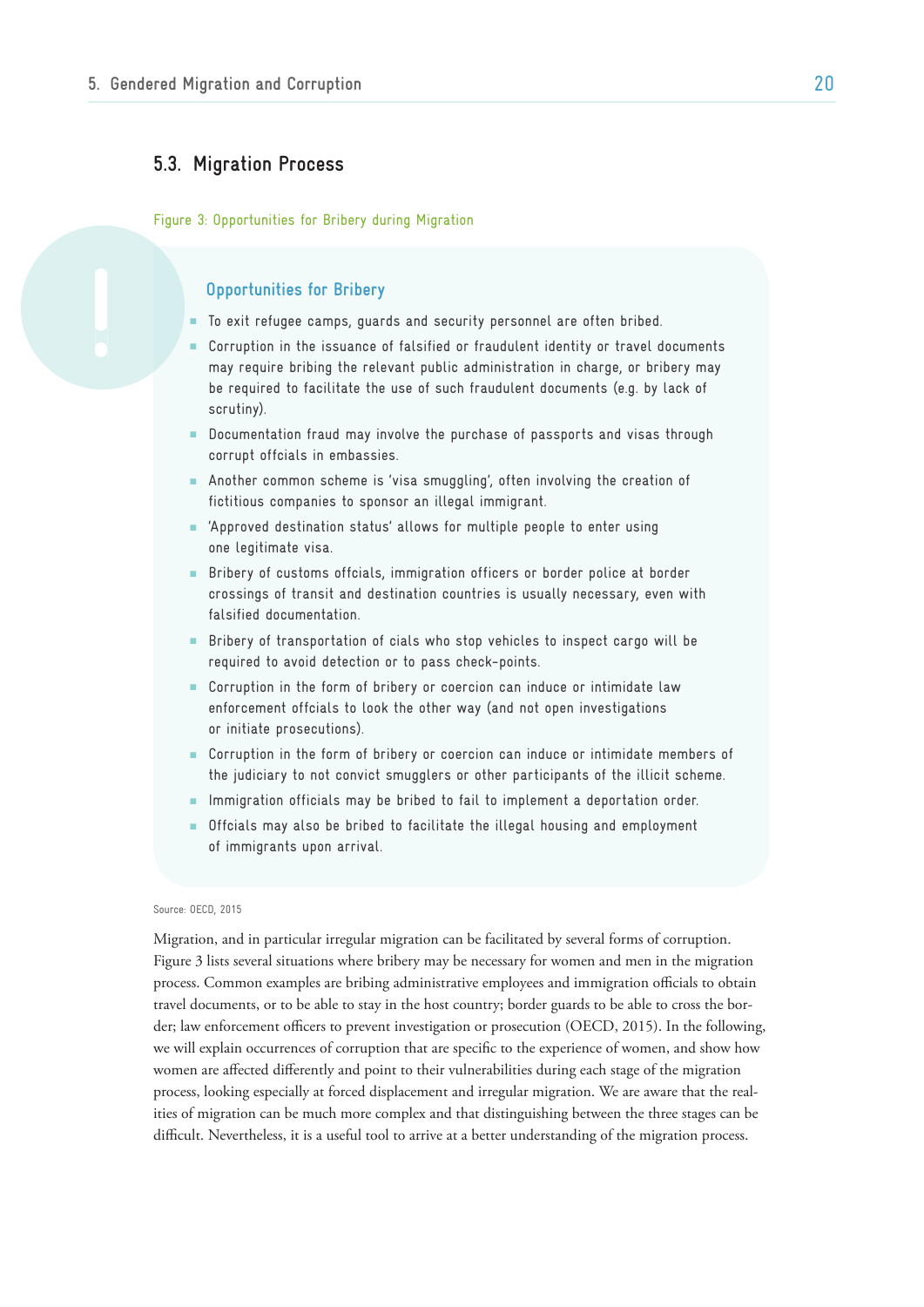## 5.3. Migration Process

Figure 3: Opportunities for Bribery during Migration

### Opportunities for Bribery

- To exit refugee camps, guards and security personnel are often bribed.
- Corruption in the issuance of falsified or fraudulent identity or travel documents may require bribing the relevant public administration in charge, or bribery may be required to facilitate the use of such fraudulent documents (e.g. by lack of scrutiny).
- Documentation fraud may involve the purchase of passports and visas through corrupt offcials in embassies.
- Another common scheme is 'visa smuggling', often involving the creation of fictitious companies to sponsor an illegal immigrant.
- 'Approved destination status' allows for multiple people to enter using one legitimate visa.
- Bribery of customs offcials, immigration officers or border police at border crossings of transit and destination countries is usually necessary, even with falsified documentation.
- Bribery of transportation of cials who stop vehicles to inspect cargo will be required to avoid detection or to pass check-points.
- Corruption in the form of bribery or coercion can induce or intimidate law enforcement offcials to look the other way (and not open investigations or initiate prosecutions).
- Corruption in the form of bribery or coercion can induce or intimidate members of the judiciary to not convict smugglers or other participants of the illicit scheme.
- Immigration officials may be bribed to fail to implement a deportation order.
- Offcials may also be bribed to facilitate the illegal housing and employment of immigrants upon arrival.

Source: OECD, 2015

Migration, and in particular irregular migration can be facilitated by several forms of corruption. Figure 3 lists several situations where bribery may be necessary for women and men in the migration process. Common examples are bribing administrative employees and immigration officials to obtain travel documents, or to be able to stay in the host country; border guards to be able to cross the border; law enforcement officers to prevent investigation or prosecution (OECD, 2015). In the following, we will explain occurrences of corruption that are specific to the experience of women, and show how women are affected differently and point to their vulnerabilities during each stage of the migration process, looking especially at forced displacement and irregular migration. We are aware that the realities of migration can be much more complex and that distinguishing between the three stages can be difficult. Nevertheless, it is a useful tool to arrive at a better understanding of the migration process.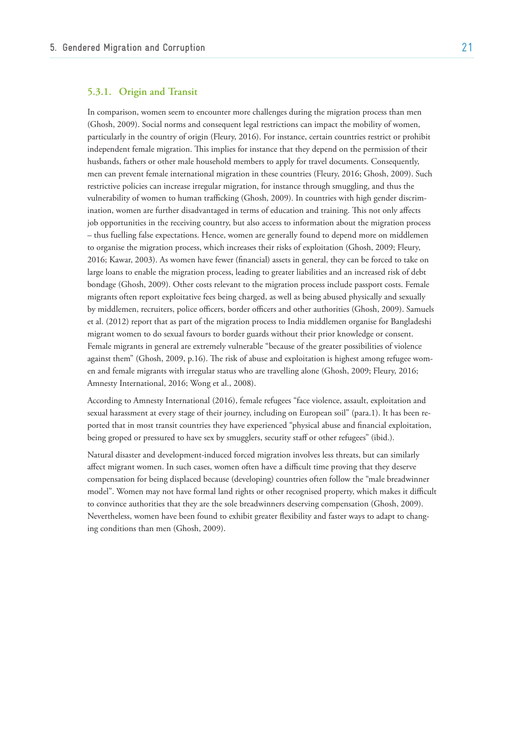### 5.3.1. Origin and Transit

In comparison, women seem to encounter more challenges during the migration process than men (Ghosh, 2009). Social norms and consequent legal restrictions can impact the mobility of women, particularly in the country of origin (Fleury, 2016). For instance, certain countries restrict or prohibit independent female migration. This implies for instance that they depend on the permission of their husbands, fathers or other male household members to apply for travel documents. Consequently, men can prevent female international migration in these countries (Fleury, 2016; Ghosh, 2009). Such restrictive policies can increase irregular migration, for instance through smuggling, and thus the vulnerability of women to human trafficking (Ghosh, 2009). In countries with high gender discrimination, women are further disadvantaged in terms of education and training. This not only affects job opportunities in the receiving country, but also access to information about the migration process – thus fuelling false expectations. Hence, women are generally found to depend more on middlemen to organise the migration process, which increases their risks of exploitation (Ghosh, 2009; Fleury, 2016; Kawar, 2003). As women have fewer (financial) assets in general, they can be forced to take on large loans to enable the migration process, leading to greater liabilities and an increased risk of debt bondage (Ghosh, 2009). Other costs relevant to the migration process include passport costs. Female migrants often report exploitative fees being charged, as well as being abused physically and sexually by middlemen, recruiters, police officers, border officers and other authorities (Ghosh, 2009). Samuels et al. (2012) report that as part of the migration process to India middlemen organise for Bangladeshi migrant women to do sexual favours to border guards without their prior knowledge or consent. Female migrants in general are extremely vulnerable "because of the greater possibilities of violence against them" (Ghosh, 2009, p.16). The risk of abuse and exploitation is highest among refugee women and female migrants with irregular status who are travelling alone (Ghosh, 2009; Fleury, 2016; Amnesty International, 2016; Wong et al., 2008).

According to Amnesty International (2016), female refugees "face violence, assault, exploitation and sexual harassment at every stage of their journey, including on European soil" (para.1). It has been reported that in most transit countries they have experienced "physical abuse and financial exploitation, being groped or pressured to have sex by smugglers, security staff or other refugees" (ibid.).

Natural disaster and development-induced forced migration involves less threats, but can similarly affect migrant women. In such cases, women often have a difficult time proving that they deserve compensation for being displaced because (developing) countries often follow the "male breadwinner model". Women may not have formal land rights or other recognised property, which makes it difficult to convince authorities that they are the sole breadwinners deserving compensation (Ghosh, 2009). Nevertheless, women have been found to exhibit greater flexibility and faster ways to adapt to changing conditions than men (Ghosh, 2009).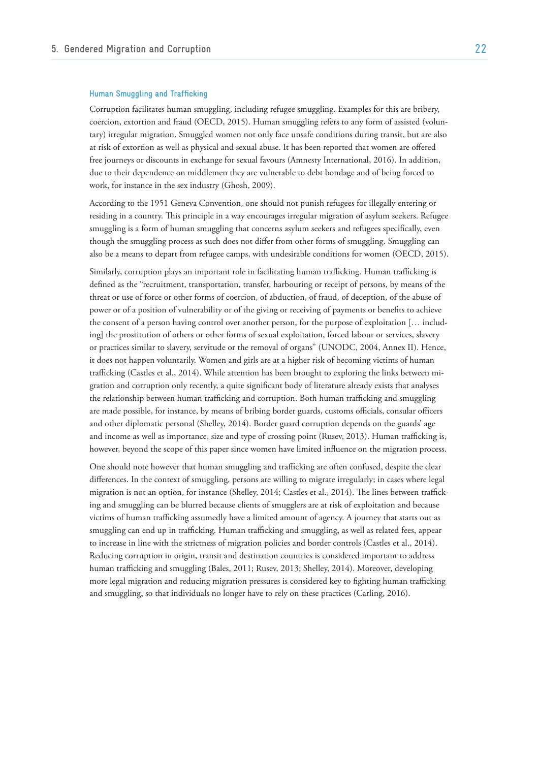### Human Smuggling and Trafficking

Corruption facilitates human smuggling, including refugee smuggling. Examples for this are bribery, coercion, extortion and fraud (OECD, 2015). Human smuggling refers to any form of assisted (voluntary) irregular migration. Smuggled women not only face unsafe conditions during transit, but are also at risk of extortion as well as physical and sexual abuse. It has been reported that women are offered free journeys or discounts in exchange for sexual favours (Amnesty International, 2016). In addition, due to their dependence on middlemen they are vulnerable to debt bondage and of being forced to work, for instance in the sex industry (Ghosh, 2009).

According to the 1951 Geneva Convention, one should not punish refugees for illegally entering or residing in a country. This principle in a way encourages irregular migration of asylum seekers. Refugee smuggling is a form of human smuggling that concerns asylum seekers and refugees specifically, even though the smuggling process as such does not differ from other forms of smuggling. Smuggling can also be a means to depart from refugee camps, with undesirable conditions for women (OECD, 2015).

Similarly, corruption plays an important role in facilitating human trafficking. Human trafficking is defined as the "recruitment, transportation, transfer, harbouring or receipt of persons, by means of the threat or use of force or other forms of coercion, of abduction, of fraud, of deception, of the abuse of power or of a position of vulnerability or of the giving or receiving of payments or benefits to achieve the consent of a person having control over another person, for the purpose of exploitation [… including] the prostitution of others or other forms of sexual exploitation, forced labour or services, slavery or practices similar to slavery, servitude or the removal of organs" (UNODC, 2004, Annex II). Hence, it does not happen voluntarily. Women and girls are at a higher risk of becoming victims of human trafficking (Castles et al., 2014). While attention has been brought to exploring the links between migration and corruption only recently, a quite significant body of literature already exists that analyses the relationship between human trafficking and corruption. Both human trafficking and smuggling are made possible, for instance, by means of bribing border guards, customs officials, consular officers and other diplomatic personal (Shelley, 2014). Border guard corruption depends on the guards' age and income as well as importance, size and type of crossing point (Rusev, 2013). Human trafficking is, however, beyond the scope of this paper since women have limited influence on the migration process.

One should note however that human smuggling and trafficking are often confused, despite the clear differences. In the context of smuggling, persons are willing to migrate irregularly; in cases where legal migration is not an option, for instance (Shelley, 2014; Castles et al., 2014). The lines between trafficking and smuggling can be blurred because clients of smugglers are at risk of exploitation and because victims of human trafficking assumedly have a limited amount of agency. A journey that starts out as smuggling can end up in trafficking. Human trafficking and smuggling, as well as related fees, appear to increase in line with the strictness of migration policies and border controls (Castles et al., 2014). Reducing corruption in origin, transit and destination countries is considered important to address human trafficking and smuggling (Bales, 2011; Rusev, 2013; Shelley, 2014). Moreover, developing more legal migration and reducing migration pressures is considered key to fighting human trafficking and smuggling, so that individuals no longer have to rely on these practices (Carling, 2016).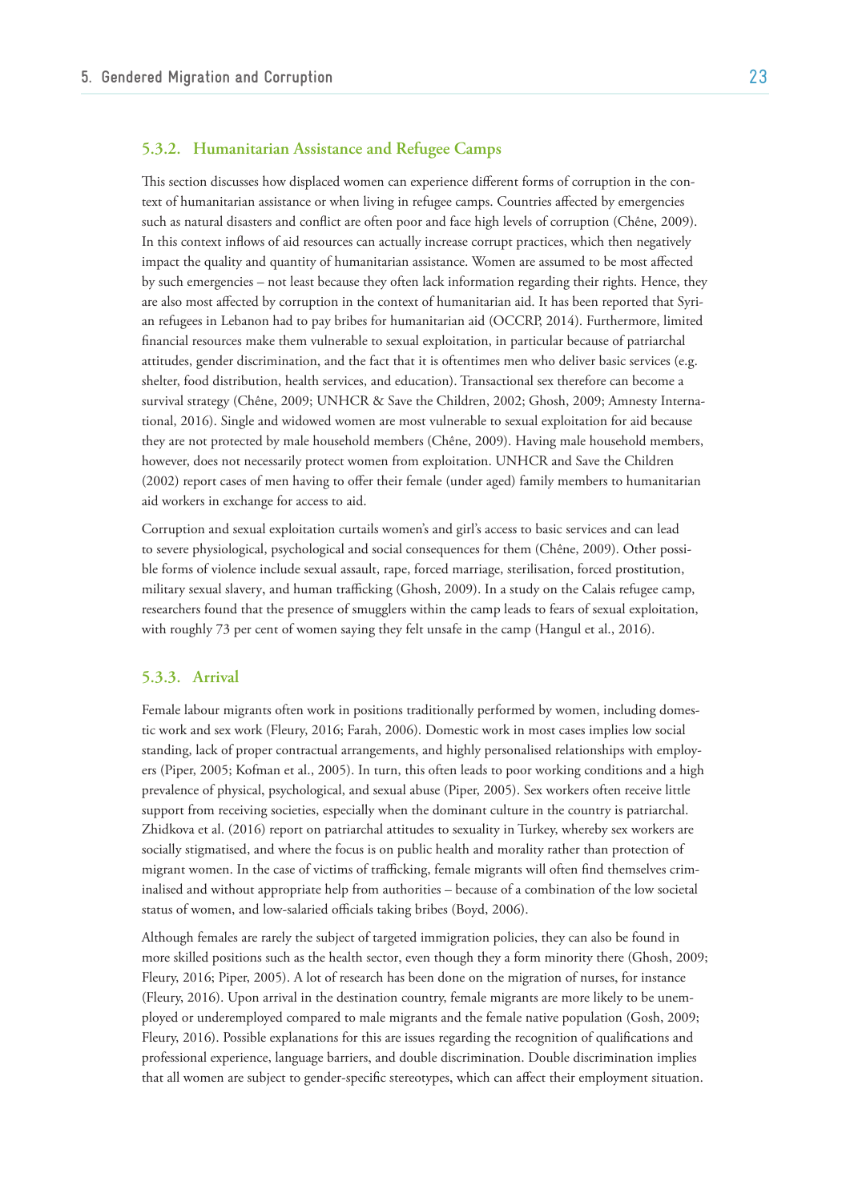### 5.3.2. Humanitarian Assistance and Refugee Camps

This section discusses how displaced women can experience different forms of corruption in the context of humanitarian assistance or when living in refugee camps. Countries affected by emergencies such as natural disasters and conflict are often poor and face high levels of corruption (Chêne, 2009). In this context inflows of aid resources can actually increase corrupt practices, which then negatively impact the quality and quantity of humanitarian assistance. Women are assumed to be most affected by such emergencies – not least because they often lack information regarding their rights. Hence, they are also most affected by corruption in the context of humanitarian aid. It has been reported that Syrian refugees in Lebanon had to pay bribes for humanitarian aid (OCCRP, 2014). Furthermore, limited financial resources make them vulnerable to sexual exploitation, in particular because of patriarchal attitudes, gender discrimination, and the fact that it is oftentimes men who deliver basic services (e.g. shelter, food distribution, health services, and education). Transactional sex therefore can become a survival strategy (Chêne, 2009; UNHCR & Save the Children, 2002; Ghosh, 2009; Amnesty International, 2016). Single and widowed women are most vulnerable to sexual exploitation for aid because they are not protected by male household members (Chêne, 2009). Having male household members, however, does not necessarily protect women from exploitation. UNHCR and Save the Children (2002) report cases of men having to offer their female (under aged) family members to humanitarian aid workers in exchange for access to aid.

Corruption and sexual exploitation curtails women's and girl's access to basic services and can lead to severe physiological, psychological and social consequences for them (Chêne, 2009). Other possible forms of violence include sexual assault, rape, forced marriage, sterilisation, forced prostitution, military sexual slavery, and human trafficking (Ghosh, 2009). In a study on the Calais refugee camp, researchers found that the presence of smugglers within the camp leads to fears of sexual exploitation, with roughly 73 per cent of women saying they felt unsafe in the camp (Hangul et al., 2016).

### 5.3.3. Arrival

Female labour migrants often work in positions traditionally performed by women, including domestic work and sex work (Fleury, 2016; Farah, 2006). Domestic work in most cases implies low social standing, lack of proper contractual arrangements, and highly personalised relationships with employers (Piper, 2005; Kofman et al., 2005). In turn, this often leads to poor working conditions and a high prevalence of physical, psychological, and sexual abuse (Piper, 2005). Sex workers often receive little support from receiving societies, especially when the dominant culture in the country is patriarchal. Zhidkova et al. (2016) report on patriarchal attitudes to sexuality in Turkey, whereby sex workers are socially stigmatised, and where the focus is on public health and morality rather than protection of migrant women. In the case of victims of trafficking, female migrants will often find themselves criminalised and without appropriate help from authorities – because of a combination of the low societal status of women, and low-salaried officials taking bribes (Boyd, 2006).

Although females are rarely the subject of targeted immigration policies, they can also be found in more skilled positions such as the health sector, even though they a form minority there (Ghosh, 2009; Fleury, 2016; Piper, 2005). A lot of research has been done on the migration of nurses, for instance (Fleury, 2016). Upon arrival in the destination country, female migrants are more likely to be unemployed or underemployed compared to male migrants and the female native population (Gosh, 2009; Fleury, 2016). Possible explanations for this are issues regarding the recognition of qualifications and professional experience, language barriers, and double discrimination. Double discrimination implies that all women are subject to gender-specific stereotypes, which can affect their employment situation.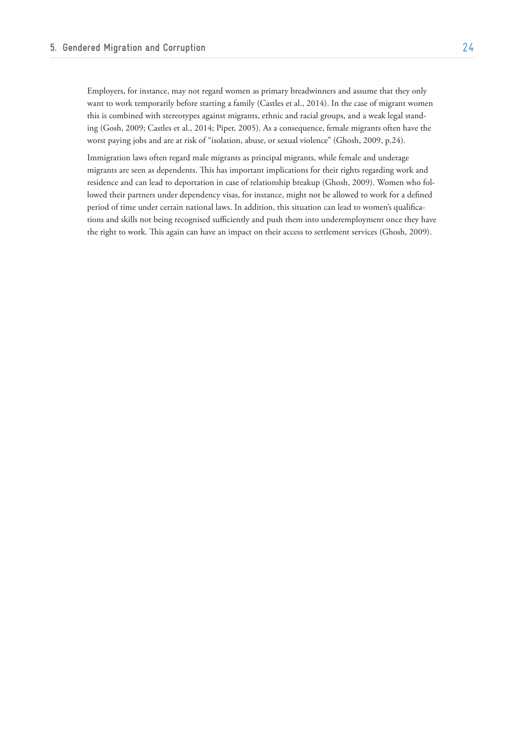Employers, for instance, may not regard women as primary breadwinners and assume that they only want to work temporarily before starting a family (Castles et al., 2014). In the case of migrant women this is combined with stereotypes against migrants, ethnic and racial groups, and a weak legal standing (Gosh, 2009; Castles et al., 2014; Piper, 2005). As a consequence, female migrants often have the worst paying jobs and are at risk of "isolation, abuse, or sexual violence" (Ghosh, 2009, p.24).

Immigration laws often regard male migrants as principal migrants, while female and underage migrants are seen as dependents. This has important implications for their rights regarding work and residence and can lead to deportation in case of relationship breakup (Ghosh, 2009). Women who followed their partners under dependency visas, for instance, might not be allowed to work for a defined period of time under certain national laws. In addition, this situation can lead to women's qualifications and skills not being recognised sufficiently and push them into underemployment once they have the right to work. This again can have an impact on their access to settlement services (Ghosh, 2009).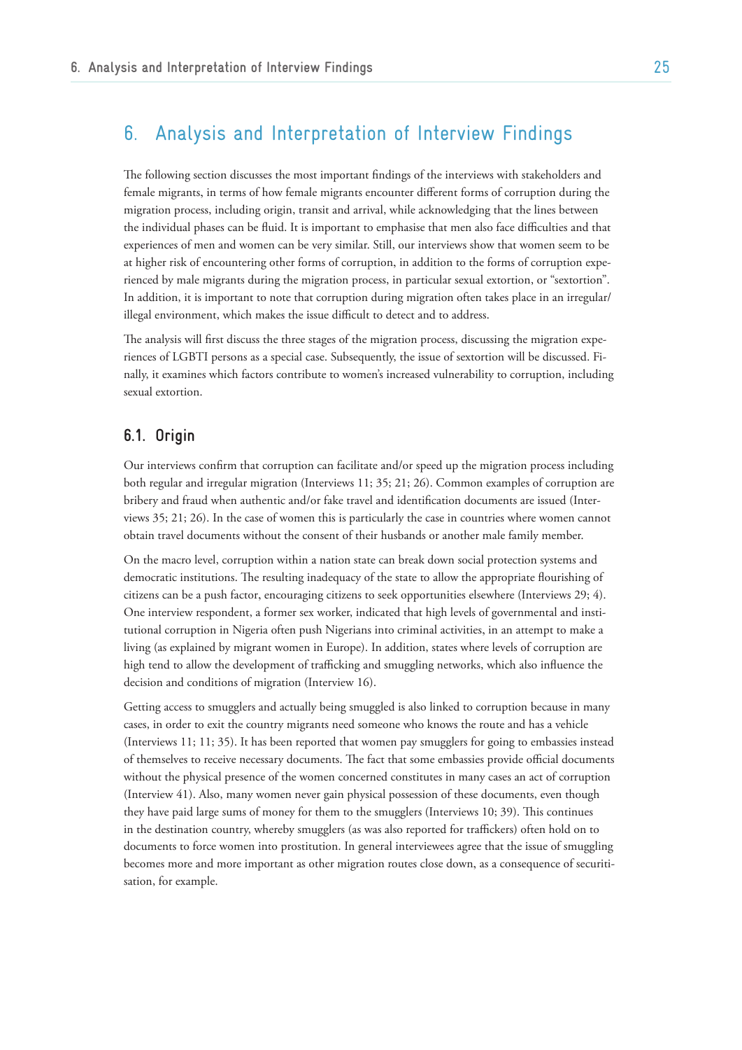# 6. Analysis and Interpretation of Interview Findings

The following section discusses the most important findings of the interviews with stakeholders and female migrants, in terms of how female migrants encounter different forms of corruption during the migration process, including origin, transit and arrival, while acknowledging that the lines between the individual phases can be fluid. It is important to emphasise that men also face difficulties and that experiences of men and women can be very similar. Still, our interviews show that women seem to be at higher risk of encountering other forms of corruption, in addition to the forms of corruption experienced by male migrants during the migration process, in particular sexual extortion, or "sextortion". In addition, it is important to note that corruption during migration often takes place in an irregular/illegal environment, which makes the issue difficult to detect and to address.

The analysis will first discuss the three stages of the migration process, discussing the migration experiences of LGBTI persons as a special case. Subsequently, the issue of sextortion will be discussed. Finally, it examines which factors contribute to women's increased vulnerability to corruption, including sexual extortion.

## 6.1. Origin

Our interviews confirm that corruption can facilitate and/or speed up the migration process including both regular and irregular migration (Interviews 11; 35; 21; 26). Common examples of corruption are bribery and fraud when authentic and/or fake travel and identification documents are issued (Interviews 35; 21; 26). In the case of women this is particularly the case in countries where women cannot obtain travel documents without the consent of their husbands or another male family member.

On the macro level, corruption within a nation state can break down social protection systems and democratic institutions. The resulting inadequacy of the state to allow the appropriate flourishing of citizens can be a push factor, encouraging citizens to seek opportunities elsewhere (Interviews 29; 4). One interview respondent, a former sex worker, indicated that high levels of governmental and institutional corruption in Nigeria often push Nigerians into criminal activities, in an attempt to make a living (as explained by migrant women in Europe). In addition, states where levels of corruption are high tend to allow the development of trafficking and smuggling networks, which also influence the decision and conditions of migration (Interview 16).

Getting access to smugglers and actually being smuggled is also linked to corruption because in many cases, in order to exit the country migrants need someone who knows the route and has a vehicle (Interviews 11; 11; 35). It has been reported that women pay smugglers for going to embassies instead of themselves to receive necessary documents. The fact that some embassies provide official documents without the physical presence of the women concerned constitutes in many cases an act of corruption (Interview 41). Also, many women never gain physical possession of these documents, even though they have paid large sums of money for them to the smugglers (Interviews 10; 39). This continues in the destination country, whereby smugglers (as was also reported for traffickers) often hold on to documents to force women into prostitution. In general interviewees agree that the issue of smuggling becomes more and more important as other migration routes close down, as a consequence of securitisation, for example.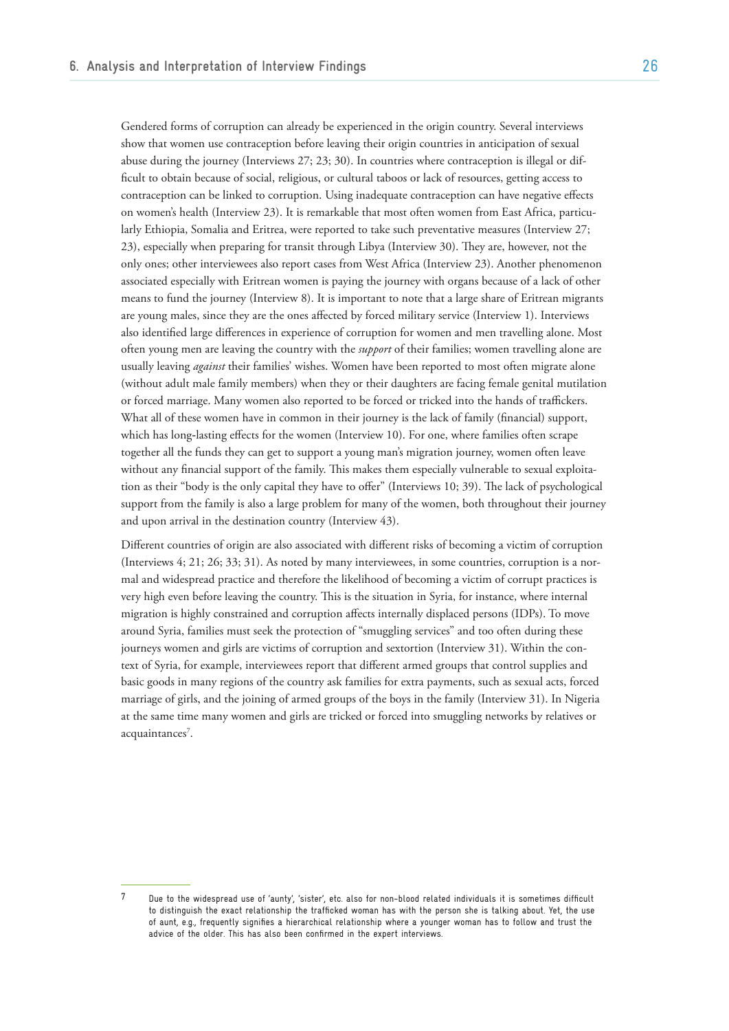Gendered forms of corruption can already be experienced in the origin country. Several interviews show that women use contraception before leaving their origin countries in anticipation of sexual abuse during the journey (Interviews 27; 23; 30). In countries where contraception is illegal or difficult to obtain because of social, religious, or cultural taboos or lack of resources, getting access to contraception can be linked to corruption. Using inadequate contraception can have negative effects on women's health (Interview 23). It is remarkable that most often women from East Africa, particularly Ethiopia, Somalia and Eritrea, were reported to take such preventative measures (Interview 27; 23), especially when preparing for transit through Libya (Interview 30). They are, however, not the only ones; other interviewees also report cases from West Africa (Interview 23). Another phenomenon associated especially with Eritrean women is paying the journey with organs because of a lack of other means to fund the journey (Interview 8). It is important to note that a large share of Eritrean migrants are young males, since they are the ones affected by forced military service (Interview 1). Interviews also identified large differences in experience of corruption for women and men travelling alone. Most often young men are leaving the country with the *support* of their families; women travelling alone are usually leaving *against* their families' wishes. Women have been reported to most often migrate alone (without adult male family members) when they or their daughters are facing female genital mutilation or forced marriage. Many women also reported to be forced or tricked into the hands of traffickers. What all of these women have in common in their journey is the lack of family (financial) support, which has long-lasting effects for the women (Interview 10). For one, where families often scrape together all the funds they can get to support a young man's migration journey, women often leave without any financial support of the family. This makes them especially vulnerable to sexual exploitation as their "body is the only capital they have to offer" (Interviews 10; 39). The lack of psychological support from the family is also a large problem for many of the women, both throughout their journey and upon arrival in the destination country (Interview 43).

Different countries of origin are also associated with different risks of becoming a victim of corruption (Interviews 4; 21; 26; 33; 31). As noted by many interviewees, in some countries, corruption is a normal and widespread practice and therefore the likelihood of becoming a victim of corrupt practices is very high even before leaving the country. This is the situation in Syria, for instance, where internal migration is highly constrained and corruption affects internally displaced persons (IDPs). To move around Syria, families must seek the protection of "smuggling services" and too often during these journeys women and girls are victims of corruption and sextortion (Interview 31). Within the context of Syria, for example, interviewees report that different armed groups that control supplies and basic goods in many regions of the country ask families for extra payments, such as sexual acts, forced marriage of girls, and the joining of armed groups of the boys in the family (Interview 31). In Nigeria at the same time many women and girls are tricked or forced into smuggling networks by relatives or acquaintances[7].

---

[7] Due to the widespread use of 'aunty', 'sister', etc. also for non-blood related individuals it is sometimes difficult to distinguish the exact relationship the trafficked woman has with the person she is talking about. Yet, the use of aunt, e.g., frequently signifies a hierarchical relationship where a younger woman has to follow and trust the advice of the older. This has also been confirmed in the expert interviews.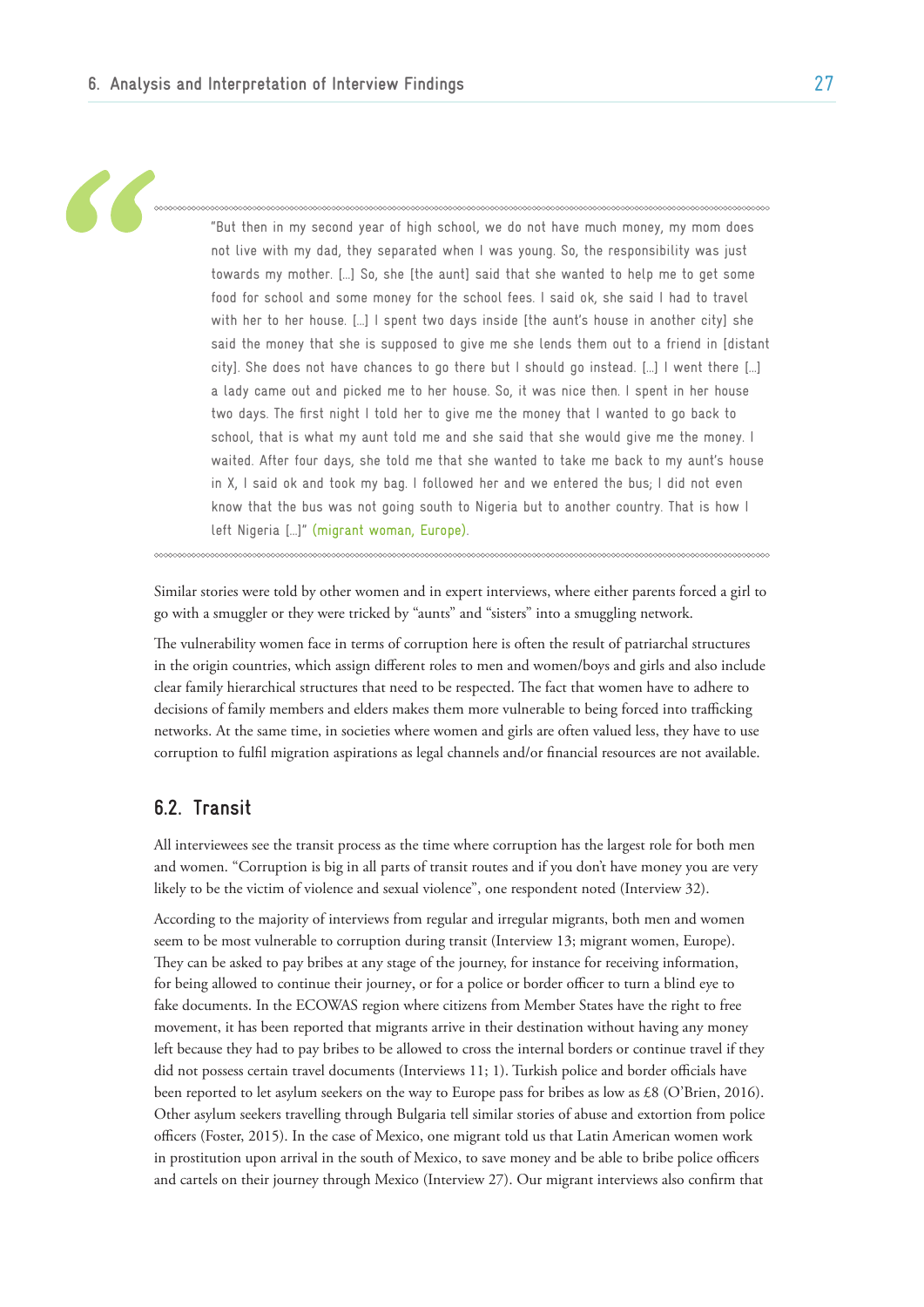> "But then in my second year of high school, we do not have much money, my mom does not live with my dad, they separated when I was young. So, the responsibility was just towards my mother. […] So, she [the aunt] said that she wanted to help me to get some food for school and some money for the school fees. I said ok, she said I had to travel with her to her house. […] I spent two days inside [the aunt's house in another city] she said the money that she is supposed to give me she lends them out to a friend in [distant city]. She does not have chances to go there but I should go instead. […] I went there […] a lady came out and picked me to her house. So, it was nice then. I spent in her house two days. The first night I told her to give me the money that I wanted to go back to school, that is what my aunt told me and she said that she would give me the money. I waited. After four days, she told me that she wanted to take me back to my aunt's house in X, I said ok and took my bag. I followed her and we entered the bus; I did not even know that the bus was not going south to Nigeria but to another country. That is how I left Nigeria […]" (migrant woman, Europe).

Similar stories were told by other women and in expert interviews, where either parents forced a girl to go with a smuggler or they were tricked by "aunts" and "sisters" into a smuggling network.

The vulnerability women face in terms of corruption here is often the result of patriarchal structures in the origin countries, which assign different roles to men and women/boys and girls and also include clear family hierarchical structures that need to be respected. The fact that women have to adhere to decisions of family members and elders makes them more vulnerable to being forced into trafficking networks. At the same time, in societies where women and girls are often valued less, they have to use corruption to fulfil migration aspirations as legal channels and/or financial resources are not available.

## 6.2. Transit

All interviewees see the transit process as the time where corruption has the largest role for both men and women. "Corruption is big in all parts of transit routes and if you don't have money you are very likely to be the victim of violence and sexual violence", one respondent noted (Interview 32).

According to the majority of interviews from regular and irregular migrants, both men and women seem to be most vulnerable to corruption during transit (Interview 13; migrant women, Europe). They can be asked to pay bribes at any stage of the journey, for instance for receiving information, for being allowed to continue their journey, or for a police or border officer to turn a blind eye to fake documents. In the ECOWAS region where citizens from Member States have the right to free movement, it has been reported that migrants arrive in their destination without having any money left because they had to pay bribes to be allowed to cross the internal borders or continue travel if they did not possess certain travel documents (Interviews 11; 1). Turkish police and border officials have been reported to let asylum seekers on the way to Europe pass for bribes as low as £8 (O'Brien, 2016). Other asylum seekers travelling through Bulgaria tell similar stories of abuse and extortion from police officers (Foster, 2015). In the case of Mexico, one migrant told us that Latin American women work in prostitution upon arrival in the south of Mexico, to save money and be able to bribe police officers and cartels on their journey through Mexico (Interview 27). Our migrant interviews also confirm that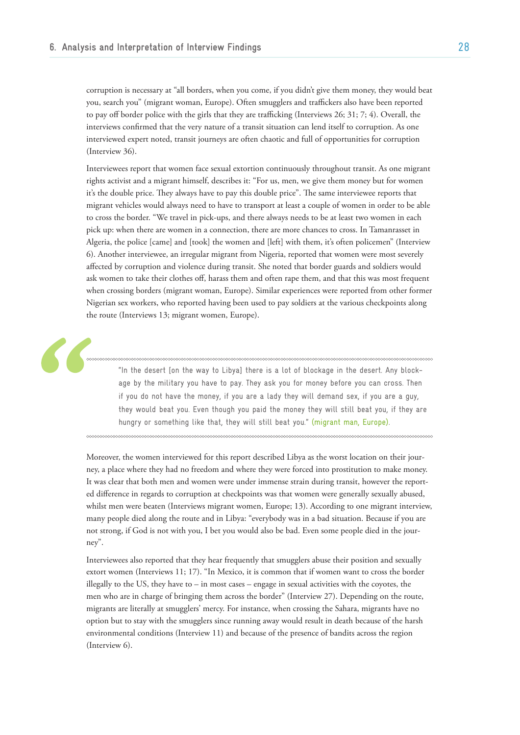corruption is necessary at "all borders, when you come, if you didn't give them money, they would beat you, search you" (migrant woman, Europe). Often smugglers and traffickers also have been reported to pay off border police with the girls that they are trafficking (Interviews 26; 31; 7; 4). Overall, the interviews confirmed that the very nature of a transit situation can lend itself to corruption. As one interviewed expert noted, transit journeys are often chaotic and full of opportunities for corruption (Interview 36).

Interviewees report that women face sexual extortion continuously throughout transit. As one migrant rights activist and a migrant himself, describes it: "For us, men, we give them money but for women it's the double price. They always have to pay this double price". The same interviewee reports that migrant vehicles would always need to have to transport at least a couple of women in order to be able to cross the border. "We travel in pick-ups, and there always needs to be at least two women in each pick up: when there are women in a connection, there are more chances to cross. In Tamanrasset in Algeria, the police [came] and [took] the women and [left] with them, it's often policemen" (Interview 6). Another interviewee, an irregular migrant from Nigeria, reported that women were most severely affected by corruption and violence during transit. She noted that border guards and soldiers would ask women to take their clothes off, harass them and often rape them, and that this was most frequent when crossing borders (migrant woman, Europe). Similar experiences were reported from other former Nigerian sex workers, who reported having been used to pay soldiers at the various checkpoints along the route (Interviews 13; migrant women, Europe).

> "In the desert [on the way to Libya] there is a lot of blockage in the desert. Any blockage by the military you have to pay. They ask you for money before you can cross. Then if you do not have the money, if you are a lady they will demand sex, if you are a guy, they would beat you. Even though you paid the money they will still beat you, if they are hungry or something like that, they will still beat you." (migrant man, Europe).

Moreover, the women interviewed for this report described Libya as the worst location on their journey, a place where they had no freedom and where they were forced into prostitution to make money. It was clear that both men and women were under immense strain during transit, however the reported difference in regards to corruption at checkpoints was that women were generally sexually abused, whilst men were beaten (Interviews migrant women, Europe; 13). According to one migrant interview, many people died along the route and in Libya: "everybody was in a bad situation. Because if you are not strong, if God is not with you, I bet you would also be bad. Even some people died in the journey".

Interviewees also reported that they hear frequently that smugglers abuse their position and sexually extort women (Interviews 11; 17). "In Mexico, it is common that if women want to cross the border illegally to the US, they have to – in most cases – engage in sexual activities with the coyotes, the men who are in charge of bringing them across the border" (Interview 27). Depending on the route, migrants are literally at smugglers' mercy. For instance, when crossing the Sahara, migrants have no option but to stay with the smugglers since running away would result in death because of the harsh environmental conditions (Interview 11) and because of the presence of bandits across the region (Interview 6).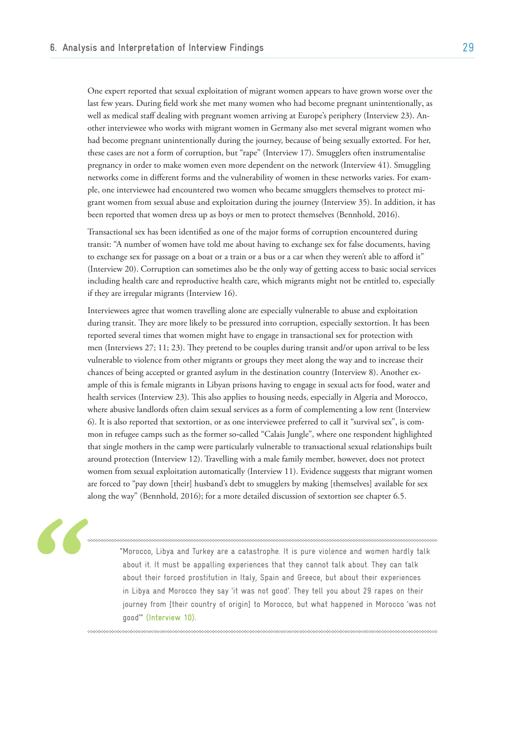One expert reported that sexual exploitation of migrant women appears to have grown worse over the last few years. During field work she met many women who had become pregnant unintentionally, as well as medical staff dealing with pregnant women arriving at Europe's periphery (Interview 23). Another interviewee who works with migrant women in Germany also met several migrant women who had become pregnant unintentionally during the journey, because of being sexually extorted. For her, these cases are not a form of corruption, but "rape" (Interview 17). Smugglers often instrumentalise pregnancy in order to make women even more dependent on the network (Interview 41). Smuggling networks come in different forms and the vulnerability of women in these networks varies. For example, one interviewee had encountered two women who became smugglers themselves to protect migrant women from sexual abuse and exploitation during the journey (Interview 35). In addition, it has been reported that women dress up as boys or men to protect themselves (Bennhold, 2016).

Transactional sex has been identified as one of the major forms of corruption encountered during transit: "A number of women have told me about having to exchange sex for false documents, having to exchange sex for passage on a boat or a train or a bus or a car when they weren't able to afford it" (Interview 20). Corruption can sometimes also be the only way of getting access to basic social services including health care and reproductive health care, which migrants might not be entitled to, especially if they are irregular migrants (Interview 16).

Interviewees agree that women travelling alone are especially vulnerable to abuse and exploitation during transit. They are more likely to be pressured into corruption, especially sextortion. It has been reported several times that women might have to engage in transactional sex for protection with men (Interviews 27; 11; 23). They pretend to be couples during transit and/or upon arrival to be less vulnerable to violence from other migrants or groups they meet along the way and to increase their chances of being accepted or granted asylum in the destination country (Interview 8). Another example of this is female migrants in Libyan prisons having to engage in sexual acts for food, water and health services (Interview 23). This also applies to housing needs, especially in Algeria and Morocco, where abusive landlords often claim sexual services as a form of complementing a low rent (Interview 6). It is also reported that sextortion, or as one interviewee preferred to call it "survival sex", is common in refugee camps such as the former so-called "Calais Jungle", where one respondent highlighted that single mothers in the camp were particularly vulnerable to transactional sexual relationships built around protection (Interview 12). Travelling with a male family member, however, does not protect women from sexual exploitation automatically (Interview 11). Evidence suggests that migrant women are forced to "pay down [their] husband's debt to smugglers by making [themselves] available for sex along the way" (Bennhold, 2016); for a more detailed discussion of sextortion see chapter 6.5.

> "Morocco, Libya and Turkey are a catastrophe. It is pure violence and women hardly talk about it. It must be appalling experiences that they cannot talk about. They can talk about their forced prostitution in Italy, Spain and Greece, but about their experiences in Libya and Morocco they say 'it was not good'. They tell you about 29 rapes on their journey from [their country of origin] to Morocco, but what happened in Morocco 'was not good'" (Interview 10).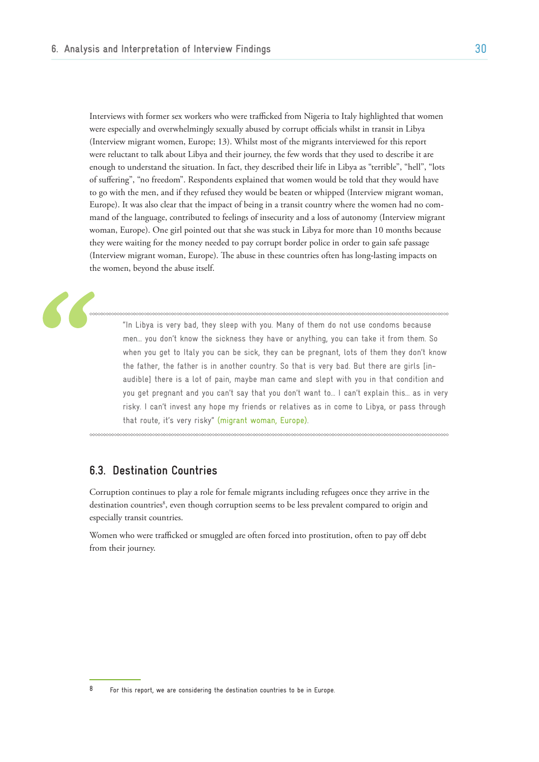Interviews with former sex workers who were trafficked from Nigeria to Italy highlighted that women were especially and overwhelmingly sexually abused by corrupt officials whilst in transit in Libya (Interview migrant women, Europe; 13). Whilst most of the migrants interviewed for this report were reluctant to talk about Libya and their journey, the few words that they used to describe it are enough to understand the situation. In fact, they described their life in Libya as "terrible", "hell", "lots of suffering", "no freedom". Respondents explained that women would be told that they would have to go with the men, and if they refused they would be beaten or whipped (Interview migrant woman, Europe). It was also clear that the impact of being in a transit country where the women had no command of the language, contributed to feelings of insecurity and a loss of autonomy (Interview migrant woman, Europe). One girl pointed out that she was stuck in Libya for more than 10 months because they were waiting for the money needed to pay corrupt border police in order to gain safe passage (Interview migrant woman, Europe). The abuse in these countries often has long-lasting impacts on the women, beyond the abuse itself.

> "In Libya is very bad, they sleep with you. Many of them do not use condoms because men… you don't know the sickness they have or anything, you can take it from them. So when you get to Italy you can be sick, they can be pregnant, lots of them they don't know the father, the father is in another country. So that is very bad. But there are girls [inaudible] there is a lot of pain, maybe man came and slept with you in that condition and you get pregnant and you can't say that you don't want to… I can't explain this… as in very risky. I can't invest any hope my friends or relatives as in come to Libya, or pass through that route, it's very risky" (migrant woman, Europe).

## 6.3. Destination Countries

Corruption continues to play a role for female migrants including refugees once they arrive in the destination countries[8], even though corruption seems to be less prevalent compared to origin and especially transit countries.

Women who were trafficked or smuggled are often forced into prostitution, often to pay off debt from their journey.

---

8 For this report, we are considering the destination countries to be in Europe.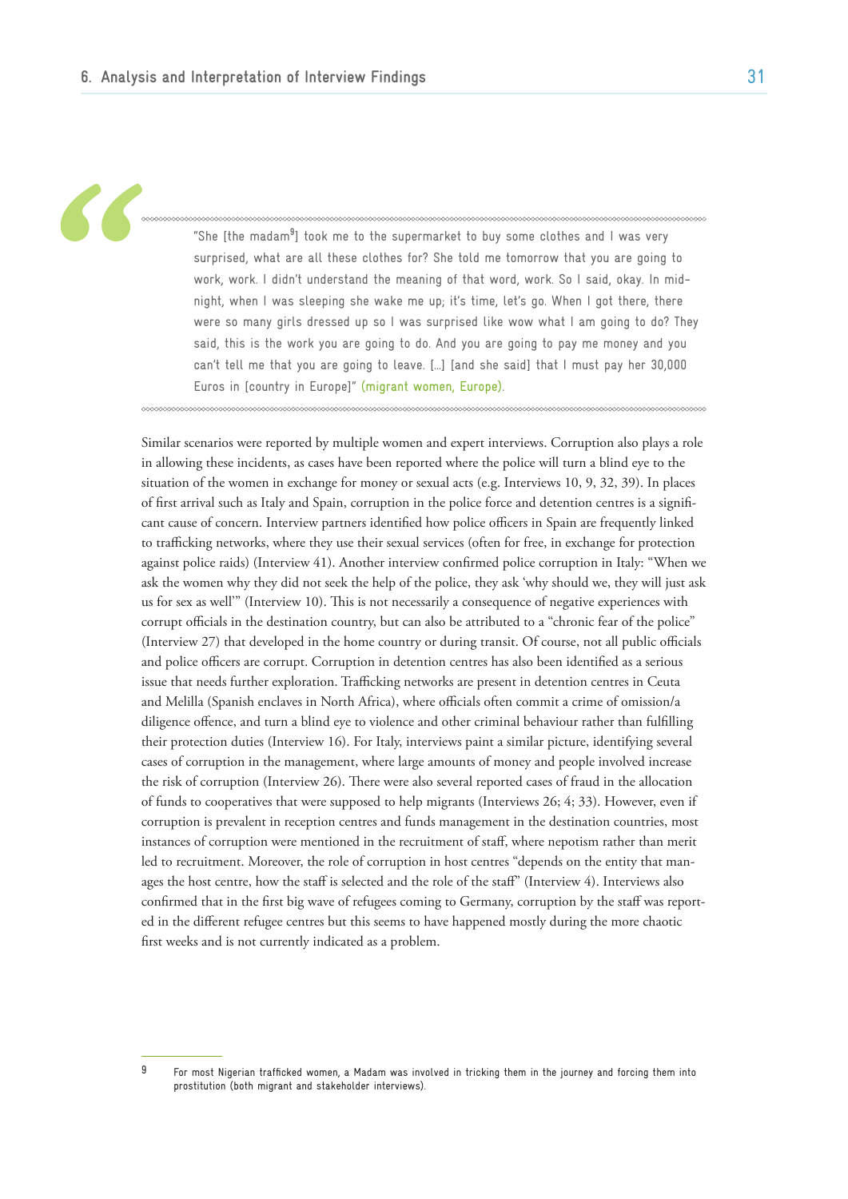> "She [the madam[9]] took me to the supermarket to buy some clothes and I was very surprised, what are all these clothes for? She told me tomorrow that you are going to work, work. I didn't understand the meaning of that word, work. So I said, okay. In midnight, when I was sleeping she wake me up; it's time, let's go. When I got there, there were so many girls dressed up so I was surprised like wow what I am going to do? They said, this is the work you are going to do. And you are going to pay me money and you can't tell me that you are going to leave. [...] [and she said] that I must pay her 30,000 Euros in [country in Europe]" (migrant women, Europe).

Similar scenarios were reported by multiple women and expert interviews. Corruption also plays a role in allowing these incidents, as cases have been reported where the police will turn a blind eye to the situation of the women in exchange for money or sexual acts (e.g. Interviews 10, 9, 32, 39). In places of first arrival such as Italy and Spain, corruption in the police force and detention centres is a significant cause of concern. Interview partners identified how police officers in Spain are frequently linked to trafficking networks, where they use their sexual services (often for free, in exchange for protection against police raids) (Interview 41). Another interview confirmed police corruption in Italy: "When we ask the women why they did not seek the help of the police, they ask 'why should we, they will just ask us for sex as well'" (Interview 10). This is not necessarily a consequence of negative experiences with corrupt officials in the destination country, but can also be attributed to a "chronic fear of the police" (Interview 27) that developed in the home country or during transit. Of course, not all public officials and police officers are corrupt. Corruption in detention centres has also been identified as a serious issue that needs further exploration. Trafficking networks are present in detention centres in Ceuta and Melilla (Spanish enclaves in North Africa), where officials often commit a crime of omission/a diligence offence, and turn a blind eye to violence and other criminal behaviour rather than fulfilling their protection duties (Interview 16). For Italy, interviews paint a similar picture, identifying several cases of corruption in the management, where large amounts of money and people involved increase the risk of corruption (Interview 26). There were also several reported cases of fraud in the allocation of funds to cooperatives that were supposed to help migrants (Interviews 26; 4; 33). However, even if corruption is prevalent in reception centres and funds management in the destination countries, most instances of corruption were mentioned in the recruitment of staff, where nepotism rather than merit led to recruitment. Moreover, the role of corruption in host centres "depends on the entity that manages the host centre, how the staff is selected and the role of the staff" (Interview 4). Interviews also confirmed that in the first big wave of refugees coming to Germany, corruption by the staff was reported in the different refugee centres but this seems to have happened mostly during the more chaotic first weeks and is not currently indicated as a problem.

---

[9] For most Nigerian trafficked women, a Madam was involved in tricking them in the journey and forcing them into prostitution (both migrant and stakeholder interviews).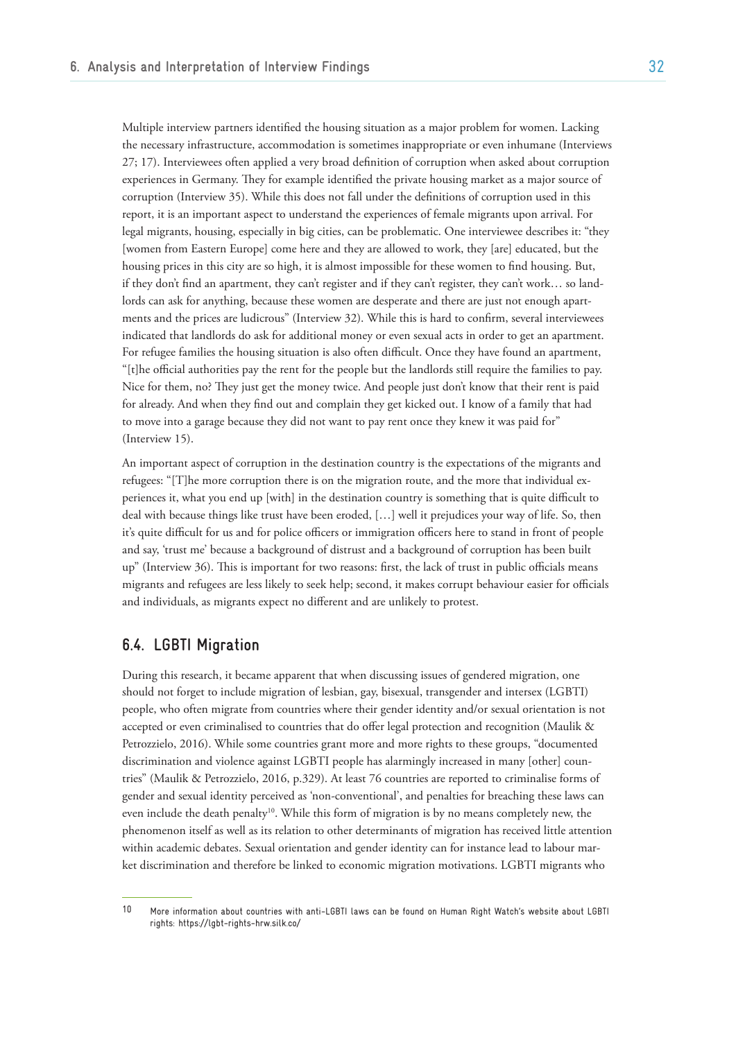Multiple interview partners identified the housing situation as a major problem for women. Lacking the necessary infrastructure, accommodation is sometimes inappropriate or even inhumane (Interviews 27; 17). Interviewees often applied a very broad definition of corruption when asked about corruption experiences in Germany. They for example identified the private housing market as a major source of corruption (Interview 35). While this does not fall under the definitions of corruption used in this report, it is an important aspect to understand the experiences of female migrants upon arrival. For legal migrants, housing, especially in big cities, can be problematic. One interviewee describes it: "they [women from Eastern Europe] come here and they are allowed to work, they [are] educated, but the housing prices in this city are so high, it is almost impossible for these women to find housing. But, if they don't find an apartment, they can't register and if they can't register, they can't work… so landlords can ask for anything, because these women are desperate and there are just not enough apartments and the prices are ludicrous" (Interview 32). While this is hard to confirm, several interviewees indicated that landlords do ask for additional money or even sexual acts in order to get an apartment. For refugee families the housing situation is also often difficult. Once they have found an apartment, "[t]he official authorities pay the rent for the people but the landlords still require the families to pay. Nice for them, no? They just get the money twice. And people just don't know that their rent is paid for already. And when they find out and complain they get kicked out. I know of a family that had to move into a garage because they did not want to pay rent once they knew it was paid for" (Interview 15).

An important aspect of corruption in the destination country is the expectations of the migrants and refugees: "[T]he more corruption there is on the migration route, and the more that individual experiences it, what you end up [with] in the destination country is something that is quite difficult to deal with because things like trust have been eroded, […] well it prejudices your way of life. So, then it's quite difficult for us and for police officers or immigration officers here to stand in front of people and say, 'trust me' because a background of distrust and a background of corruption has been built up" (Interview 36). This is important for two reasons: first, the lack of trust in public officials means migrants and refugees are less likely to seek help; second, it makes corrupt behaviour easier for officials and individuals, as migrants expect no different and are unlikely to protest.

## 6.4. LGBTI Migration

During this research, it became apparent that when discussing issues of gendered migration, one should not forget to include migration of lesbian, gay, bisexual, transgender and intersex (LGBTI) people, who often migrate from countries where their gender identity and/or sexual orientation is not accepted or even criminalised to countries that do offer legal protection and recognition (Maulik & Petrozzielo, 2016). While some countries grant more and more rights to these groups, "documented discrimination and violence against LGBTI people has alarmingly increased in many [other] countries" (Maulik & Petrozzielo, 2016, p.329). At least 76 countries are reported to criminalise forms of gender and sexual identity perceived as 'non-conventional', and penalties for breaching these laws can even include the death penalty[10]. While this form of migration is by no means completely new, the phenomenon itself as well as its relation to other determinants of migration has received little attention within academic debates. Sexual orientation and gender identity can for instance lead to labour market discrimination and therefore be linked to economic migration motivations. LGBTI migrants who

---

[10] More information about countries with anti-LGBTI laws can be found on Human Right Watch's website about LGBTI rights: https://lgbt-rights-hrw.silk.co/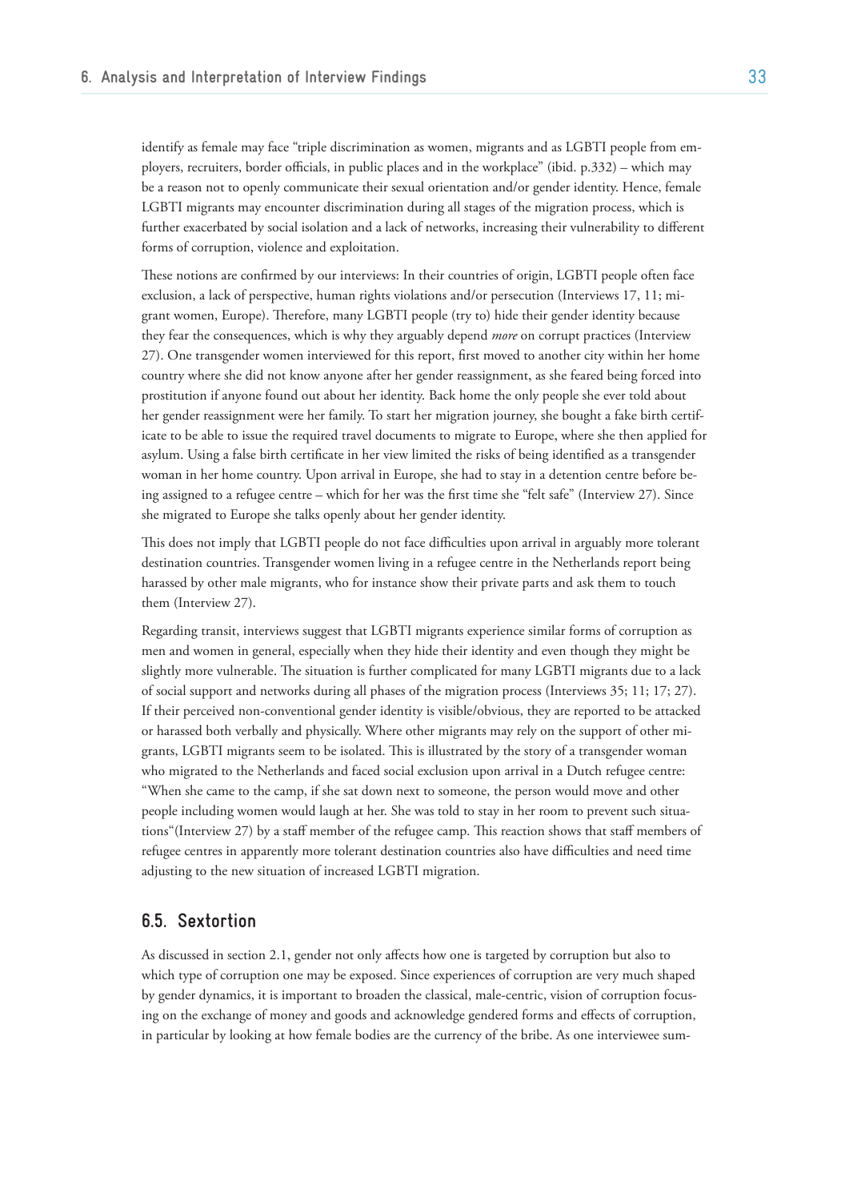identify as female may face "triple discrimination as women, migrants and as LGBTI people from employers, recruiters, border officials, in public places and in the workplace" (ibid. p.332) – which may be a reason not to openly communicate their sexual orientation and/or gender identity. Hence, female LGBTI migrants may encounter discrimination during all stages of the migration process, which is further exacerbated by social isolation and a lack of networks, increasing their vulnerability to different forms of corruption, violence and exploitation.

These notions are confirmed by our interviews: In their countries of origin, LGBTI people often face exclusion, a lack of perspective, human rights violations and/or persecution (Interviews 17, 11; migrant women, Europe). Therefore, many LGBTI people (try to) hide their gender identity because they fear the consequences, which is why they arguably depend *more* on corrupt practices (Interview 27). One transgender women interviewed for this report, first moved to another city within her home country where she did not know anyone after her gender reassignment, as she feared being forced into prostitution if anyone found out about her identity. Back home the only people she ever told about her gender reassignment were her family. To start her migration journey, she bought a fake birth certificate to be able to issue the required travel documents to migrate to Europe, where she then applied for asylum. Using a false birth certificate in her view limited the risks of being identified as a transgender woman in her home country. Upon arrival in Europe, she had to stay in a detention centre before being assigned to a refugee centre – which for her was the first time she "felt safe" (Interview 27). Since she migrated to Europe she talks openly about her gender identity.

This does not imply that LGBTI people do not face difficulties upon arrival in arguably more tolerant destination countries. Transgender women living in a refugee centre in the Netherlands report being harassed by other male migrants, who for instance show their private parts and ask them to touch them (Interview 27).

Regarding transit, interviews suggest that LGBTI migrants experience similar forms of corruption as men and women in general, especially when they hide their identity and even though they might be slightly more vulnerable. The situation is further complicated for many LGBTI migrants due to a lack of social support and networks during all phases of the migration process (Interviews 35; 11; 17; 27). If their perceived non-conventional gender identity is visible/obvious, they are reported to be attacked or harassed both verbally and physically. Where other migrants may rely on the support of other migrants, LGBTI migrants seem to be isolated. This is illustrated by the story of a transgender woman who migrated to the Netherlands and faced social exclusion upon arrival in a Dutch refugee centre: "When she came to the camp, if she sat down next to someone, the person would move and other people including women would laugh at her. She was told to stay in her room to prevent such situations"(Interview 27) by a staff member of the refugee camp. This reaction shows that staff members of refugee centres in apparently more tolerant destination countries also have difficulties and need time adjusting to the new situation of increased LGBTI migration.

## 6.5. Sextortion

As discussed in section 2.1, gender not only affects how one is targeted by corruption but also to which type of corruption one may be exposed. Since experiences of corruption are very much shaped by gender dynamics, it is important to broaden the classical, male-centric, vision of corruption focusing on the exchange of money and goods and acknowledge gendered forms and effects of corruption, in particular by looking at how female bodies are the currency of the bribe. As one interviewee sum-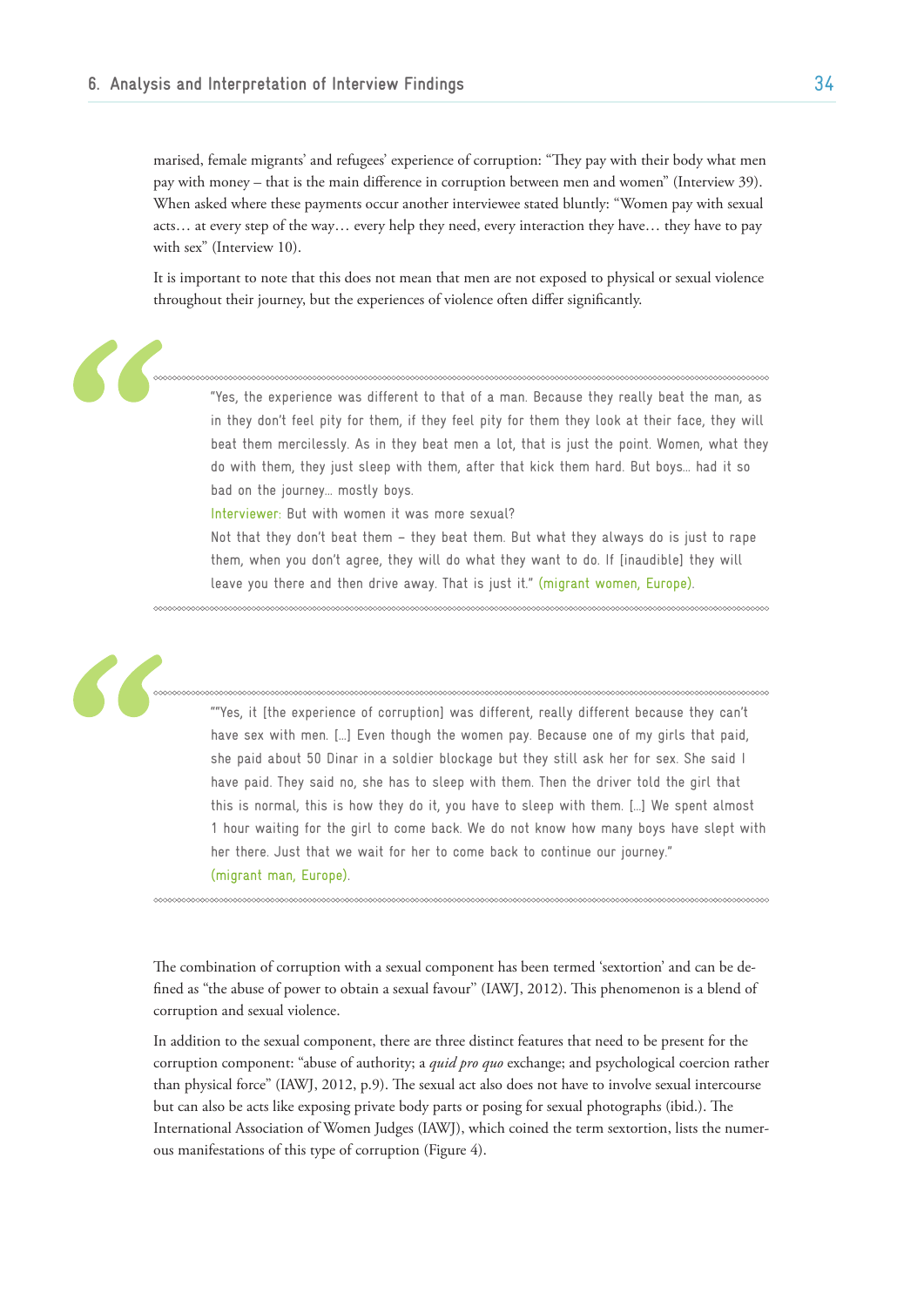marised, female migrants' and refugees' experience of corruption: "They pay with their body what men pay with money – that is the main difference in corruption between men and women" (Interview 39). When asked where these payments occur another interviewee stated bluntly: "Women pay with sexual acts… at every step of the way… every help they need, every interaction they have… they have to pay with sex" (Interview 10).

It is important to note that this does not mean that men are not exposed to physical or sexual violence throughout their journey, but the experiences of violence often differ significantly.

> "Yes, the experience was different to that of a man. Because they really beat the man, as in they don't feel pity for them, if they feel pity for them they look at their face, they will beat them mercilessly. As in they beat men a lot, that is just the point. Women, what they do with them, they just sleep with them, after that kick them hard. But boys… had it so bad on the journey… mostly boys.
>
> Interviewer: But with women it was more sexual?
>
> Not that they don't beat them – they beat them. But what they always do is just to rape them, when you don't agree, they will do what they want to do. If [inaudible] they will leave you there and then drive away. That is just it." (migrant women, Europe).

> ""Yes, it [the experience of corruption] was different, really different because they can't have sex with men. […] Even though the women pay. Because one of my girls that paid, she paid about 50 Dinar in a soldier blockage but they still ask her for sex. She said I have paid. They said no, she has to sleep with them. Then the driver told the girl that this is normal, this is how they do it, you have to sleep with them. […] We spent almost 1 hour waiting for the girl to come back. We do not know how many boys have slept with her there. Just that we wait for her to come back to continue our journey."
> (migrant man, Europe).

The combination of corruption with a sexual component has been termed 'sextortion' and can be defined as "the abuse of power to obtain a sexual favour" (IAWJ, 2012). This phenomenon is a blend of corruption and sexual violence.

In addition to the sexual component, there are three distinct features that need to be present for the corruption component: "abuse of authority; a *quid pro quo* exchange; and psychological coercion rather than physical force" (IAWJ, 2012, p.9). The sexual act also does not have to involve sexual intercourse but can also be acts like exposing private body parts or posing for sexual photographs (ibid.). The International Association of Women Judges (IAWJ), which coined the term sextortion, lists the numerous manifestations of this type of corruption (Figure 4).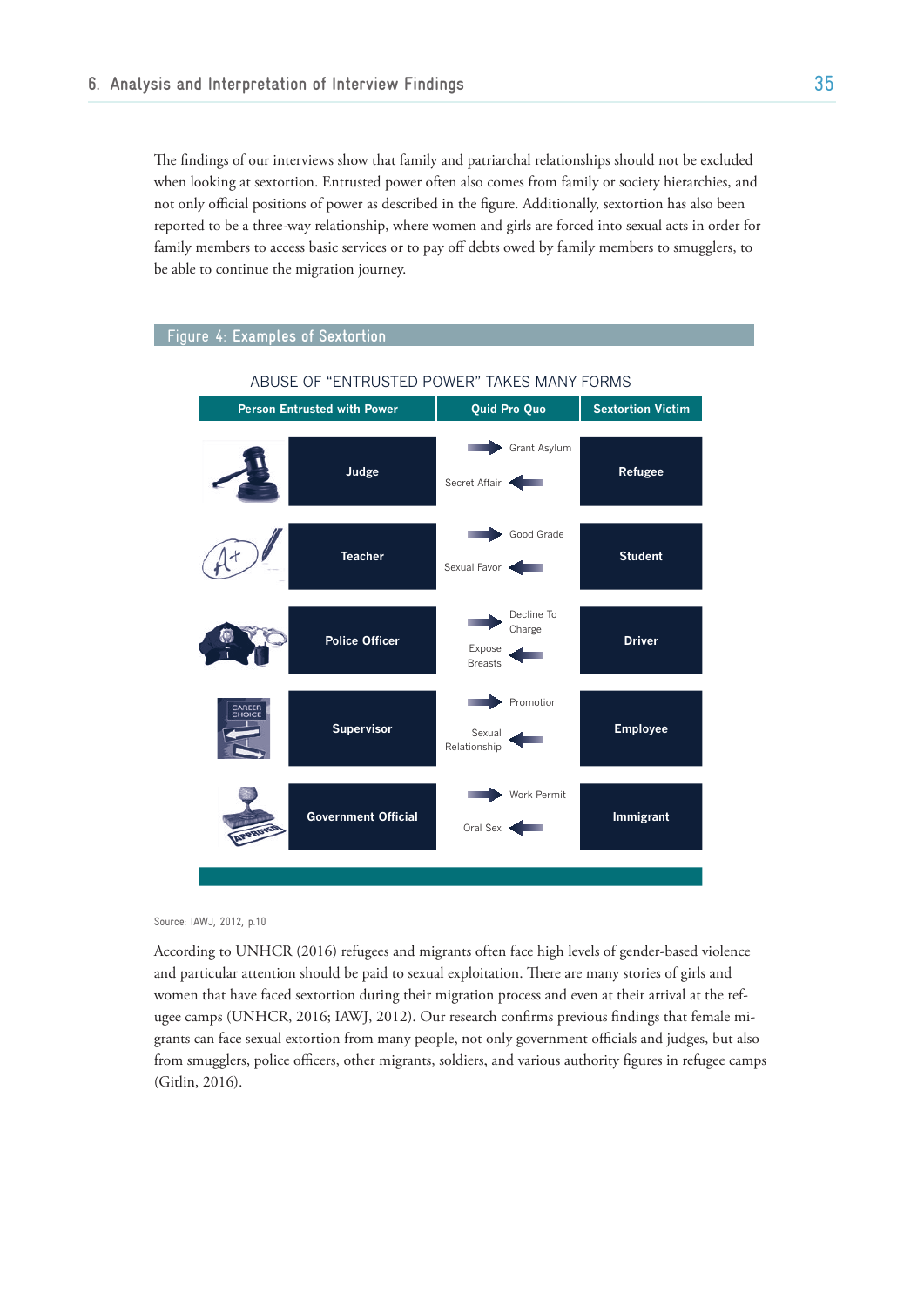The findings of our interviews show that family and patriarchal relationships should not be excluded when looking at sextortion. Entrusted power often also comes from family or society hierarchies, and not only official positions of power as described in the figure. Additionally, sextortion has also been reported to be a three-way relationship, where women and girls are forced into sexual acts in order for family members to access basic services or to pay off debts owed by family members to smugglers, to be able to continue the migration journey.

**Figure 4: Examples of Sextortion**

ABUSE OF "ENTRUSTED POWER" TAKES MANY FORMS

| Person Entrusted with Power | Quid Pro Quo | | Sextortion Victim |
|---|---|---|---|
| Judge | Grant Asylum → | ← Secret Affair | Refugee |
| Teacher | Good Grade → | ← Sexual Favor | Student |
| Police Officer | Decline To Charge → | ← Expose Breasts | Driver |
| Supervisor | Promotion → | ← Sexual Relationship | Employee |
| Government Official | Work Permit → | ← Oral Sex | Immigrant |

Source: IAWJ, 2012, p.10

According to UNHCR (2016) refugees and migrants often face high levels of gender-based violence and particular attention should be paid to sexual exploitation. There are many stories of girls and women that have faced sextortion during their migration process and even at their arrival at the refugee camps (UNHCR, 2016; IAWJ, 2012). Our research confirms previous findings that female migrants can face sexual extortion from many people, not only government officials and judges, but also from smugglers, police officers, other migrants, soldiers, and various authority figures in refugee camps (Gitlin, 2016).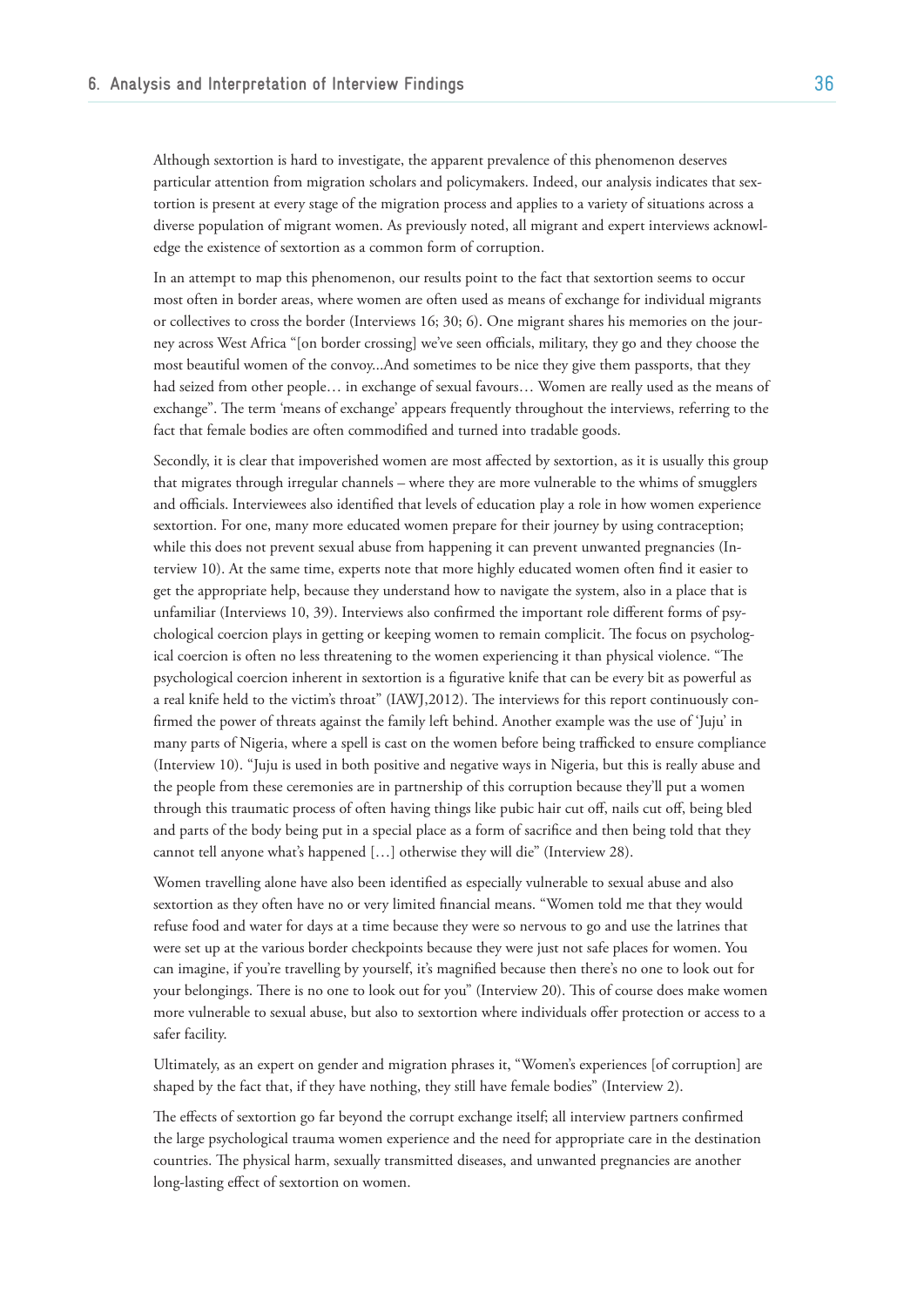Although sextortion is hard to investigate, the apparent prevalence of this phenomenon deserves particular attention from migration scholars and policymakers. Indeed, our analysis indicates that sextortion is present at every stage of the migration process and applies to a variety of situations across a diverse population of migrant women. As previously noted, all migrant and expert interviews acknowledge the existence of sextortion as a common form of corruption.

In an attempt to map this phenomenon, our results point to the fact that sextortion seems to occur most often in border areas, where women are often used as means of exchange for individual migrants or collectives to cross the border (Interviews 16; 30; 6). One migrant shares his memories on the journey across West Africa "[on border crossing] we've seen officials, military, they go and they choose the most beautiful women of the convoy...And sometimes to be nice they give them passports, that they had seized from other people… in exchange of sexual favours… Women are really used as the means of exchange". The term 'means of exchange' appears frequently throughout the interviews, referring to the fact that female bodies are often commodified and turned into tradable goods.

Secondly, it is clear that impoverished women are most affected by sextortion, as it is usually this group that migrates through irregular channels – where they are more vulnerable to the whims of smugglers and officials. Interviewees also identified that levels of education play a role in how women experience sextortion. For one, many more educated women prepare for their journey by using contraception; while this does not prevent sexual abuse from happening it can prevent unwanted pregnancies (Interview 10). At the same time, experts note that more highly educated women often find it easier to get the appropriate help, because they understand how to navigate the system, also in a place that is unfamiliar (Interviews 10, 39). Interviews also confirmed the important role different forms of psychological coercion plays in getting or keeping women to remain complicit. The focus on psychological coercion is often no less threatening to the women experiencing it than physical violence. "The psychological coercion inherent in sextortion is a figurative knife that can be every bit as powerful as a real knife held to the victim's throat" (IAWJ,2012). The interviews for this report continuously confirmed the power of threats against the family left behind. Another example was the use of 'Juju' in many parts of Nigeria, where a spell is cast on the women before being trafficked to ensure compliance (Interview 10). "Juju is used in both positive and negative ways in Nigeria, but this is really abuse and the people from these ceremonies are in partnership of this corruption because they'll put a women through this traumatic process of often having things like pubic hair cut off, nails cut off, being bled and parts of the body being put in a special place as a form of sacrifice and then being told that they cannot tell anyone what's happened […] otherwise they will die" (Interview 28).

Women travelling alone have also been identified as especially vulnerable to sexual abuse and also sextortion as they often have no or very limited financial means. "Women told me that they would refuse food and water for days at a time because they were so nervous to go and use the latrines that were set up at the various border checkpoints because they were just not safe places for women. You can imagine, if you're travelling by yourself, it's magnified because then there's no one to look out for your belongings. There is no one to look out for you" (Interview 20). This of course does make women more vulnerable to sexual abuse, but also to sextortion where individuals offer protection or access to a safer facility.

Ultimately, as an expert on gender and migration phrases it, "Women's experiences [of corruption] are shaped by the fact that, if they have nothing, they still have female bodies" (Interview 2).

The effects of sextortion go far beyond the corrupt exchange itself; all interview partners confirmed the large psychological trauma women experience and the need for appropriate care in the destination countries. The physical harm, sexually transmitted diseases, and unwanted pregnancies are another long-lasting effect of sextortion on women.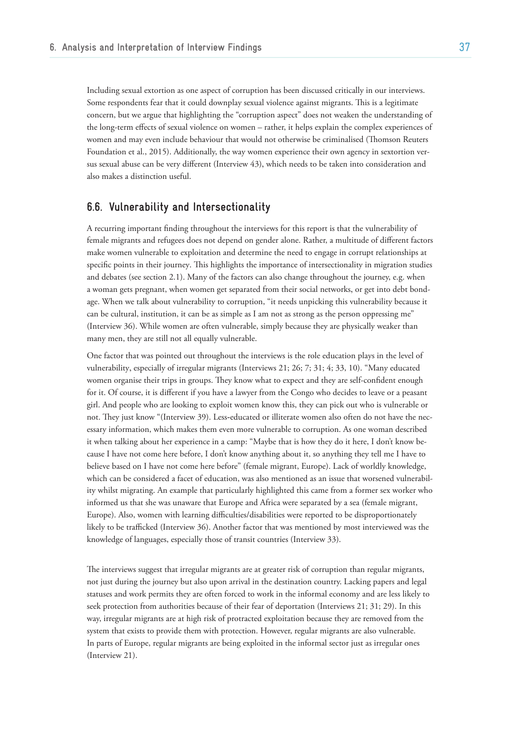Including sexual extortion as one aspect of corruption has been discussed critically in our interviews. Some respondents fear that it could downplay sexual violence against migrants. This is a legitimate concern, but we argue that highlighting the "corruption aspect" does not weaken the understanding of the long-term effects of sexual violence on women – rather, it helps explain the complex experiences of women and may even include behaviour that would not otherwise be criminalised (Thomson Reuters Foundation et al., 2015). Additionally, the way women experience their own agency in sextortion versus sexual abuse can be very different (Interview 43), which needs to be taken into consideration and also makes a distinction useful.

## 6.6. Vulnerability and Intersectionality

A recurring important finding throughout the interviews for this report is that the vulnerability of female migrants and refugees does not depend on gender alone. Rather, a multitude of different factors make women vulnerable to exploitation and determine the need to engage in corrupt relationships at specific points in their journey. This highlights the importance of intersectionality in migration studies and debates (see section 2.1). Many of the factors can also change throughout the journey, e.g. when a woman gets pregnant, when women get separated from their social networks, or get into debt bondage. When we talk about vulnerability to corruption, "it needs unpicking this vulnerability because it can be cultural, institution, it can be as simple as I am not as strong as the person oppressing me" (Interview 36). While women are often vulnerable, simply because they are physically weaker than many men, they are still not all equally vulnerable.

One factor that was pointed out throughout the interviews is the role education plays in the level of vulnerability, especially of irregular migrants (Interviews 21; 26; 7; 31; 4; 33, 10). "Many educated women organise their trips in groups. They know what to expect and they are self-confident enough for it. Of course, it is different if you have a lawyer from the Congo who decides to leave or a peasant girl. And people who are looking to exploit women know this, they can pick out who is vulnerable or not. They just know "(Interview 39). Less-educated or illiterate women also often do not have the necessary information, which makes them even more vulnerable to corruption. As one woman described it when talking about her experience in a camp: "Maybe that is how they do it here, I don't know because I have not come here before, I don't know anything about it, so anything they tell me I have to believe based on I have not come here before" (female migrant, Europe). Lack of worldly knowledge, which can be considered a facet of education, was also mentioned as an issue that worsened vulnerability whilst migrating. An example that particularly highlighted this came from a former sex worker who informed us that she was unaware that Europe and Africa were separated by a sea (female migrant, Europe). Also, women with learning difficulties/disabilities were reported to be disproportionately likely to be trafficked (Interview 36). Another factor that was mentioned by most interviewed was the knowledge of languages, especially those of transit countries (Interview 33).

The interviews suggest that irregular migrants are at greater risk of corruption than regular migrants, not just during the journey but also upon arrival in the destination country. Lacking papers and legal statuses and work permits they are often forced to work in the informal economy and are less likely to seek protection from authorities because of their fear of deportation (Interviews 21; 31; 29). In this way, irregular migrants are at high risk of protracted exploitation because they are removed from the system that exists to provide them with protection. However, regular migrants are also vulnerable. In parts of Europe, regular migrants are being exploited in the informal sector just as irregular ones (Interview 21).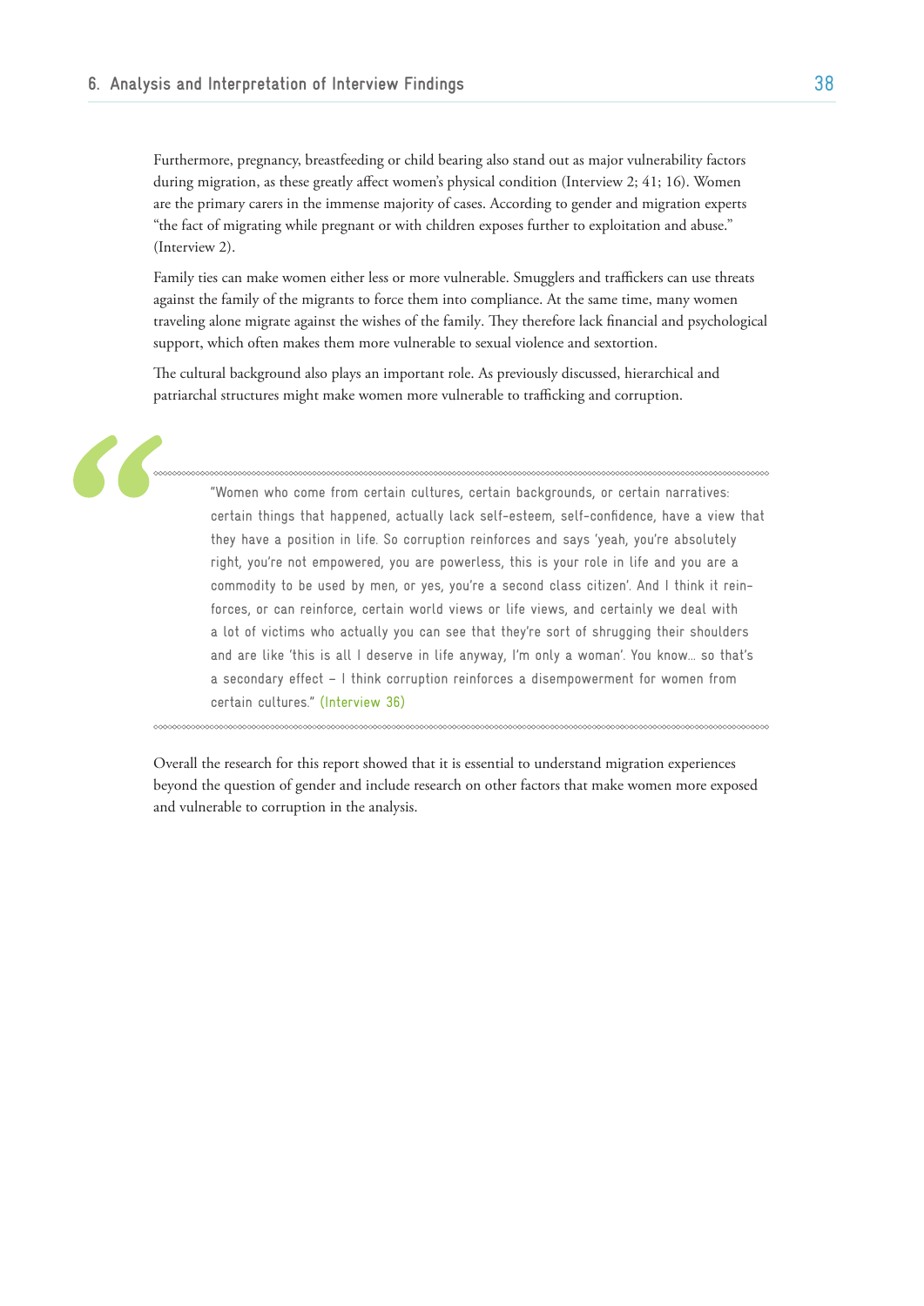Furthermore, pregnancy, breastfeeding or child bearing also stand out as major vulnerability factors during migration, as these greatly affect women's physical condition (Interview 2; 41; 16). Women are the primary carers in the immense majority of cases. According to gender and migration experts "the fact of migrating while pregnant or with children exposes further to exploitation and abuse." (Interview 2).

Family ties can make women either less or more vulnerable. Smugglers and traffickers can use threats against the family of the migrants to force them into compliance. At the same time, many women traveling alone migrate against the wishes of the family. They therefore lack financial and psychological support, which often makes them more vulnerable to sexual violence and sextortion.

The cultural background also plays an important role. As previously discussed, hierarchical and patriarchal structures might make women more vulnerable to trafficking and corruption.

> "Women who come from certain cultures, certain backgrounds, or certain narratives: certain things that happened, actually lack self-esteem, self-confidence, have a view that they have a position in life. So corruption reinforces and says 'yeah, you're absolutely right, you're not empowered, you are powerless, this is your role in life and you are a commodity to be used by men, or yes, you're a second class citizen'. And I think it reinforces, or can reinforce, certain world views or life views, and certainly we deal with a lot of victims who actually you can see that they're sort of shrugging their shoulders and are like 'this is all I deserve in life anyway, I'm only a woman'. You know... so that's a secondary effect – I think corruption reinforces a disempowerment for women from certain cultures." (Interview 36)

Overall the research for this report showed that it is essential to understand migration experiences beyond the question of gender and include research on other factors that make women more exposed and vulnerable to corruption in the analysis.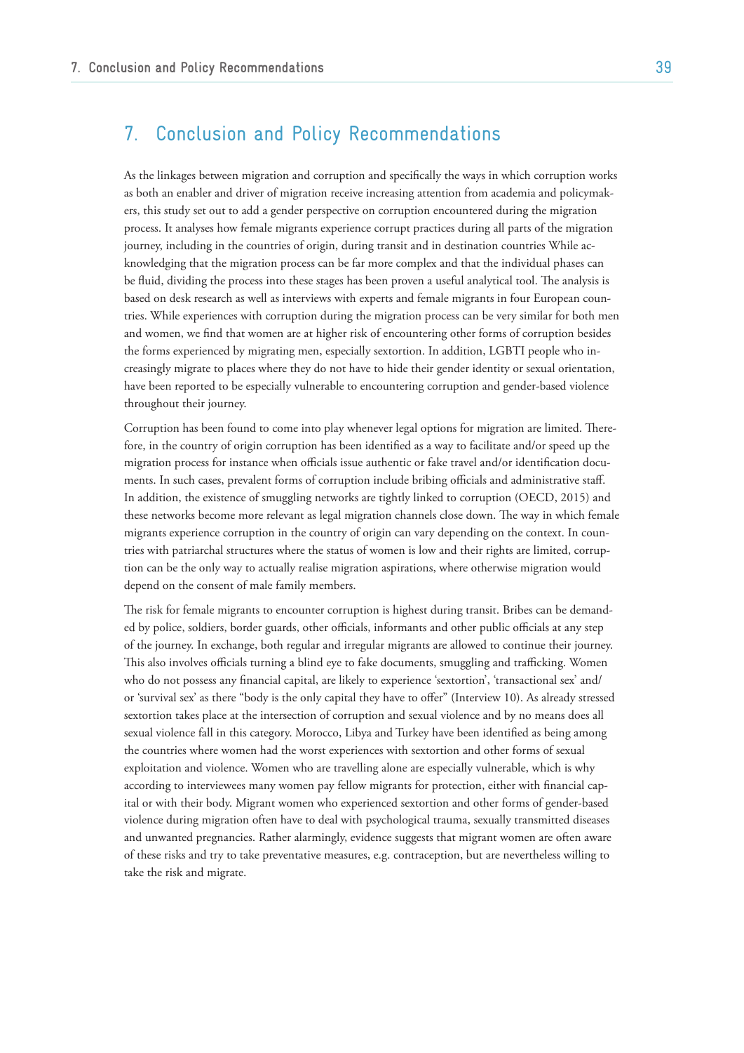# 7. Conclusion and Policy Recommendations

As the linkages between migration and corruption and specifically the ways in which corruption works as both an enabler and driver of migration receive increasing attention from academia and policymakers, this study set out to add a gender perspective on corruption encountered during the migration process. It analyses how female migrants experience corrupt practices during all parts of the migration journey, including in the countries of origin, during transit and in destination countries While acknowledging that the migration process can be far more complex and that the individual phases can be fluid, dividing the process into these stages has been proven a useful analytical tool. The analysis is based on desk research as well as interviews with experts and female migrants in four European countries. While experiences with corruption during the migration process can be very similar for both men and women, we find that women are at higher risk of encountering other forms of corruption besides the forms experienced by migrating men, especially sextortion. In addition, LGBTI people who increasingly migrate to places where they do not have to hide their gender identity or sexual orientation, have been reported to be especially vulnerable to encountering corruption and gender-based violence throughout their journey.

Corruption has been found to come into play whenever legal options for migration are limited. Therefore, in the country of origin corruption has been identified as a way to facilitate and/or speed up the migration process for instance when officials issue authentic or fake travel and/or identification documents. In such cases, prevalent forms of corruption include bribing officials and administrative staff. In addition, the existence of smuggling networks are tightly linked to corruption (OECD, 2015) and these networks become more relevant as legal migration channels close down. The way in which female migrants experience corruption in the country of origin can vary depending on the context. In countries with patriarchal structures where the status of women is low and their rights are limited, corruption can be the only way to actually realise migration aspirations, where otherwise migration would depend on the consent of male family members.

The risk for female migrants to encounter corruption is highest during transit. Bribes can be demanded by police, soldiers, border guards, other officials, informants and other public officials at any step of the journey. In exchange, both regular and irregular migrants are allowed to continue their journey. This also involves officials turning a blind eye to fake documents, smuggling and trafficking. Women who do not possess any financial capital, are likely to experience 'sextortion', 'transactional sex' and/or 'survival sex' as there "body is the only capital they have to offer" (Interview 10). As already stressed sextortion takes place at the intersection of corruption and sexual violence and by no means does all sexual violence fall in this category. Morocco, Libya and Turkey have been identified as being among the countries where women had the worst experiences with sextortion and other forms of sexual exploitation and violence. Women who are travelling alone are especially vulnerable, which is why according to interviewees many women pay fellow migrants for protection, either with financial capital or with their body. Migrant women who experienced sextortion and other forms of gender-based violence during migration often have to deal with psychological trauma, sexually transmitted diseases and unwanted pregnancies. Rather alarmingly, evidence suggests that migrant women are often aware of these risks and try to take preventative measures, e.g. contraception, but are nevertheless willing to take the risk and migrate.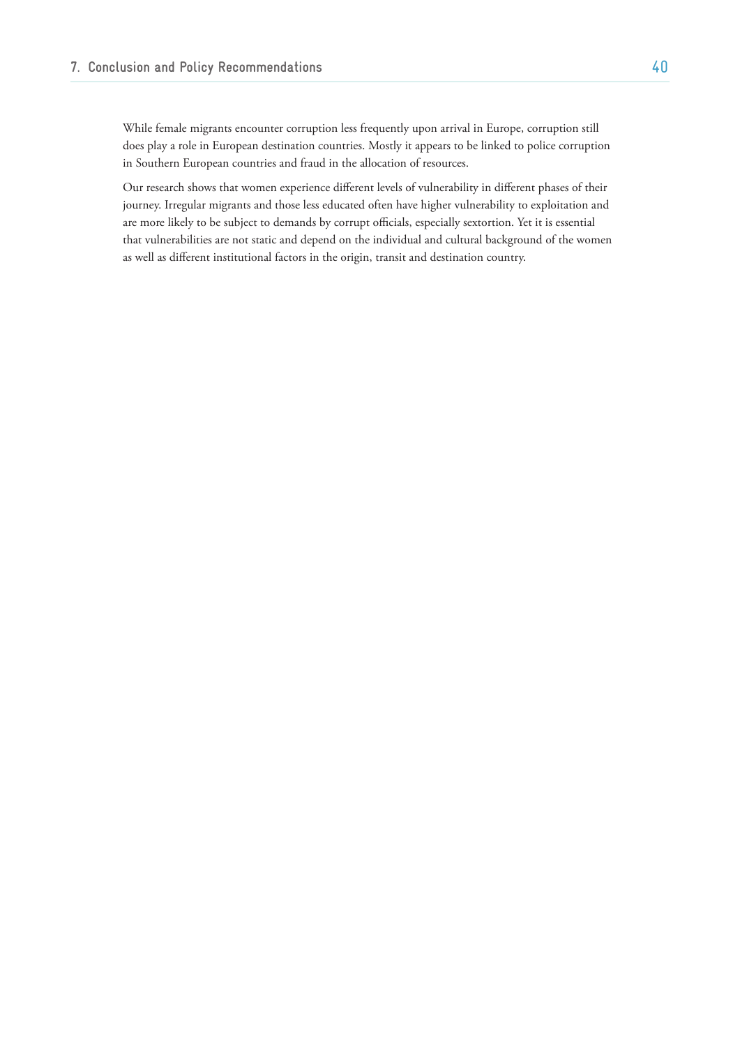While female migrants encounter corruption less frequently upon arrival in Europe, corruption still does play a role in European destination countries. Mostly it appears to be linked to police corruption in Southern European countries and fraud in the allocation of resources.

Our research shows that women experience different levels of vulnerability in different phases of their journey. Irregular migrants and those less educated often have higher vulnerability to exploitation and are more likely to be subject to demands by corrupt officials, especially sextortion. Yet it is essential that vulnerabilities are not static and depend on the individual and cultural background of the women as well as different institutional factors in the origin, transit and destination country.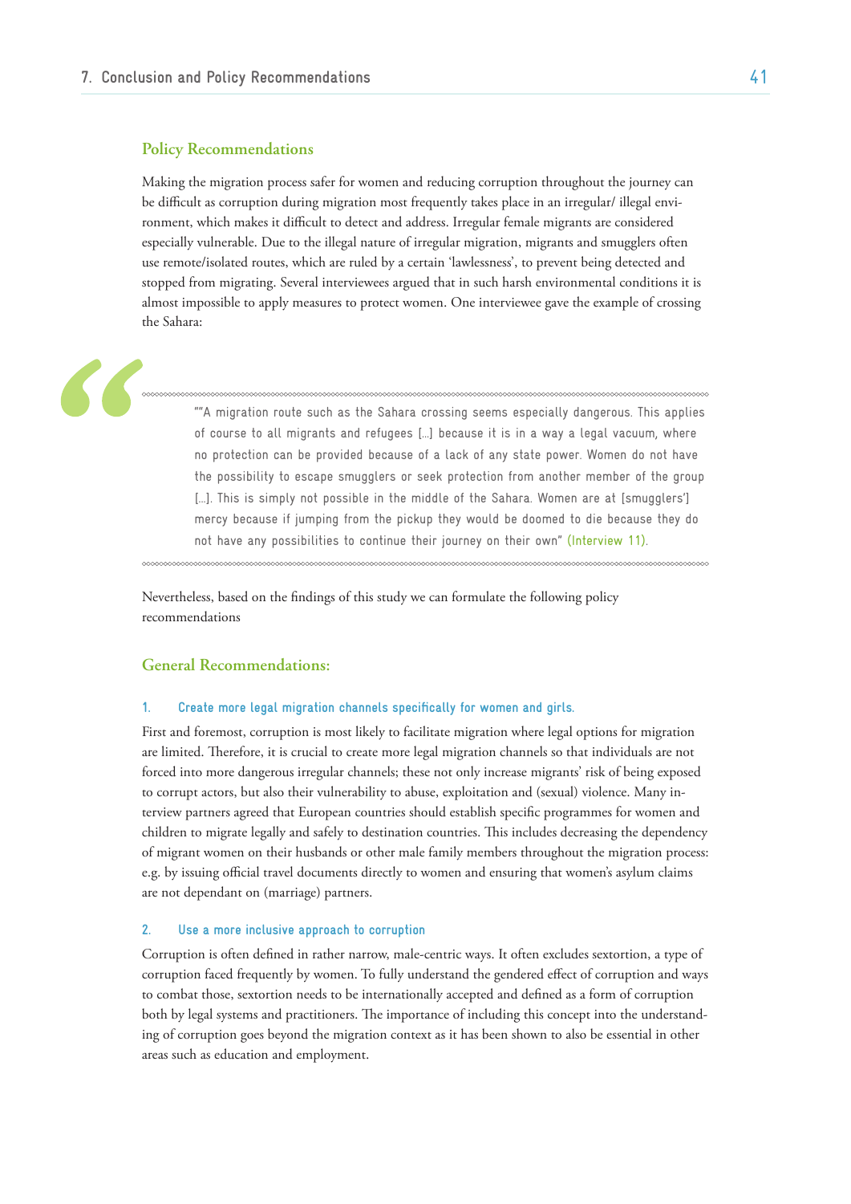## Policy Recommendations

Making the migration process safer for women and reducing corruption throughout the journey can be difficult as corruption during migration most frequently takes place in an irregular/ illegal environment, which makes it difficult to detect and address. Irregular female migrants are considered especially vulnerable. Due to the illegal nature of irregular migration, migrants and smugglers often use remote/isolated routes, which are ruled by a certain 'lawlessness', to prevent being detected and stopped from migrating. Several interviewees argued that in such harsh environmental conditions it is almost impossible to apply measures to protect women. One interviewee gave the example of crossing the Sahara:

> ""A migration route such as the Sahara crossing seems especially dangerous. This applies of course to all migrants and refugees [...] because it is in a way a legal vacuum, where no protection can be provided because of a lack of any state power. Women do not have the possibility to escape smugglers or seek protection from another member of the group [...]. This is simply not possible in the middle of the Sahara. Women are at [smugglers'] mercy because if jumping from the pickup they would be doomed to die because they do not have any possibilities to continue their journey on their own" (Interview 11).

Nevertheless, based on the findings of this study we can formulate the following policy recommendations

## General Recommendations:

### 1. Create more legal migration channels specifically for women and girls.

First and foremost, corruption is most likely to facilitate migration where legal options for migration are limited. Therefore, it is crucial to create more legal migration channels so that individuals are not forced into more dangerous irregular channels; these not only increase migrants' risk of being exposed to corrupt actors, but also their vulnerability to abuse, exploitation and (sexual) violence. Many interview partners agreed that European countries should establish specific programmes for women and children to migrate legally and safely to destination countries. This includes decreasing the dependency of migrant women on their husbands or other male family members throughout the migration process: e.g. by issuing official travel documents directly to women and ensuring that women's asylum claims are not dependant on (marriage) partners.

### 2. Use a more inclusive approach to corruption

Corruption is often defined in rather narrow, male-centric ways. It often excludes sextortion, a type of corruption faced frequently by women. To fully understand the gendered effect of corruption and ways to combat those, sextortion needs to be internationally accepted and defined as a form of corruption both by legal systems and practitioners. The importance of including this concept into the understanding of corruption goes beyond the migration context as it has been shown to also be essential in other areas such as education and employment.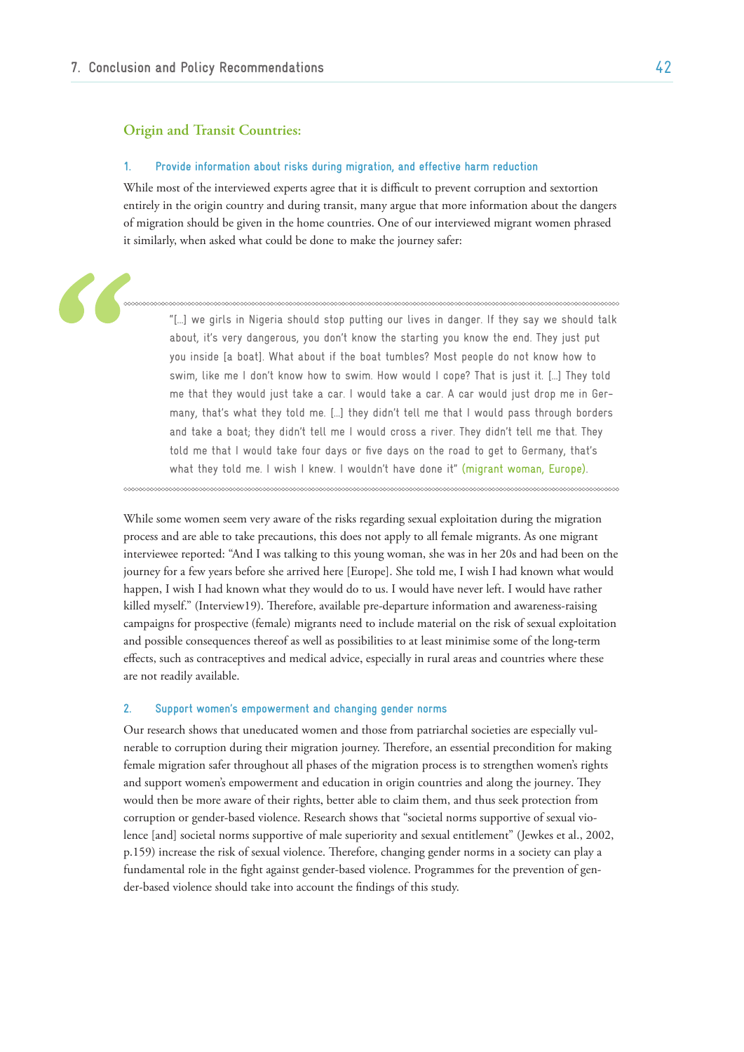## Origin and Transit Countries:

### 1. Provide information about risks during migration, and effective harm reduction

While most of the interviewed experts agree that it is difficult to prevent corruption and sextortion entirely in the origin country and during transit, many argue that more information about the dangers of migration should be given in the home countries. One of our interviewed migrant women phrased it similarly, when asked what could be done to make the journey safer:

> "[...] we girls in Nigeria should stop putting our lives in danger. If they say we should talk about, it's very dangerous, you don't know the starting you know the end. They just put you inside [a boat]. What about if the boat tumbles? Most people do not know how to swim, like me I don't know how to swim. How would I cope? That is just it. [...] They told me that they would just take a car. I would take a car. A car would just drop me in Germany, that's what they told me. [...] they didn't tell me that I would pass through borders and take a boat; they didn't tell me I would cross a river. They didn't tell me that. They told me that I would take four days or five days on the road to get to Germany, that's what they told me. I wish I knew. I wouldn't have done it" (migrant woman, Europe).

While some women seem very aware of the risks regarding sexual exploitation during the migration process and are able to take precautions, this does not apply to all female migrants. As one migrant interviewee reported: "And I was talking to this young woman, she was in her 20s and had been on the journey for a few years before she arrived here [Europe]. She told me, I wish I had known what would happen, I wish I had known what they would do to us. I would have never left. I would have rather killed myself." (Interview19). Therefore, available pre-departure information and awareness-raising campaigns for prospective (female) migrants need to include material on the risk of sexual exploitation and possible consequences thereof as well as possibilities to at least minimise some of the long-term effects, such as contraceptives and medical advice, especially in rural areas and countries where these are not readily available.

### 2. Support women's empowerment and changing gender norms

Our research shows that uneducated women and those from patriarchal societies are especially vulnerable to corruption during their migration journey. Therefore, an essential precondition for making female migration safer throughout all phases of the migration process is to strengthen women's rights and support women's empowerment and education in origin countries and along the journey. They would then be more aware of their rights, better able to claim them, and thus seek protection from corruption or gender-based violence. Research shows that "societal norms supportive of sexual violence [and] societal norms supportive of male superiority and sexual entitlement" (Jewkes et al., 2002, p.159) increase the risk of sexual violence. Therefore, changing gender norms in a society can play a fundamental role in the fight against gender-based violence. Programmes for the prevention of gender-based violence should take into account the findings of this study.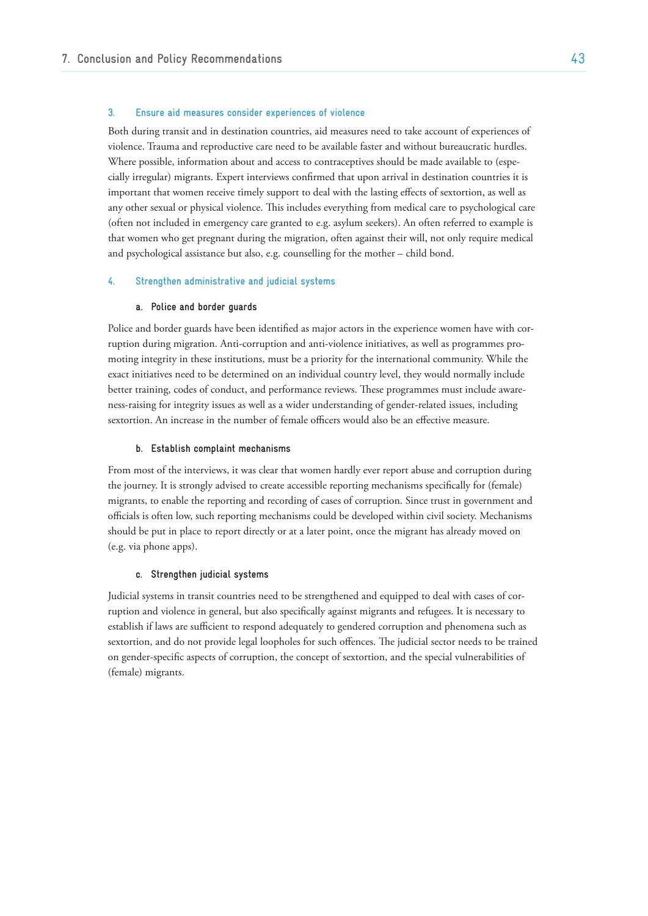### 3. Ensure aid measures consider experiences of violence

Both during transit and in destination countries, aid measures need to take account of experiences of violence. Trauma and reproductive care need to be available faster and without bureaucratic hurdles. Where possible, information about and access to contraceptives should be made available to (especially irregular) migrants. Expert interviews confirmed that upon arrival in destination countries it is important that women receive timely support to deal with the lasting effects of sextortion, as well as any other sexual or physical violence. This includes everything from medical care to psychological care (often not included in emergency care granted to e.g. asylum seekers). An often referred to example is that women who get pregnant during the migration, often against their will, not only require medical and psychological assistance but also, e.g. counselling for the mother – child bond.

### 4. Strengthen administrative and judicial systems

#### a. Police and border guards

Police and border guards have been identified as major actors in the experience women have with corruption during migration. Anti-corruption and anti-violence initiatives, as well as programmes promoting integrity in these institutions, must be a priority for the international community. While the exact initiatives need to be determined on an individual country level, they would normally include better training, codes of conduct, and performance reviews. These programmes must include awareness-raising for integrity issues as well as a wider understanding of gender-related issues, including sextortion. An increase in the number of female officers would also be an effective measure.

#### b. Establish complaint mechanisms

From most of the interviews, it was clear that women hardly ever report abuse and corruption during the journey. It is strongly advised to create accessible reporting mechanisms specifically for (female) migrants, to enable the reporting and recording of cases of corruption. Since trust in government and officials is often low, such reporting mechanisms could be developed within civil society. Mechanisms should be put in place to report directly or at a later point, once the migrant has already moved on (e.g. via phone apps).

#### c. Strengthen judicial systems

Judicial systems in transit countries need to be strengthened and equipped to deal with cases of corruption and violence in general, but also specifically against migrants and refugees. It is necessary to establish if laws are sufficient to respond adequately to gendered corruption and phenomena such as sextortion, and do not provide legal loopholes for such offences. The judicial sector needs to be trained on gender-specific aspects of corruption, the concept of sextortion, and the special vulnerabilities of (female) migrants.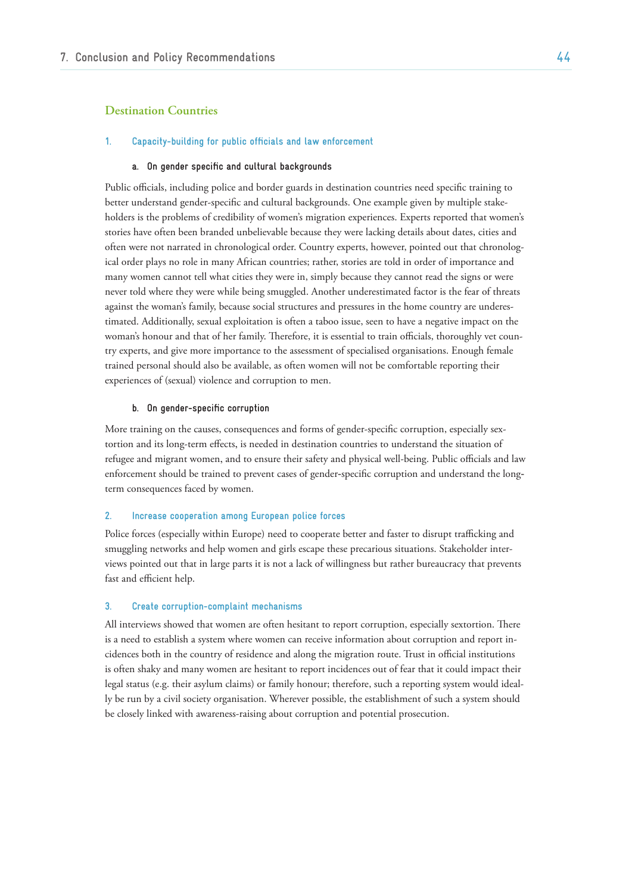## Destination Countries

### 1. Capacity-building for public officials and law enforcement

#### a. On gender specific and cultural backgrounds

Public officials, including police and border guards in destination countries need specific training to better understand gender-specific and cultural backgrounds. One example given by multiple stakeholders is the problems of credibility of women's migration experiences. Experts reported that women's stories have often been branded unbelievable because they were lacking details about dates, cities and often were not narrated in chronological order. Country experts, however, pointed out that chronological order plays no role in many African countries; rather, stories are told in order of importance and many women cannot tell what cities they were in, simply because they cannot read the signs or were never told where they were while being smuggled. Another underestimated factor is the fear of threats against the woman's family, because social structures and pressures in the home country are underestimated. Additionally, sexual exploitation is often a taboo issue, seen to have a negative impact on the woman's honour and that of her family. Therefore, it is essential to train officials, thoroughly vet country experts, and give more importance to the assessment of specialised organisations. Enough female trained personal should also be available, as often women will not be comfortable reporting their experiences of (sexual) violence and corruption to men.

#### b. On gender-specific corruption

More training on the causes, consequences and forms of gender-specific corruption, especially sextortion and its long-term effects, is needed in destination countries to understand the situation of refugee and migrant women, and to ensure their safety and physical well-being. Public officials and law enforcement should be trained to prevent cases of gender-specific corruption and understand the long-term consequences faced by women.

### 2. Increase cooperation among European police forces

Police forces (especially within Europe) need to cooperate better and faster to disrupt trafficking and smuggling networks and help women and girls escape these precarious situations. Stakeholder interviews pointed out that in large parts it is not a lack of willingness but rather bureaucracy that prevents fast and efficient help.

### 3. Create corruption-complaint mechanisms

All interviews showed that women are often hesitant to report corruption, especially sextortion. There is a need to establish a system where women can receive information about corruption and report incidences both in the country of residence and along the migration route. Trust in official institutions is often shaky and many women are hesitant to report incidences out of fear that it could impact their legal status (e.g. their asylum claims) or family honour; therefore, such a reporting system would ideally be run by a civil society organisation. Wherever possible, the establishment of such a system should be closely linked with awareness-raising about corruption and potential prosecution.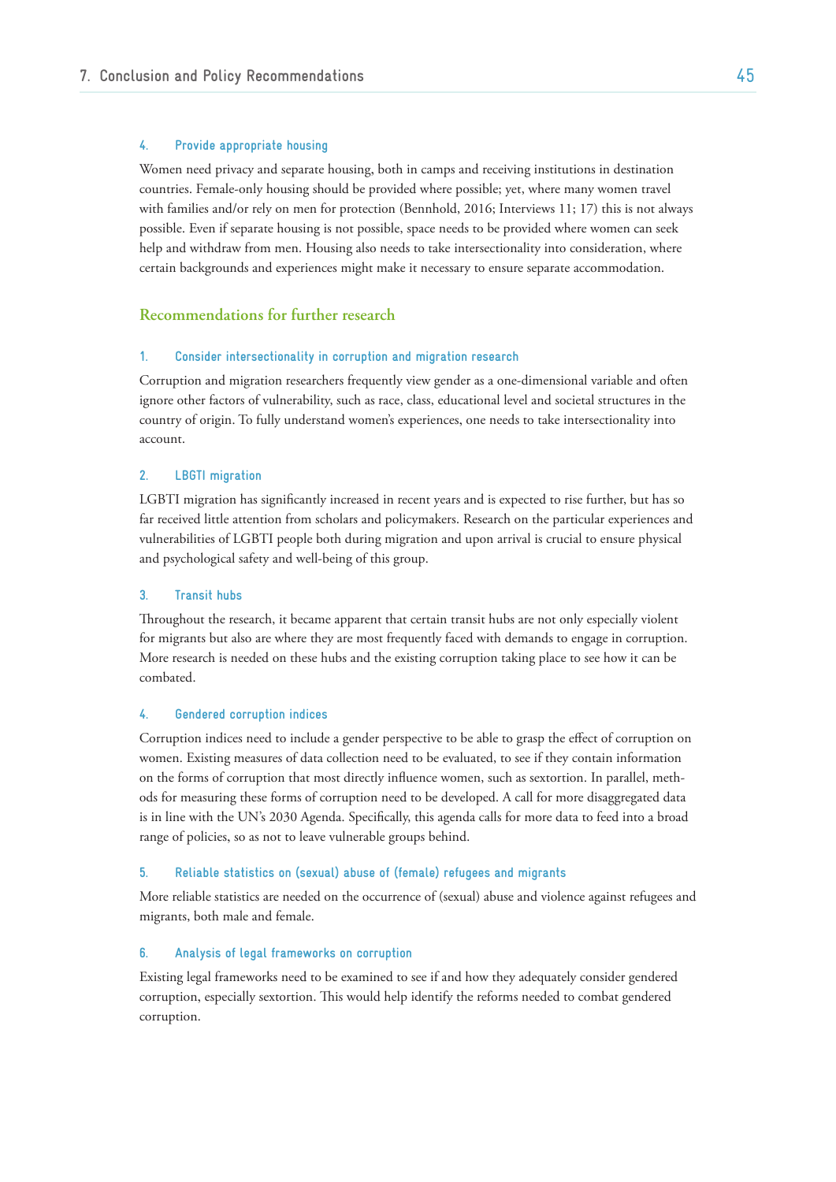#### 4. Provide appropriate housing

Women need privacy and separate housing, both in camps and receiving institutions in destination countries. Female-only housing should be provided where possible; yet, where many women travel with families and/or rely on men for protection (Bennhold, 2016; Interviews 11; 17) this is not always possible. Even if separate housing is not possible, space needs to be provided where women can seek help and withdraw from men. Housing also needs to take intersectionality into consideration, where certain backgrounds and experiences might make it necessary to ensure separate accommodation.

### Recommendations for further research

#### 1. Consider intersectionality in corruption and migration research

Corruption and migration researchers frequently view gender as a one-dimensional variable and often ignore other factors of vulnerability, such as race, class, educational level and societal structures in the country of origin. To fully understand women's experiences, one needs to take intersectionality into account.

#### 2. LBGTI migration

LGBTI migration has significantly increased in recent years and is expected to rise further, but has so far received little attention from scholars and policymakers. Research on the particular experiences and vulnerabilities of LGBTI people both during migration and upon arrival is crucial to ensure physical and psychological safety and well-being of this group.

#### 3. Transit hubs

Throughout the research, it became apparent that certain transit hubs are not only especially violent for migrants but also are where they are most frequently faced with demands to engage in corruption. More research is needed on these hubs and the existing corruption taking place to see how it can be combated.

#### 4. Gendered corruption indices

Corruption indices need to include a gender perspective to be able to grasp the effect of corruption on women. Existing measures of data collection need to be evaluated, to see if they contain information on the forms of corruption that most directly influence women, such as sextortion. In parallel, methods for measuring these forms of corruption need to be developed. A call for more disaggregated data is in line with the UN's 2030 Agenda. Specifically, this agenda calls for more data to feed into a broad range of policies, so as not to leave vulnerable groups behind.

#### 5. Reliable statistics on (sexual) abuse of (female) refugees and migrants

More reliable statistics are needed on the occurrence of (sexual) abuse and violence against refugees and migrants, both male and female.

#### 6. Analysis of legal frameworks on corruption

Existing legal frameworks need to be examined to see if and how they adequately consider gendered corruption, especially sextortion. This would help identify the reforms needed to combat gendered corruption.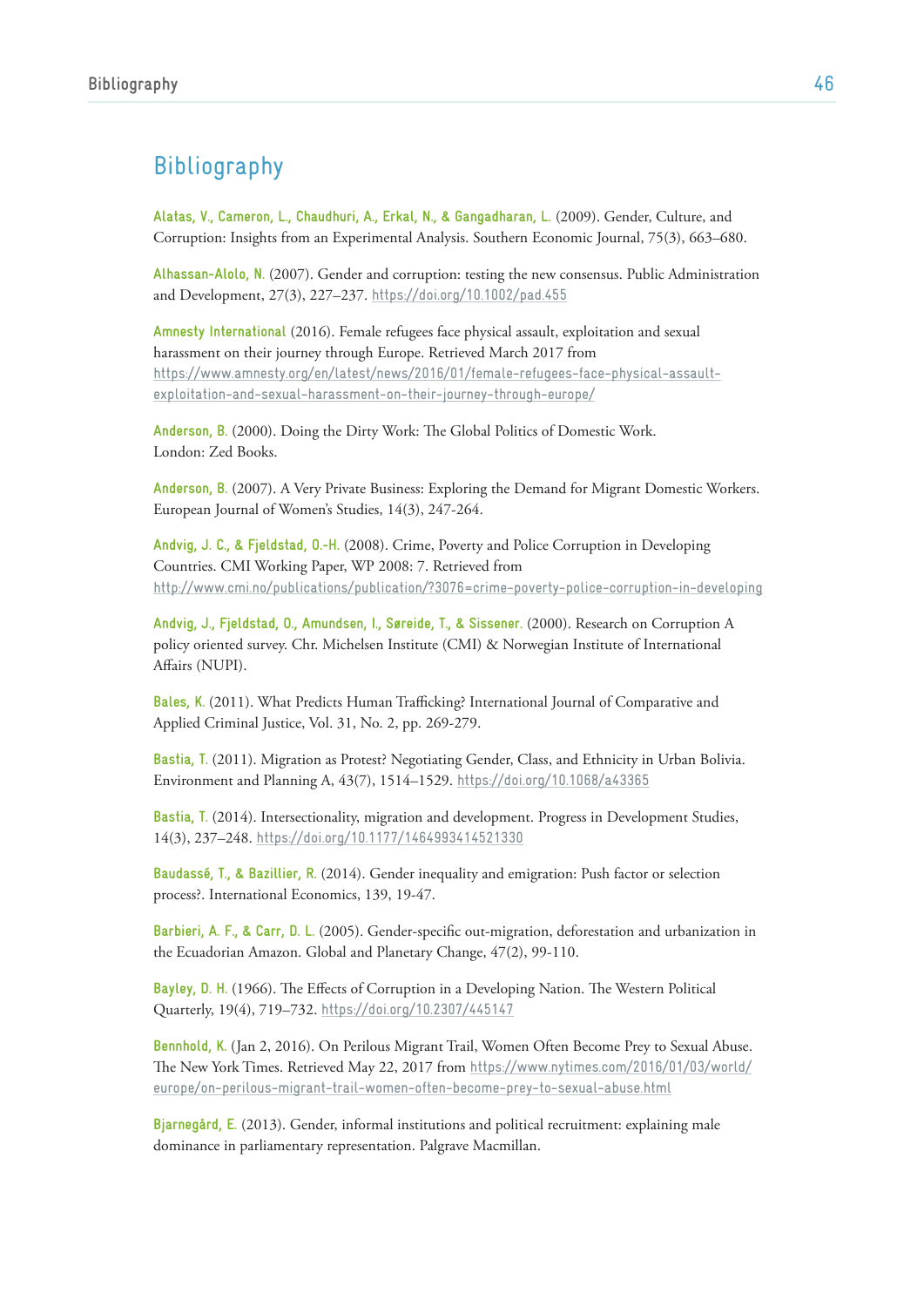# Bibliography

**Alatas, V., Cameron, L., Chaudhuri, A., Erkal, N., & Gangadharan, L.** (2009). Gender, Culture, and Corruption: Insights from an Experimental Analysis. Southern Economic Journal, 75(3), 663–680.

**Alhassan-Alolo, N.** (2007). Gender and corruption: testing the new consensus. Public Administration and Development, 27(3), 227–237. https://doi.org/10.1002/pad.455

**Amnesty International** (2016). Female refugees face physical assault, exploitation and sexual harassment on their journey through Europe. Retrieved March 2017 from https://www.amnesty.org/en/latest/news/2016/01/female-refugees-face-physical-assault-exploitation-and-sexual-harassment-on-their-journey-through-europe/

**Anderson, B.** (2000). Doing the Dirty Work: The Global Politics of Domestic Work. London: Zed Books.

**Anderson, B.** (2007). A Very Private Business: Exploring the Demand for Migrant Domestic Workers. European Journal of Women's Studies, 14(3), 247-264.

**Andvig, J. C., & Fjeldstad, O.-H.** (2008). Crime, Poverty and Police Corruption in Developing Countries. CMI Working Paper, WP 2008: 7. Retrieved from http://www.cmi.no/publications/publication/?3076=crime-poverty-police-corruption-in-developing

**Andvig, J., Fjeldstad, O., Amundsen, I., Søreide, T., & Sissener.** (2000). Research on Corruption A policy oriented survey. Chr. Michelsen Institute (CMI) & Norwegian Institute of International Affairs (NUPI).

**Bales, K.** (2011). What Predicts Human Trafficking? International Journal of Comparative and Applied Criminal Justice, Vol. 31, No. 2, pp. 269-279.

**Bastia, T.** (2011). Migration as Protest? Negotiating Gender, Class, and Ethnicity in Urban Bolivia. Environment and Planning A, 43(7), 1514–1529. https://doi.org/10.1068/a43365

**Bastia, T.** (2014). Intersectionality, migration and development. Progress in Development Studies, 14(3), 237–248. https://doi.org/10.1177/1464993414521330

**Baudassé, T., & Bazillier, R.** (2014). Gender inequality and emigration: Push factor or selection process?. International Economics, 139, 19-47.

**Barbieri, A. F., & Carr, D. L.** (2005). Gender-specific out-migration, deforestation and urbanization in the Ecuadorian Amazon. Global and Planetary Change, 47(2), 99-110.

**Bayley, D. H.** (1966). The Effects of Corruption in a Developing Nation. The Western Political Quarterly, 19(4), 719–732. https://doi.org/10.2307/445147

**Bennhold, K.** (Jan 2, 2016). On Perilous Migrant Trail, Women Often Become Prey to Sexual Abuse. The New York Times. Retrieved May 22, 2017 from https://www.nytimes.com/2016/01/03/world/europe/on-perilous-migrant-trail-women-often-become-prey-to-sexual-abuse.html

**Bjarnegård, E.** (2013). Gender, informal institutions and political recruitment: explaining male dominance in parliamentary representation. Palgrave Macmillan.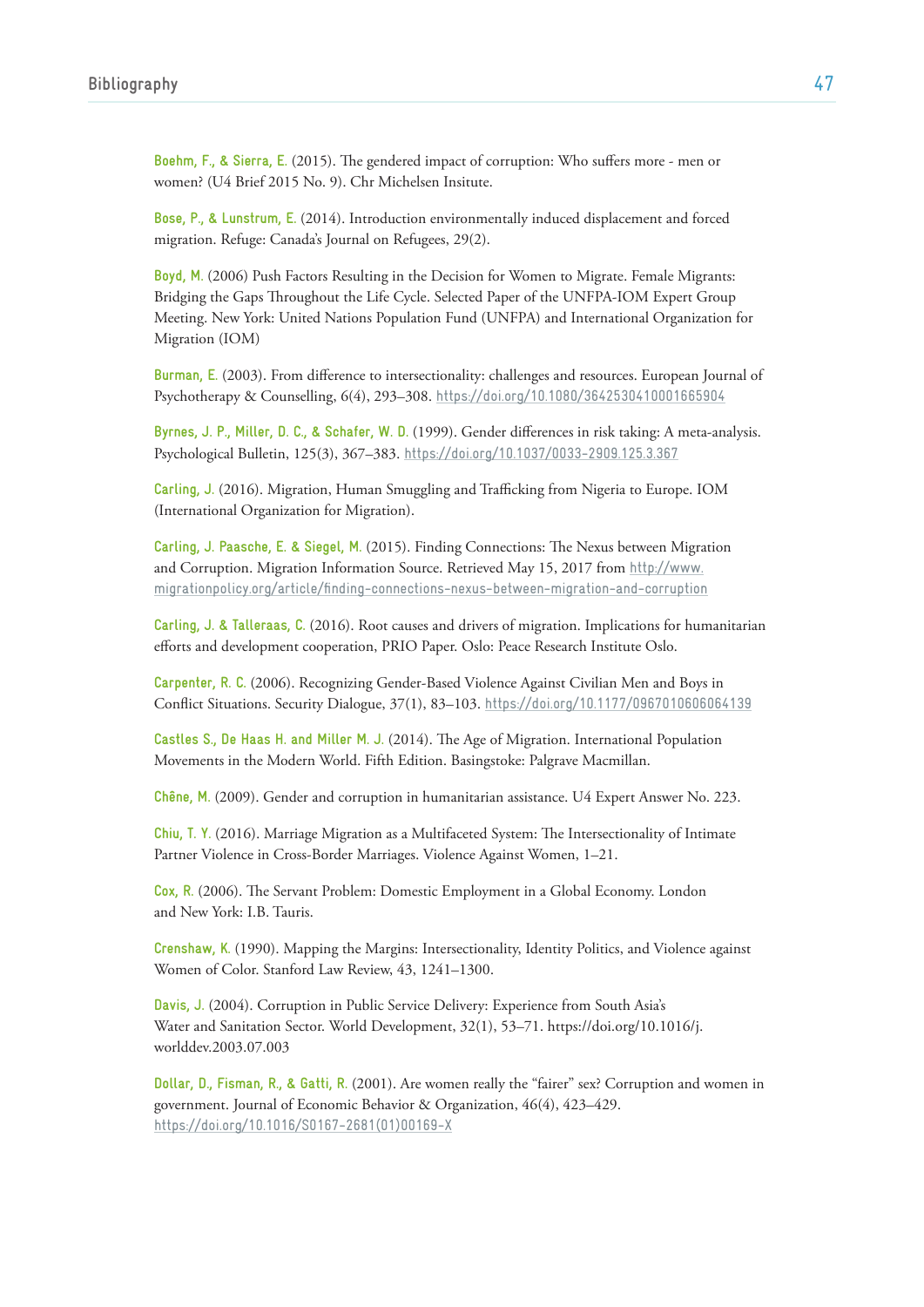**Boehm, F., & Sierra, E.** (2015). The gendered impact of corruption: Who suffers more - men or women? (U4 Brief 2015 No. 9). Chr Michelsen Insitute.

**Bose, P., & Lunstrum, E.** (2014). Introduction environmentally induced displacement and forced migration. Refuge: Canada's Journal on Refugees, 29(2).

**Boyd, M.** (2006) Push Factors Resulting in the Decision for Women to Migrate. Female Migrants: Bridging the Gaps Throughout the Life Cycle. Selected Paper of the UNFPA-IOM Expert Group Meeting. New York: United Nations Population Fund (UNFPA) and International Organization for Migration (IOM)

**Burman, E.** (2003). From difference to intersectionality: challenges and resources. European Journal of Psychotherapy & Counselling, 6(4), 293–308. https://doi.org/10.1080/3642530410001665904

**Byrnes, J. P., Miller, D. C., & Schafer, W. D.** (1999). Gender differences in risk taking: A meta-analysis. Psychological Bulletin, 125(3), 367–383. https://doi.org/10.1037/0033-2909.125.3.367

**Carling, J.** (2016). Migration, Human Smuggling and Trafficking from Nigeria to Europe. IOM (International Organization for Migration).

**Carling, J. Paasche, E. & Siegel, M.** (2015). Finding Connections: The Nexus between Migration and Corruption. Migration Information Source. Retrieved May 15, 2017 from http://www.migrationpolicy.org/article/finding-connections-nexus-between-migration-and-corruption

**Carling, J. & Talleraas, C.** (2016). Root causes and drivers of migration. Implications for humanitarian efforts and development cooperation, PRIO Paper. Oslo: Peace Research Institute Oslo.

**Carpenter, R. C.** (2006). Recognizing Gender-Based Violence Against Civilian Men and Boys in Conflict Situations. Security Dialogue, 37(1), 83–103. https://doi.org/10.1177/0967010606064139

**Castles S., De Haas H. and Miller M. J.** (2014). The Age of Migration. International Population Movements in the Modern World. Fifth Edition. Basingstoke: Palgrave Macmillan.

**Chêne, M.** (2009). Gender and corruption in humanitarian assistance. U4 Expert Answer No. 223.

**Chiu, T. Y.** (2016). Marriage Migration as a Multifaceted System: The Intersectionality of Intimate Partner Violence in Cross-Border Marriages. Violence Against Women, 1–21.

**Cox, R.** (2006). The Servant Problem: Domestic Employment in a Global Economy. London and New York: I.B. Tauris.

**Crenshaw, K.** (1990). Mapping the Margins: Intersectionality, Identity Politics, and Violence against Women of Color. Stanford Law Review, 43, 1241–1300.

**Davis, J.** (2004). Corruption in Public Service Delivery: Experience from South Asia's Water and Sanitation Sector. World Development, 32(1), 53–71. https://doi.org/10.1016/j.worlddev.2003.07.003

**Dollar, D., Fisman, R., & Gatti, R.** (2001). Are women really the "fairer" sex? Corruption and women in government. Journal of Economic Behavior & Organization, 46(4), 423–429. https://doi.org/10.1016/S0167-2681(01)00169-X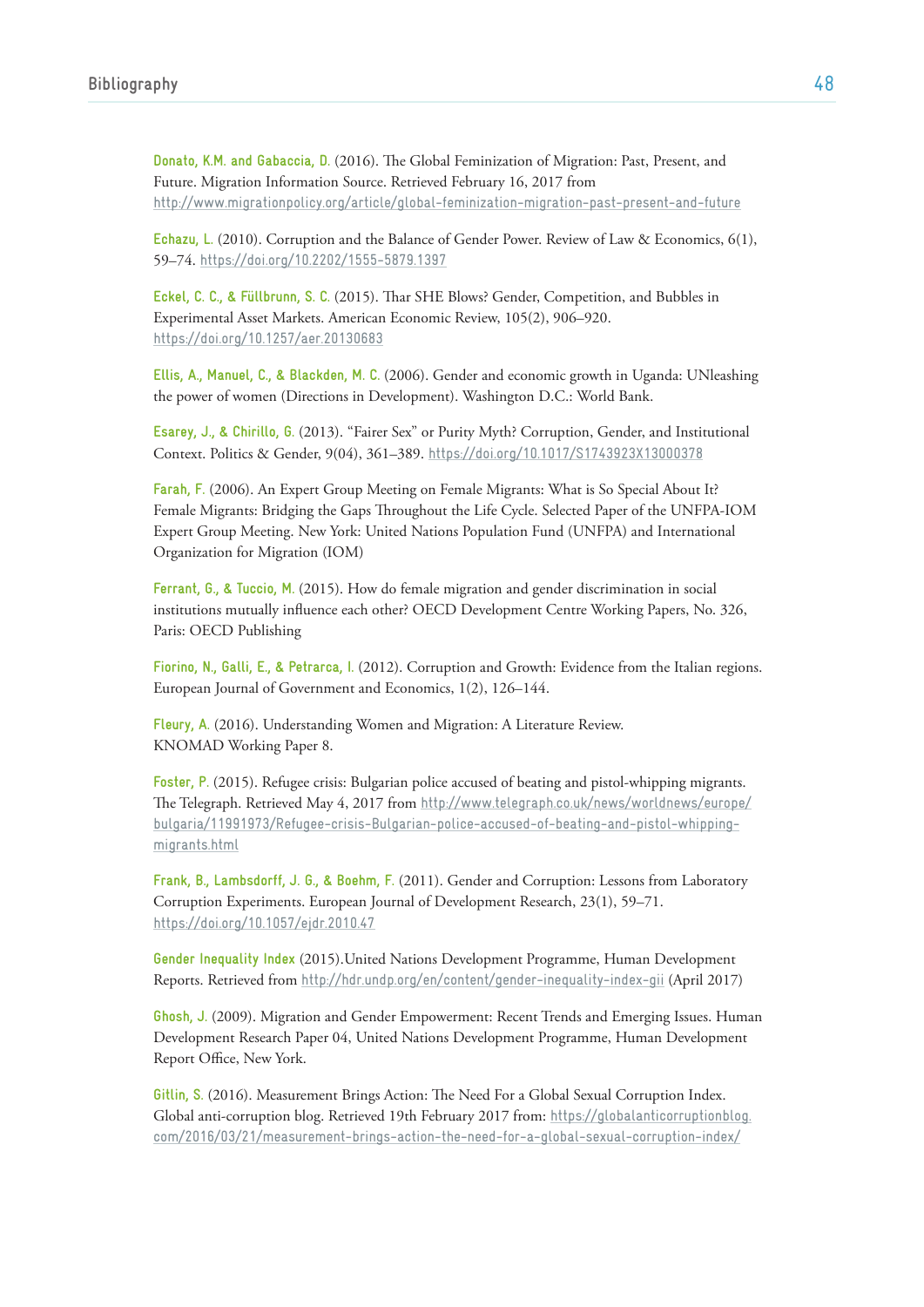**Donato, K.M. and Gabaccia, D.** (2016). The Global Feminization of Migration: Past, Present, and Future. Migration Information Source. Retrieved February 16, 2017 from http://www.migrationpolicy.org/article/global-feminization-migration-past-present-and-future

**Echazu, L.** (2010). Corruption and the Balance of Gender Power. Review of Law & Economics, 6(1), 59–74. https://doi.org/10.2202/1555-5879.1397

**Eckel, C. C., & Füllbrunn, S. C.** (2015). Thar SHE Blows? Gender, Competition, and Bubbles in Experimental Asset Markets. American Economic Review, 105(2), 906–920. https://doi.org/10.1257/aer.20130683

**Ellis, A., Manuel, C., & Blackden, M. C.** (2006). Gender and economic growth in Uganda: UNleashing the power of women (Directions in Development). Washington D.C.: World Bank.

**Esarey, J., & Chirillo, G.** (2013). "Fairer Sex" or Purity Myth? Corruption, Gender, and Institutional Context. Politics & Gender, 9(04), 361–389. https://doi.org/10.1017/S1743923X13000378

**Farah, F.** (2006). An Expert Group Meeting on Female Migrants: What is So Special About It? Female Migrants: Bridging the Gaps Throughout the Life Cycle. Selected Paper of the UNFPA-IOM Expert Group Meeting. New York: United Nations Population Fund (UNFPA) and International Organization for Migration (IOM)

**Ferrant, G., & Tuccio, M.** (2015). How do female migration and gender discrimination in social institutions mutually influence each other? OECD Development Centre Working Papers, No. 326, Paris: OECD Publishing

**Fiorino, N., Galli, E., & Petrarca, I.** (2012). Corruption and Growth: Evidence from the Italian regions. European Journal of Government and Economics, 1(2), 126–144.

**Fleury, A.** (2016). Understanding Women and Migration: A Literature Review. KNOMAD Working Paper 8.

**Foster, P.** (2015). Refugee crisis: Bulgarian police accused of beating and pistol-whipping migrants. The Telegraph. Retrieved May 4, 2017 from http://www.telegraph.co.uk/news/worldnews/europe/bulgaria/11991973/Refugee-crisis-Bulgarian-police-accused-of-beating-and-pistol-whipping-migrants.html

**Frank, B., Lambsdorff, J. G., & Boehm, F.** (2011). Gender and Corruption: Lessons from Laboratory Corruption Experiments. European Journal of Development Research, 23(1), 59–71. https://doi.org/10.1057/ejdr.2010.47

**Gender Inequality Index** (2015).United Nations Development Programme, Human Development Reports. Retrieved from http://hdr.undp.org/en/content/gender-inequality-index-gii (April 2017)

**Ghosh, J.** (2009). Migration and Gender Empowerment: Recent Trends and Emerging Issues. Human Development Research Paper 04, United Nations Development Programme, Human Development Report Office, New York.

**Gitlin, S.** (2016). Measurement Brings Action: The Need For a Global Sexual Corruption Index. Global anti-corruption blog. Retrieved 19th February 2017 from: https://globalanticorruptionblog.com/2016/03/21/measurement-brings-action-the-need-for-a-global-sexual-corruption-index/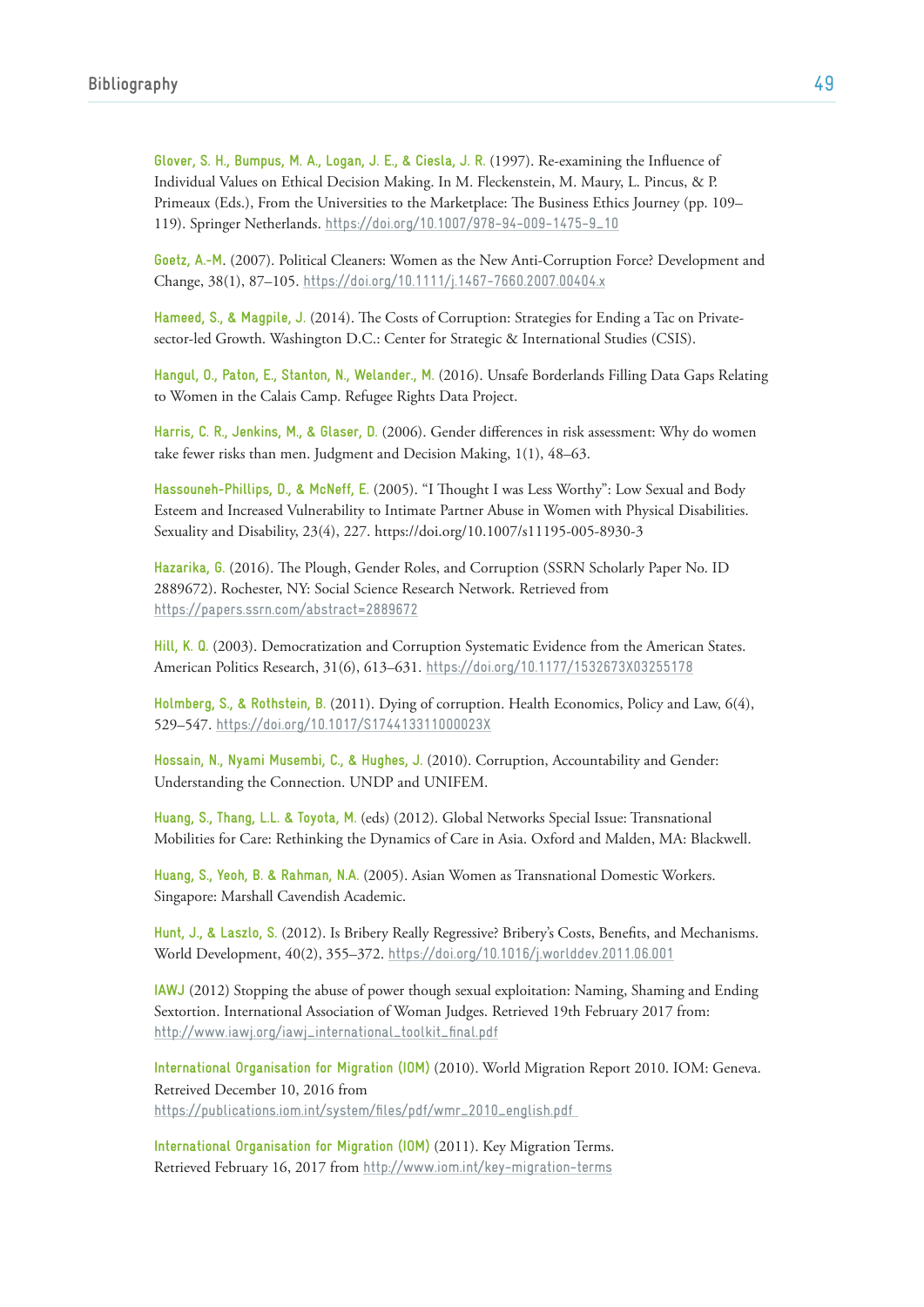**Glover, S. H., Bumpus, M. A., Logan, J. E., & Ciesla, J. R.** (1997). Re-examining the Influence of Individual Values on Ethical Decision Making. In M. Fleckenstein, M. Maury, L. Pincus, & P. Primeaux (Eds.), From the Universities to the Marketplace: The Business Ethics Journey (pp. 109–119). Springer Netherlands. https://doi.org/10.1007/978-94-009-1475-9_10

**Goetz, A.-M**. (2007). Political Cleaners: Women as the New Anti-Corruption Force? Development and Change, 38(1), 87–105. https://doi.org/10.1111/j.1467-7660.2007.00404.x

**Hameed, S., & Magpile, J.** (2014). The Costs of Corruption: Strategies for Ending a Tac on Private-sector-led Growth. Washington D.C.: Center for Strategic & International Studies (CSIS).

**Hangul, O., Paton, E., Stanton, N., Welander., M.** (2016). Unsafe Borderlands Filling Data Gaps Relating to Women in the Calais Camp. Refugee Rights Data Project.

**Harris, C. R., Jenkins, M., & Glaser, D.** (2006). Gender differences in risk assessment: Why do women take fewer risks than men. Judgment and Decision Making, 1(1), 48–63.

**Hassouneh-Phillips, D., & McNeff, E.** (2005). "I Thought I was Less Worthy": Low Sexual and Body Esteem and Increased Vulnerability to Intimate Partner Abuse in Women with Physical Disabilities. Sexuality and Disability, 23(4), 227. https://doi.org/10.1007/s11195-005-8930-3

**Hazarika, G.** (2016). The Plough, Gender Roles, and Corruption (SSRN Scholarly Paper No. ID 2889672). Rochester, NY: Social Science Research Network. Retrieved from https://papers.ssrn.com/abstract=2889672

**Hill, K. Q.** (2003). Democratization and Corruption Systematic Evidence from the American States. American Politics Research, 31(6), 613–631. https://doi.org/10.1177/1532673X03255178

**Holmberg, S., & Rothstein, B.** (2011). Dying of corruption. Health Economics, Policy and Law, 6(4), 529–547. https://doi.org/10.1017/S174413311000023X

**Hossain, N., Nyami Musembi, C., & Hughes, J.** (2010). Corruption, Accountability and Gender: Understanding the Connection. UNDP and UNIFEM.

**Huang, S., Thang, L.L. & Toyota, M.** (eds) (2012). Global Networks Special Issue: Transnational Mobilities for Care: Rethinking the Dynamics of Care in Asia. Oxford and Malden, MA: Blackwell.

**Huang, S., Yeoh, B. & Rahman, N.A.** (2005). Asian Women as Transnational Domestic Workers. Singapore: Marshall Cavendish Academic.

**Hunt, J., & Laszlo, S.** (2012). Is Bribery Really Regressive? Bribery's Costs, Benefits, and Mechanisms. World Development, 40(2), 355–372. https://doi.org/10.1016/j.worlddev.2011.06.001

**IAWJ** (2012) Stopping the abuse of power though sexual exploitation: Naming, Shaming and Ending Sextortion. International Association of Woman Judges. Retrieved 19th February 2017 from: http://www.iawj.org/iawj_international_toolkit_final.pdf

**International Organisation for Migration (IOM)** (2010). World Migration Report 2010. IOM: Geneva. Retreived December 10, 2016 from https://publications.iom.int/system/files/pdf/wmr_2010_english.pdf

**International Organisation for Migration (IOM)** (2011). Key Migration Terms. Retrieved February 16, 2017 from http://www.iom.int/key-migration-terms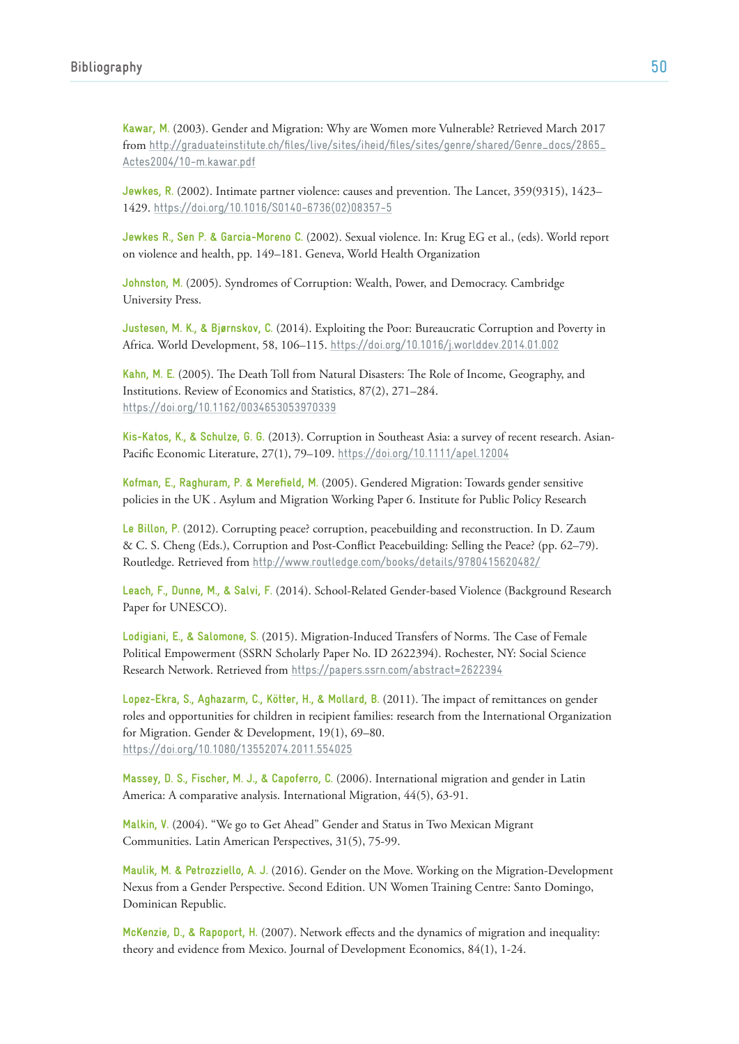**Kawar, M.** (2003). Gender and Migration: Why are Women more Vulnerable? Retrieved March 2017 from http://graduateinstitute.ch/files/live/sites/iheid/files/sites/genre/shared/Genre_docs/2865_Actes2004/10-m.kawar.pdf

**Jewkes, R.** (2002). Intimate partner violence: causes and prevention. The Lancet, 359(9315), 1423–1429. https://doi.org/10.1016/S0140-6736(02)08357-5

**Jewkes R., Sen P. & Garcia-Moreno C.** (2002). Sexual violence. In: Krug EG et al., (eds). World report on violence and health, pp. 149–181. Geneva, World Health Organization

**Johnston, M.** (2005). Syndromes of Corruption: Wealth, Power, and Democracy. Cambridge University Press.

**Justesen, M. K., & Bjørnskov, C.** (2014). Exploiting the Poor: Bureaucratic Corruption and Poverty in Africa. World Development, 58, 106–115. https://doi.org/10.1016/j.worlddev.2014.01.002

**Kahn, M. E.** (2005). The Death Toll from Natural Disasters: The Role of Income, Geography, and Institutions. Review of Economics and Statistics, 87(2), 271–284. https://doi.org/10.1162/0034653053970339

**Kis-Katos, K., & Schulze, G. G.** (2013). Corruption in Southeast Asia: a survey of recent research. Asian-Pacific Economic Literature, 27(1), 79–109. https://doi.org/10.1111/apel.12004

**Kofman, E., Raghuram, P. & Merefield, M.** (2005). Gendered Migration: Towards gender sensitive policies in the UK . Asylum and Migration Working Paper 6. Institute for Public Policy Research

**Le Billon, P.** (2012). Corrupting peace? corruption, peacebuilding and reconstruction. In D. Zaum & C. S. Cheng (Eds.), Corruption and Post-Conflict Peacebuilding: Selling the Peace? (pp. 62–79). Routledge. Retrieved from http://www.routledge.com/books/details/9780415620482/

**Leach, F., Dunne, M., & Salvi, F.** (2014). School-Related Gender-based Violence (Background Research Paper for UNESCO).

**Lodigiani, E., & Salomone, S.** (2015). Migration-Induced Transfers of Norms. The Case of Female Political Empowerment (SSRN Scholarly Paper No. ID 2622394). Rochester, NY: Social Science Research Network. Retrieved from https://papers.ssrn.com/abstract=2622394

**Lopez-Ekra, S., Aghazarm, C., Kötter, H., & Mollard, B.** (2011). The impact of remittances on gender roles and opportunities for children in recipient families: research from the International Organization for Migration. Gender & Development, 19(1), 69–80. https://doi.org/10.1080/13552074.2011.554025

**Massey, D. S., Fischer, M. J., & Capoferro, C.** (2006). International migration and gender in Latin America: A comparative analysis. International Migration, 44(5), 63-91.

**Malkin, V.** (2004). "We go to Get Ahead" Gender and Status in Two Mexican Migrant Communities. Latin American Perspectives, 31(5), 75-99.

**Maulik, M. & Petrozziello, A. J.** (2016). Gender on the Move. Working on the Migration-Development Nexus from a Gender Perspective. Second Edition. UN Women Training Centre: Santo Domingo, Dominican Republic.

**McKenzie, D., & Rapoport, H.** (2007). Network effects and the dynamics of migration and inequality: theory and evidence from Mexico. Journal of Development Economics, 84(1), 1-24.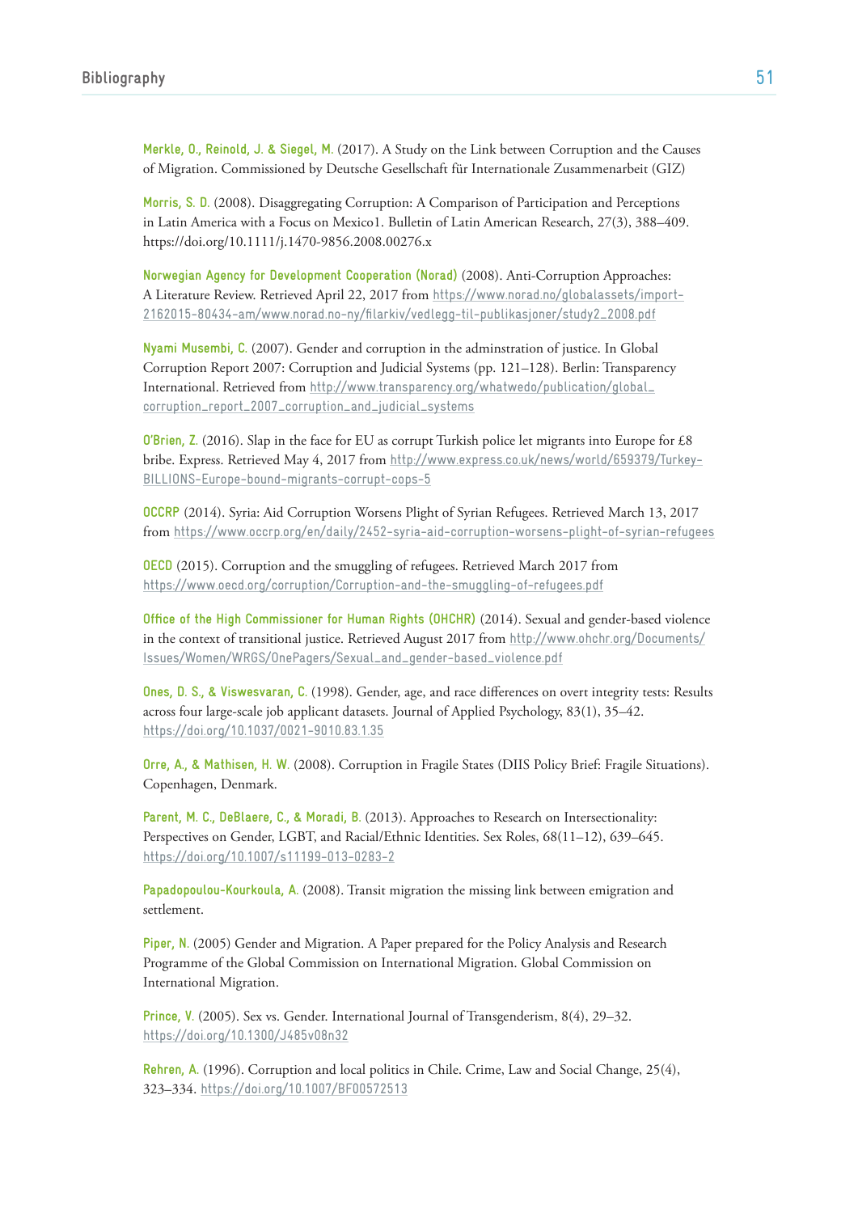**Merkle, O., Reinold, J. & Siegel, M.** (2017). A Study on the Link between Corruption and the Causes of Migration. Commissioned by Deutsche Gesellschaft für Internationale Zusammenarbeit (GIZ)

**Morris, S. D.** (2008). Disaggregating Corruption: A Comparison of Participation and Perceptions in Latin America with a Focus on Mexico1. Bulletin of Latin American Research, 27(3), 388–409. https://doi.org/10.1111/j.1470-9856.2008.00276.x

**Norwegian Agency for Development Cooperation (Norad)** (2008). Anti-Corruption Approaches: A Literature Review. Retrieved April 22, 2017 from https://www.norad.no/globalassets/import-2162015-80434-am/www.norad.no-ny/filarkiv/vedlegg-til-publikasjoner/study2_2008.pdf

**Nyami Musembi, C.** (2007). Gender and corruption in the adminstration of justice. In Global Corruption Report 2007: Corruption and Judicial Systems (pp. 121–128). Berlin: Transparency International. Retrieved from http://www.transparency.org/whatwedo/publication/global_corruption_report_2007_corruption_and_judicial_systems

**O'Brien, Z.** (2016). Slap in the face for EU as corrupt Turkish police let migrants into Europe for £8 bribe. Express. Retrieved May 4, 2017 from http://www.express.co.uk/news/world/659379/Turkey-BILLIONS-Europe-bound-migrants-corrupt-cops-5

**OCCRP** (2014). Syria: Aid Corruption Worsens Plight of Syrian Refugees. Retrieved March 13, 2017 from https://www.occrp.org/en/daily/2452-syria-aid-corruption-worsens-plight-of-syrian-refugees

**OECD** (2015). Corruption and the smuggling of refugees. Retrieved March 2017 from https://www.oecd.org/corruption/Corruption-and-the-smuggling-of-refugees.pdf

**Office of the High Commissioner for Human Rights (OHCHR)** (2014). Sexual and gender-based violence in the context of transitional justice. Retrieved August 2017 from http://www.ohchr.org/Documents/Issues/Women/WRGS/OnePagers/Sexual_and_gender-based_violence.pdf

**Ones, D. S., & Viswesvaran, C.** (1998). Gender, age, and race differences on overt integrity tests: Results across four large-scale job applicant datasets. Journal of Applied Psychology, 83(1), 35–42. https://doi.org/10.1037/0021-9010.83.1.35

**Orre, A., & Mathisen, H. W.** (2008). Corruption in Fragile States (DIIS Policy Brief: Fragile Situations). Copenhagen, Denmark.

**Parent, M. C., DeBlaere, C., & Moradi, B.** (2013). Approaches to Research on Intersectionality: Perspectives on Gender, LGBT, and Racial/Ethnic Identities. Sex Roles, 68(11–12), 639–645. https://doi.org/10.1007/s11199-013-0283-2

**Papadopoulou-Kourkoula, A.** (2008). Transit migration the missing link between emigration and settlement.

**Piper, N.** (2005) Gender and Migration. A Paper prepared for the Policy Analysis and Research Programme of the Global Commission on International Migration. Global Commission on International Migration.

**Prince, V.** (2005). Sex vs. Gender. International Journal of Transgenderism, 8(4), 29–32. https://doi.org/10.1300/J485v08n32

**Rehren, A.** (1996). Corruption and local politics in Chile. Crime, Law and Social Change, 25(4), 323–334. https://doi.org/10.1007/BF00572513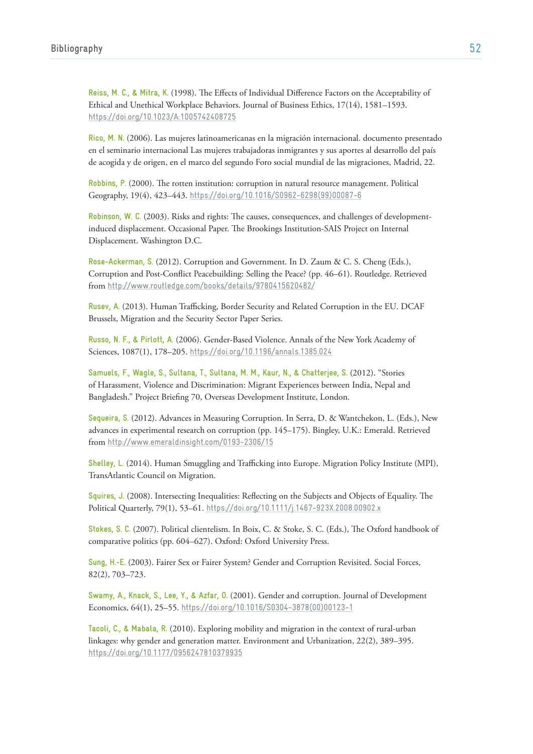**Reiss, M. C., & Mitra, K.** (1998). The Effects of Individual Difference Factors on the Acceptability of Ethical and Unethical Workplace Behaviors. Journal of Business Ethics, 17(14), 1581–1593. https://doi.org/10.1023/A:1005742408725

**Rico, M. N.** (2006). Las mujeres latinoamericanas en la migración internacional. documento presentado en el seminario internacional Las mujeres trabajadoras inmigrantes y sus aportes al desarrollo del país de acogida y de origen, en el marco del segundo Foro social mundial de las migraciones, Madrid, 22.

**Robbins, P.** (2000). The rotten institution: corruption in natural resource management. Political Geography, 19(4), 423–443. https://doi.org/10.1016/S0962-6298(99)00087-6

**Robinson, W. C.** (2003). Risks and rights: The causes, consequences, and challenges of development-induced displacement. Occasional Paper. The Brookings Institution-SAIS Project on Internal Displacement. Washington D.C.

**Rose-Ackerman, S.** (2012). Corruption and Government. In D. Zaum & C. S. Cheng (Eds.), Corruption and Post-Conflict Peacebuilding: Selling the Peace? (pp. 46–61). Routledge. Retrieved from http://www.routledge.com/books/details/9780415620482/

**Rusev, A.** (2013). Human Trafficking, Border Security and Related Corruption in the EU. DCAF Brussels, Migration and the Security Sector Paper Series.

**Russo, N. F., & Pirlott, A.** (2006). Gender-Based Violence. Annals of the New York Academy of Sciences, 1087(1), 178–205. https://doi.org/10.1196/annals.1385.024

**Samuels, F., Wagle, S., Sultana, T., Sultana, M. M., Kaur, N., & Chatterjee, S.** (2012). "Stories of Harassment, Violence and Discrimination: Migrant Experiences between India, Nepal and Bangladesh." Project Briefing 70, Overseas Development Institute, London.

**Sequeira, S.** (2012). Advances in Measuring Corruption. In Serra, D. & Wantchekon, L. (Eds.), New advances in experimental research on corruption (pp. 145–175). Bingley, U.K.: Emerald. Retrieved from http://www.emeraldinsight.com/0193-2306/15

**Shelley, L.** (2014). Human Smuggling and Trafficking into Europe. Migration Policy Institute (MPI), TransAtlantic Council on Migration.

**Squires, J.** (2008). Intersecting Inequalities: Reflecting on the Subjects and Objects of Equality. The Political Quarterly, 79(1), 53–61. https://doi.org/10.1111/j.1467-923X.2008.00902.x

**Stokes, S. C.** (2007). Political clientelism. In Boix, C. & Stoke, S. C. (Eds.), The Oxford handbook of comparative politics (pp. 604–627). Oxford: Oxford University Press.

**Sung, H.-E.** (2003). Fairer Sex or Fairer System? Gender and Corruption Revisited. Social Forces, 82(2), 703–723.

**Swamy, A., Knack, S., Lee, Y., & Azfar, O.** (2001). Gender and corruption. Journal of Development Economics, 64(1), 25–55. https://doi.org/10.1016/S0304-3878(00)00123-1

**Tacoli, C., & Mabala, R.** (2010). Exploring mobility and migration in the context of rural-urban linkages: why gender and generation matter. Environment and Urbanization, 22(2), 389–395. https://doi.org/10.1177/0956247810379935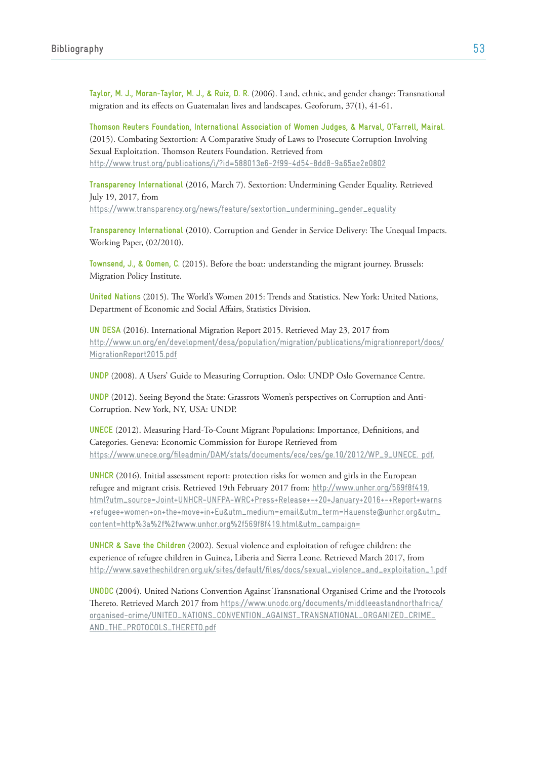**Taylor, M. J., Moran-Taylor, M. J., & Ruiz, D. R.** (2006). Land, ethnic, and gender change: Transnational migration and its effects on Guatemalan lives and landscapes. Geoforum, 37(1), 41-61.

**Thomson Reuters Foundation, International Association of Women Judges, & Marval, O'Farrell, Mairal.** (2015). Combating Sextortion: A Comparative Study of Laws to Prosecute Corruption Involving Sexual Exploitation. Thomson Reuters Foundation. Retrieved from http://www.trust.org/publications/i/?id=588013e6-2f99-4d54-8dd8-9a65ae2e0802

**Transparency International** (2016, March 7). Sextortion: Undermining Gender Equality. Retrieved July 19, 2017, from https://www.transparency.org/news/feature/sextortion_undermining_gender_equality

**Transparency International** (2010). Corruption and Gender in Service Delivery: The Unequal Impacts. Working Paper, (02/2010).

**Townsend, J., & Oomen, C.** (2015). Before the boat: understanding the migrant journey. Brussels: Migration Policy Institute.

**United Nations** (2015). The World's Women 2015: Trends and Statistics. New York: United Nations, Department of Economic and Social Affairs, Statistics Division.

**UN DESA** (2016). International Migration Report 2015. Retrieved May 23, 2017 from http://www.un.org/en/development/desa/population/migration/publications/migrationreport/docs/MigrationReport2015.pdf

**UNDP** (2008). A Users' Guide to Measuring Corruption. Oslo: UNDP Oslo Governance Centre.

**UNDP** (2012). Seeing Beyond the State: Grassrots Women's perspectives on Corruption and Anti-Corruption. New York, NY, USA: UNDP.

**UNECE** (2012). Measuring Hard-To-Count Migrant Populations: Importance, Definitions, and Categories. Geneva: Economic Commission for Europe Retrieved from https://www.unece.org/fileadmin/DAM/stats/documents/ece/ces/ge.10/2012/WP_9_UNECE. pdf.

**UNHCR** (2016). Initial assessment report: protection risks for women and girls in the European refugee and migrant crisis. Retrieved 19th February 2017 from: http://www.unhcr.org/569f8f419.html?utm_source=Joint+UNHCR-UNFPA-WRC+Press+Release+-+20+January+2016+-+Report+warns+refugee+women+on+the+move+in+Eu&utm_medium=email&utm_term=Hauenste@unhcr.org&utm_content=http%3a%2f%2fwww.unhcr.org%2f569f8f419.html&utm_campaign=

**UNHCR & Save the Children** (2002). Sexual violence and exploitation of refugee children: the experience of refugee children in Guinea, Liberia and Sierra Leone. Retrieved March 2017, from http://www.savethechildren.org.uk/sites/default/files/docs/sexual_violence_and_exploitation_1.pdf

**UNODC** (2004). United Nations Convention Against Transnational Organised Crime and the Protocols Thereto. Retrieved March 2017 from https://www.unodc.org/documents/middleeastandnorthafrica/organised-crime/UNITED_NATIONS_CONVENTION_AGAINST_TRANSNATIONAL_ORGANIZED_CRIME_AND_THE_PROTOCOLS_THERETO.pdf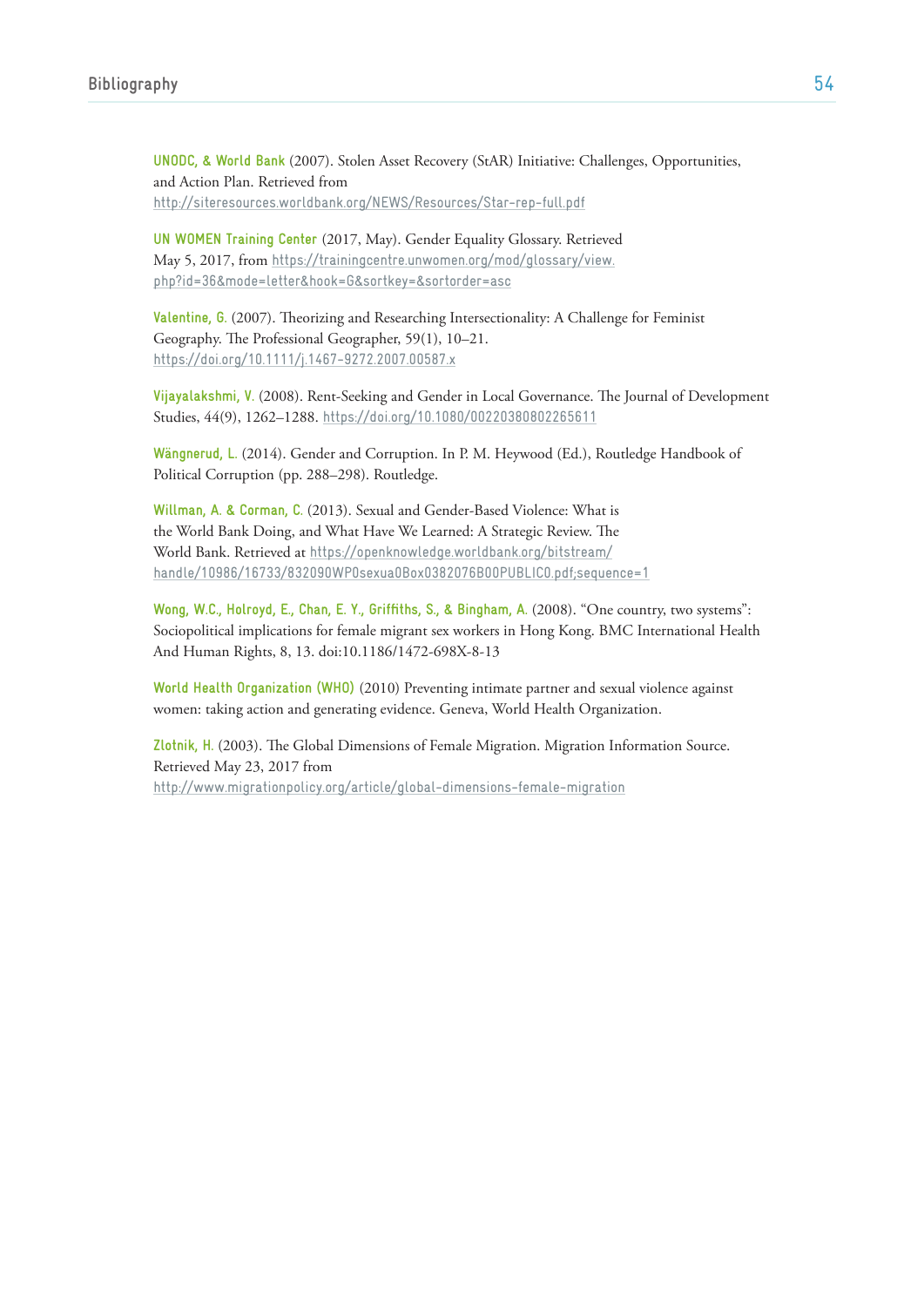**UNODC, & World Bank** (2007). Stolen Asset Recovery (StAR) Initiative: Challenges, Opportunities, and Action Plan. Retrieved from http://siteresources.worldbank.org/NEWS/Resources/Star-rep-full.pdf

**UN WOMEN Training Center** (2017, May). Gender Equality Glossary. Retrieved May 5, 2017, from https://trainingcentre.unwomen.org/mod/glossary/view.php?id=36&mode=letter&hook=G&sortkey=&sortorder=asc

**Valentine, G.** (2007). Theorizing and Researching Intersectionality: A Challenge for Feminist Geography. The Professional Geographer, 59(1), 10–21. https://doi.org/10.1111/j.1467-9272.2007.00587.x

**Vijayalakshmi, V.** (2008). Rent-Seeking and Gender in Local Governance. The Journal of Development Studies, 44(9), 1262–1288. https://doi.org/10.1080/00220380802265611

**Wängnerud, L.** (2014). Gender and Corruption. In P. M. Heywood (Ed.), Routledge Handbook of Political Corruption (pp. 288–298). Routledge.

**Willman, A. & Corman, C.** (2013). Sexual and Gender-Based Violence: What is the World Bank Doing, and What Have We Learned: A Strategic Review. The World Bank. Retrieved at https://openknowledge.worldbank.org/bitstream/handle/10986/16733/832090WP0sexua0Box0382076B00PUBLIC0.pdf;sequence=1

**Wong, W.C., Holroyd, E., Chan, E. Y., Griffiths, S., & Bingham, A.** (2008). "One country, two systems": Sociopolitical implications for female migrant sex workers in Hong Kong. BMC International Health And Human Rights, 8, 13. doi:10.1186/1472-698X-8-13

**World Health Organization (WHO)** (2010) Preventing intimate partner and sexual violence against women: taking action and generating evidence. Geneva, World Health Organization.

**Zlotnik, H.** (2003). The Global Dimensions of Female Migration. Migration Information Source. Retrieved May 23, 2017 from http://www.migrationpolicy.org/article/global-dimensions-female-migration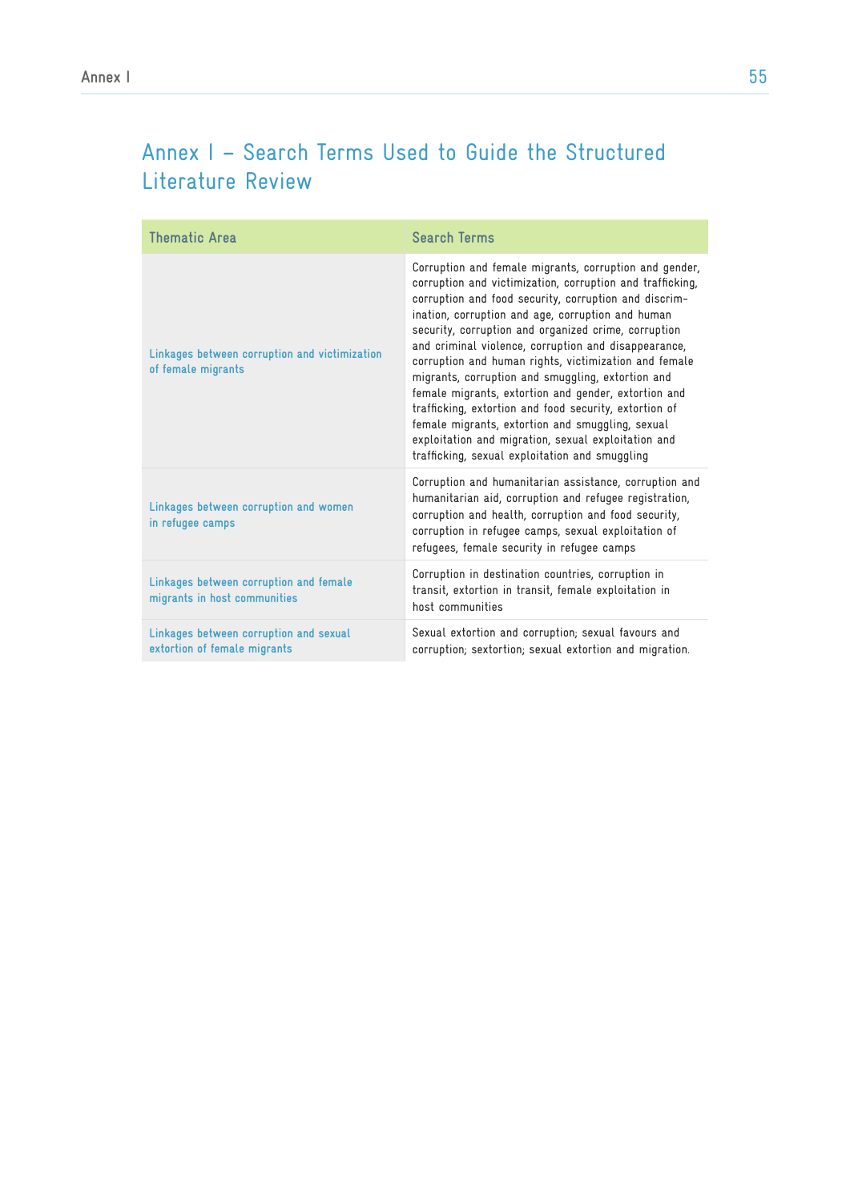# Annex I – Search Terms Used to Guide the Structured Literature Review

| Thematic Area | Search Terms |
|---|---|
| Linkages between corruption and victimization of female migrants | Corruption and female migrants, corruption and gender, corruption and victimization, corruption and trafficking, corruption and food security, corruption and discrimination, corruption and age, corruption and human security, corruption and organized crime, corruption and criminal violence, corruption and disappearance, corruption and human rights, victimization and female migrants, corruption and smuggling, extortion and female migrants, extortion and gender, extortion and trafficking, extortion and food security, extortion of female migrants, extortion and smuggling, sexual exploitation and migration, sexual exploitation and trafficking, sexual exploitation and smuggling |
| Linkages between corruption and women in refugee camps | Corruption and humanitarian assistance, corruption and humanitarian aid, corruption and refugee registration, corruption and health, corruption and food security, corruption in refugee camps, sexual exploitation of refugees, female security in refugee camps |
| Linkages between corruption and female migrants in host communities | Corruption in destination countries, corruption in transit, extortion in transit, female exploitation in host communities |
| Linkages between corruption and sexual extortion of female migrants | Sexual extortion and corruption; sexual favours and corruption; sextortion; sexual extortion and migration. |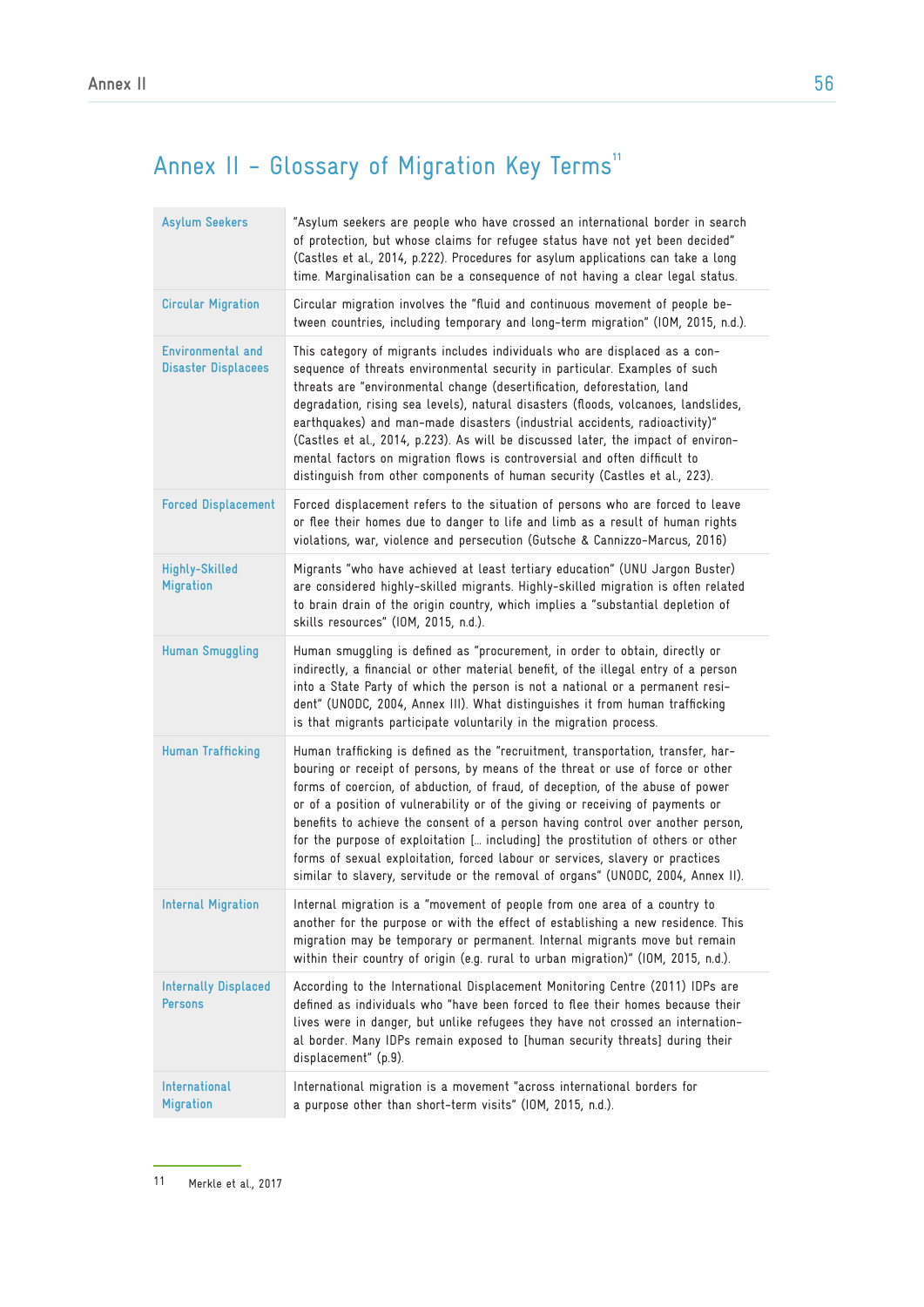# Annex II – Glossary of Migration Key Terms[11]

| | |
|---|---|
| Asylum Seekers | "Asylum seekers are people who have crossed an international border in search of protection, but whose claims for refugee status have not yet been decided" (Castles et al., 2014, p.222). Procedures for asylum applications can take a long time. Marginalisation can be a consequence of not having a clear legal status. |
| Circular Migration | Circular migration involves the "fluid and continuous movement of people between countries, including temporary and long-term migration" (IOM, 2015, n.d.). |
| Environmental and Disaster Displacees | This category of migrants includes individuals who are displaced as a consequence of threats environmental security in particular. Examples of such threats are "environmental change (desertification, deforestation, land degradation, rising sea levels), natural disasters (floods, volcanoes, landslides, earthquakes) and man-made disasters (industrial accidents, radioactivity)" (Castles et al., 2014, p.223). As will be discussed later, the impact of environmental factors on migration flows is controversial and often difficult to distinguish from other components of human security (Castles et al., 223). |
| Forced Displacement | Forced displacement refers to the situation of persons who are forced to leave or flee their homes due to danger to life and limb as a result of human rights violations, war, violence and persecution (Gutsche & Cannizzo-Marcus, 2016) |
| Highly-Skilled Migration | Migrants "who have achieved at least tertiary education" (UNU Jargon Buster) are considered highly-skilled migrants. Highly-skilled migration is often related to brain drain of the origin country, which implies a "substantial depletion of skills resources" (IOM, 2015, n.d.). |
| Human Smuggling | Human smuggling is defined as "procurement, in order to obtain, directly or indirectly, a financial or other material benefit, of the illegal entry of a person into a State Party of which the person is not a national or a permanent resident" (UNODC, 2004, Annex III). What distinguishes it from human trafficking is that migrants participate voluntarily in the migration process. |
| Human Trafficking | Human trafficking is defined as the "recruitment, transportation, transfer, harbouring or receipt of persons, by means of the threat or use of force or other forms of coercion, of abduction, of fraud, of deception, of the abuse of power or of a position of vulnerability or of the giving or receiving of payments or benefits to achieve the consent of a person having control over another person, for the purpose of exploitation [… including] the prostitution of others or other forms of sexual exploitation, forced labour or services, slavery or practices similar to slavery, servitude or the removal of organs" (UNODC, 2004, Annex II). |
| Internal Migration | Internal migration is a "movement of people from one area of a country to another for the purpose or with the effect of establishing a new residence. This migration may be temporary or permanent. Internal migrants move but remain within their country of origin (e.g. rural to urban migration)" (IOM, 2015, n.d.). |
| Internally Displaced Persons | According to the International Displacement Monitoring Centre (2011) IDPs are defined as individuals who "have been forced to flee their homes because their lives were in danger, but unlike refugees they have not crossed an international border. Many IDPs remain exposed to [human security threats] during their displacement" (p.9). |
| International Migration | International migration is a movement "across international borders for a purpose other than short-term visits" (IOM, 2015, n.d.). |

11 Merkle et al., 2017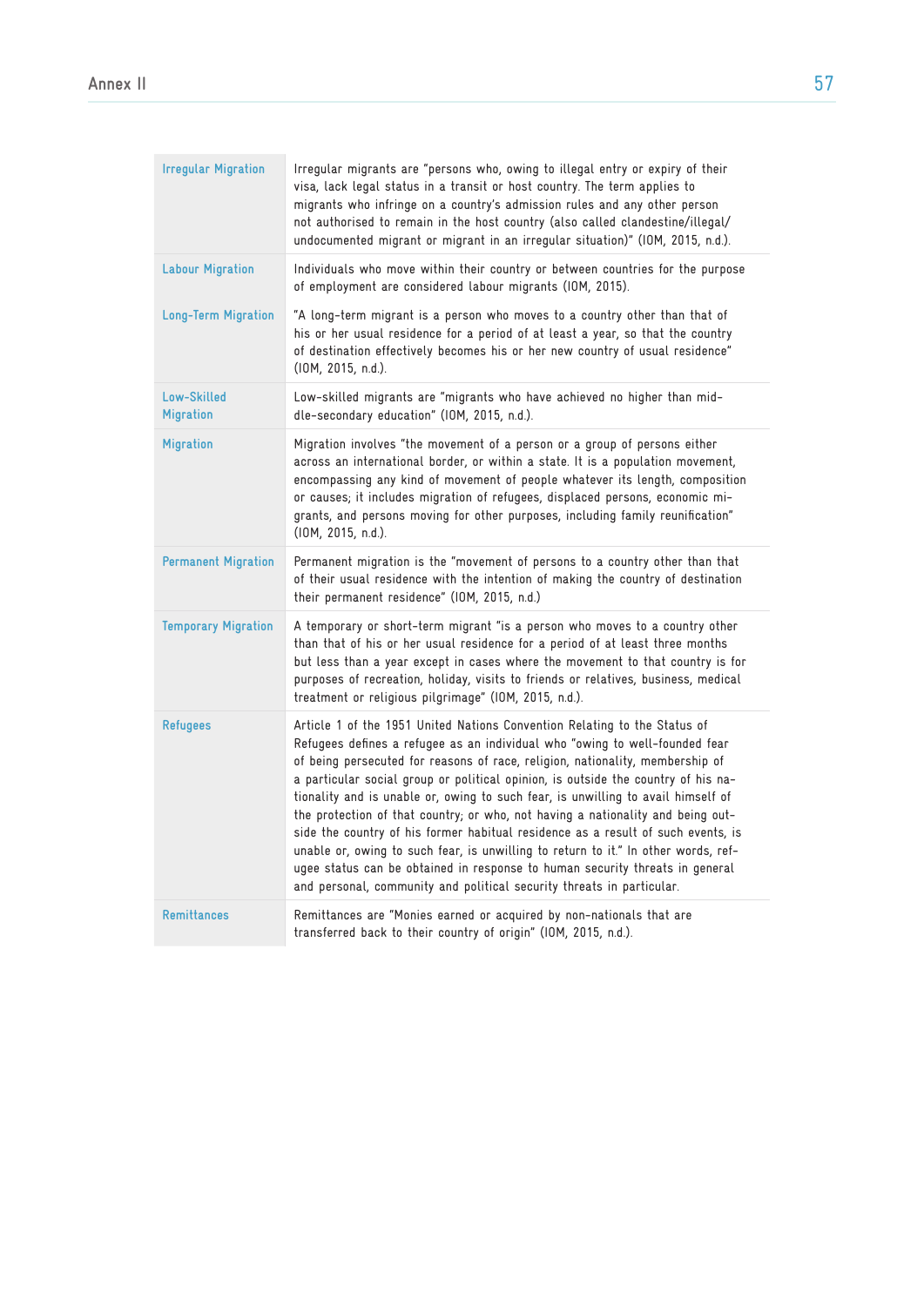| | |
|---|---|
| Irregular Migration | Irregular migrants are "persons who, owing to illegal entry or expiry of their visa, lack legal status in a transit or host country. The term applies to migrants who infringe on a country's admission rules and any other person not authorised to remain in the host country (also called clandestine/illegal/undocumented migrant or migrant in an irregular situation)" (IOM, 2015, n.d.). |
| Labour Migration | Individuals who move within their country or between countries for the purpose of employment are considered labour migrants (IOM, 2015). |
| Long-Term Migration | "A long-term migrant is a person who moves to a country other than that of his or her usual residence for a period of at least a year, so that the country of destination effectively becomes his or her new country of usual residence" (IOM, 2015, n.d.). |
| Low-Skilled Migration | Low-skilled migrants are "migrants who have achieved no higher than middle-secondary education" (IOM, 2015, n.d.). |
| Migration | Migration involves "the movement of a person or a group of persons either across an international border, or within a state. It is a population movement, encompassing any kind of movement of people whatever its length, composition or causes; it includes migration of refugees, displaced persons, economic migrants, and persons moving for other purposes, including family reunification" (IOM, 2015, n.d.). |
| Permanent Migration | Permanent migration is the "movement of persons to a country other than that of their usual residence with the intention of making the country of destination their permanent residence" (IOM, 2015, n.d.) |
| Temporary Migration | A temporary or short-term migrant "is a person who moves to a country other than that of his or her usual residence for a period of at least three months but less than a year except in cases where the movement to that country is for purposes of recreation, holiday, visits to friends or relatives, business, medical treatment or religious pilgrimage" (IOM, 2015, n.d.). |
| Refugees | Article 1 of the 1951 United Nations Convention Relating to the Status of Refugees defines a refugee as an individual who "owing to well-founded fear of being persecuted for reasons of race, religion, nationality, membership of a particular social group or political opinion, is outside the country of his nationality and is unable or, owing to such fear, is unwilling to avail himself of the protection of that country; or who, not having a nationality and being outside the country of his former habitual residence as a result of such events, is unable or, owing to such fear, is unwilling to return to it." In other words, refugee status can be obtained in response to human security threats in general and personal, community and political security threats in particular. |
| Remittances | Remittances are "Monies earned or acquired by non-nationals that are transferred back to their country of origin" (IOM, 2015, n.d.). |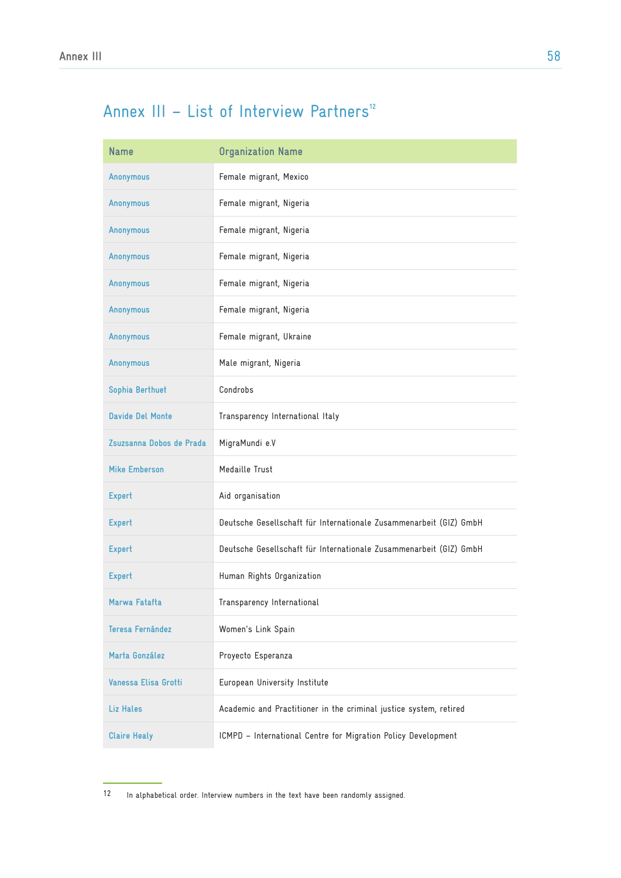# Annex III – List of Interview Partners[12]

| Name | Organization Name |
|---|---|
| Anonymous | Female migrant, Mexico |
| Anonymous | Female migrant, Nigeria |
| Anonymous | Female migrant, Nigeria |
| Anonymous | Female migrant, Nigeria |
| Anonymous | Female migrant, Nigeria |
| Anonymous | Female migrant, Nigeria |
| Anonymous | Female migrant, Ukraine |
| Anonymous | Male migrant, Nigeria |
| Sophia Berthuet | Condrobs |
| Davide Del Monte | Transparency International Italy |
| Zsuzsanna Dobos de Prada | MigraMundi e.V |
| Mike Emberson | Medaille Trust |
| Expert | Aid organisation |
| Expert | Deutsche Gesellschaft für Internationale Zusammenarbeit (GIZ) GmbH |
| Expert | Deutsche Gesellschaft für Internationale Zusammenarbeit (GIZ) GmbH |
| Expert | Human Rights Organization |
| Marwa Fatafta | Transparency International |
| Teresa Fernández | Women's Link Spain |
| Marta González | Proyecto Esperanza |
| Vanessa Elisa Grotti | European University Institute |
| Liz Hales | Academic and Practitioner in the criminal justice system, retired |
| Claire Healy | ICMPD – International Centre for Migration Policy Development |

12 In alphabetical order. Interview numbers in the text have been randomly assigned.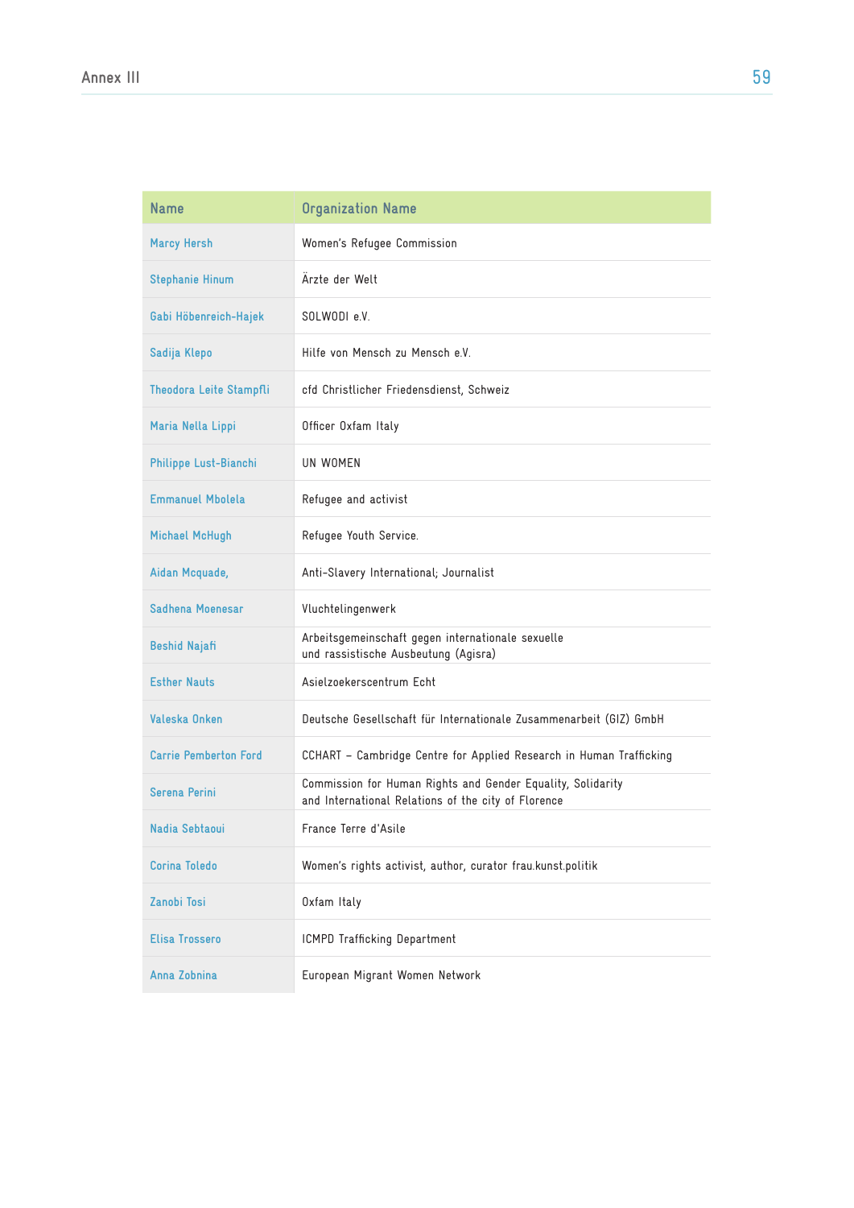| Name | Organization Name |
|---|---|
| Marcy Hersh | Women's Refugee Commission |
| Stephanie Hinum | Ärzte der Welt |
| Gabi Höbenreich-Hajek | SOLWODI e.V. |
| Sadija Klepo | Hilfe von Mensch zu Mensch e.V. |
| Theodora Leite Stampfli | cfd Christlicher Friedensdienst, Schweiz |
| Maria Nella Lippi | Officer Oxfam Italy |
| Philippe Lust-Bianchi | UN WOMEN |
| Emmanuel Mbolela | Refugee and activist |
| Michael McHugh | Refugee Youth Service. |
| Aidan Mcquade, | Anti-Slavery International; Journalist |
| Sadhena Moenesar | Vluchtelingenwerk |
| Beshid Najafi | Arbeitsgemeinschaft gegen internationale sexuelle und rassistische Ausbeutung (Agisra) |
| Esther Nauts | Asielzoekerscentrum Echt |
| Valeska Onken | Deutsche Gesellschaft für Internationale Zusammenarbeit (GIZ) GmbH |
| Carrie Pemberton Ford | CCHART – Cambridge Centre for Applied Research in Human Trafficking |
| Serena Perini | Commission for Human Rights and Gender Equality, Solidarity and International Relations of the city of Florence |
| Nadia Sebtaoui | France Terre d'Asile |
| Corina Toledo | Women's rights activist, author, curator frau.kunst.politik |
| Zanobi Tosi | Oxfam Italy |
| Elisa Trossero | ICMPD Trafficking Department |
| Anna Zobnina | European Migrant Women Network |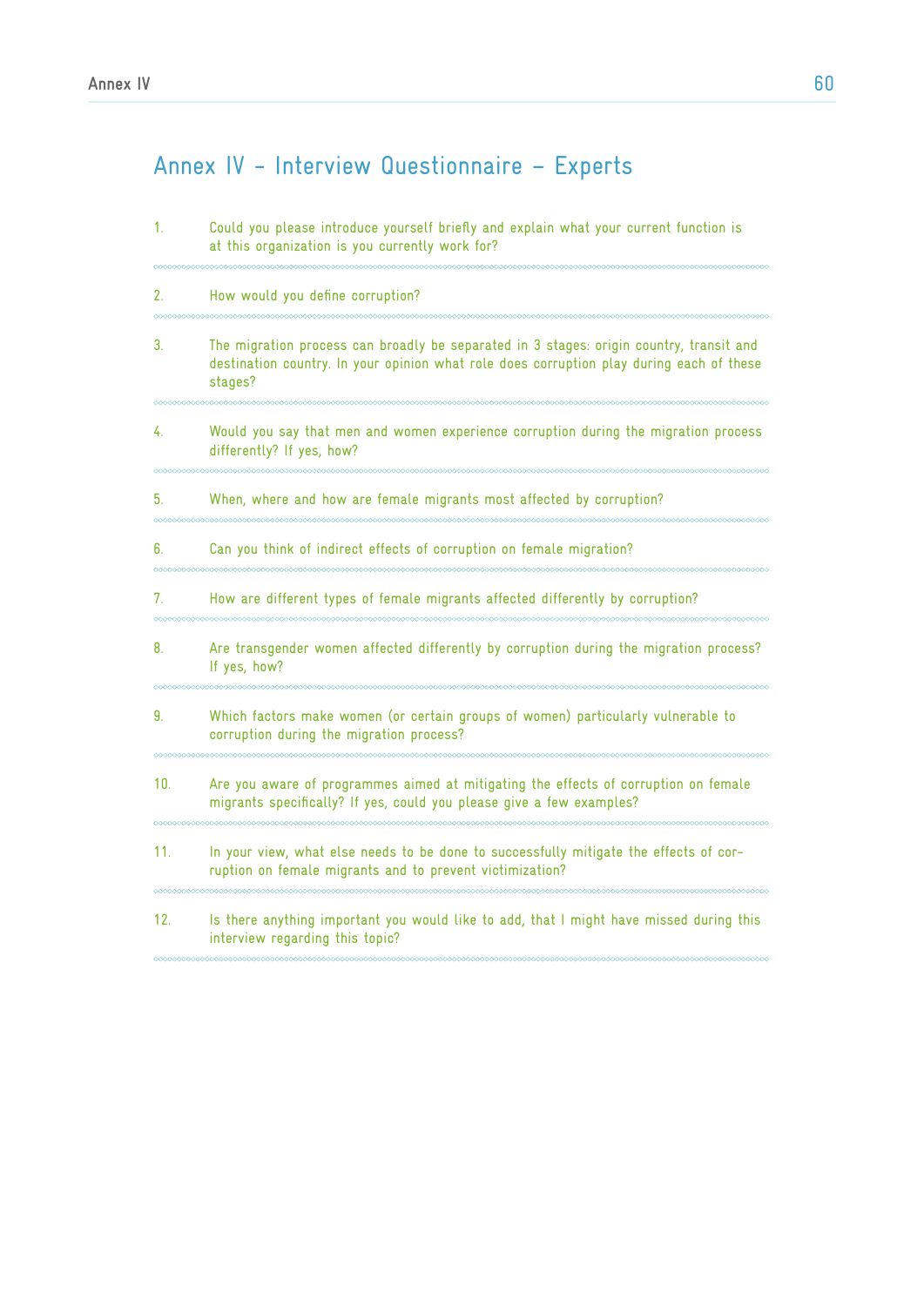# Annex IV – Interview Questionnaire – Experts

1. Could you please introduce yourself briefly and explain what your current function is at this organization is you currently work for?

2. How would you define corruption?

3. The migration process can broadly be separated in 3 stages: origin country, transit and destination country. In your opinion what role does corruption play during each of these stages?

4. Would you say that men and women experience corruption during the migration process differently? If yes, how?

5. When, where and how are female migrants most affected by corruption?

6. Can you think of indirect effects of corruption on female migration?

7. How are different types of female migrants affected differently by corruption?

8. Are transgender women affected differently by corruption during the migration process? If yes, how?

9. Which factors make women (or certain groups of women) particularly vulnerable to corruption during the migration process?

10. Are you aware of programmes aimed at mitigating the effects of corruption on female migrants specifically? If yes, could you please give a few examples?

11. In your view, what else needs to be done to successfully mitigate the effects of corruption on female migrants and to prevent victimization?

12. Is there anything important you would like to add, that I might have missed during this interview regarding this topic?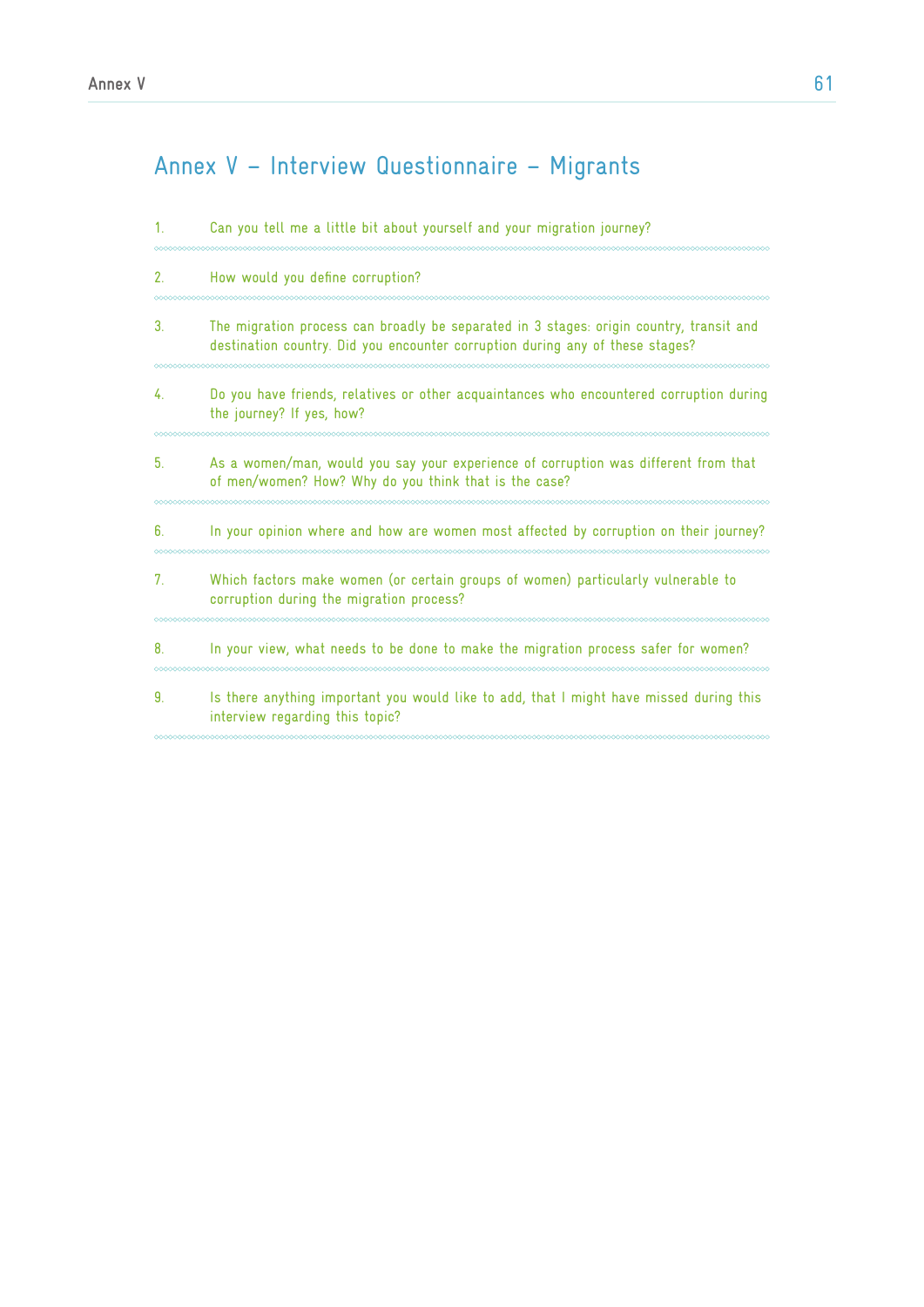# Annex V – Interview Questionnaire – Migrants

1. Can you tell me a little bit about yourself and your migration journey?

2. How would you define corruption?

3. The migration process can broadly be separated in 3 stages: origin country, transit and destination country. Did you encounter corruption during any of these stages?

4. Do you have friends, relatives or other acquaintances who encountered corruption during the journey? If yes, how?

5. As a women/man, would you say your experience of corruption was different from that of men/women? How? Why do you think that is the case?

6. In your opinion where and how are women most affected by corruption on their journey?

7. Which factors make women (or certain groups of women) particularly vulnerable to corruption during the migration process?

8. In your view, what needs to be done to make the migration process safer for women?

9. Is there anything important you would like to add, that I might have missed during this interview regarding this topic?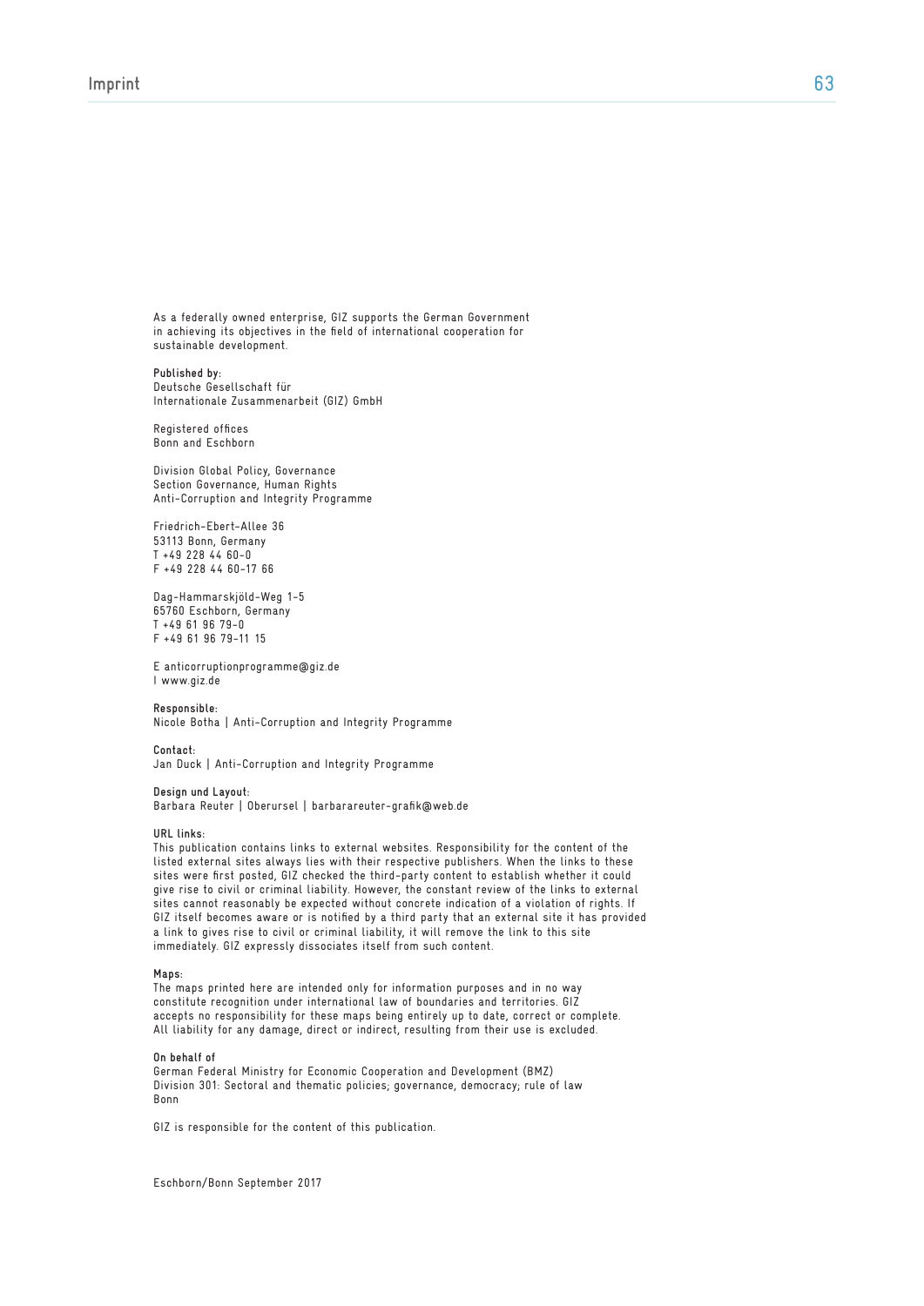As a federally owned enterprise, GIZ supports the German Government in achieving its objectives in the field of international cooperation for sustainable development.

**Published by:**
Deutsche Gesellschaft für
Internationale Zusammenarbeit (GIZ) GmbH

Registered offices
Bonn and Eschborn

Division Global Policy, Governance
Section Governance, Human Rights
Anti-Corruption and Integrity Programme

Friedrich-Ebert-Allee 36
53113 Bonn, Germany
T +49 228 44 60-0
F +49 228 44 60-17 66

Dag-Hammarskjöld-Weg 1-5
65760 Eschborn, Germany
T +49 61 96 79-0
F +49 61 96 79-11 15

E anticorruptionprogramme@giz.de
I www.giz.de

**Responsible:**
Nicole Botha | Anti-Corruption and Integrity Programme

**Contact:**
Jan Duck | Anti-Corruption and Integrity Programme

**Design und Layout:**
Barbara Reuter | Oberursel | barbarareuter-grafik@web.de

**URL links:**
This publication contains links to external websites. Responsibility for the content of the listed external sites always lies with their respective publishers. When the links to these sites were first posted, GIZ checked the third-party content to establish whether it could give rise to civil or criminal liability. However, the constant review of the links to external sites cannot reasonably be expected without concrete indication of a violation of rights. If GIZ itself becomes aware or is notified by a third party that an external site it has provided a link to gives rise to civil or criminal liability, it will remove the link to this site immediately. GIZ expressly dissociates itself from such content.

**Maps:**
The maps printed here are intended only for information purposes and in no way constitute recognition under international law of boundaries and territories. GIZ accepts no responsibility for these maps being entirely up to date, correct or complete. All liability for any damage, direct or indirect, resulting from their use is excluded.

**On behalf of**
German Federal Ministry for Economic Cooperation and Development (BMZ)
Division 301: Sectoral and thematic policies; governance, democracy; rule of law
Bonn

GIZ is responsible for the content of this publication.

Eschborn/Bonn September 2017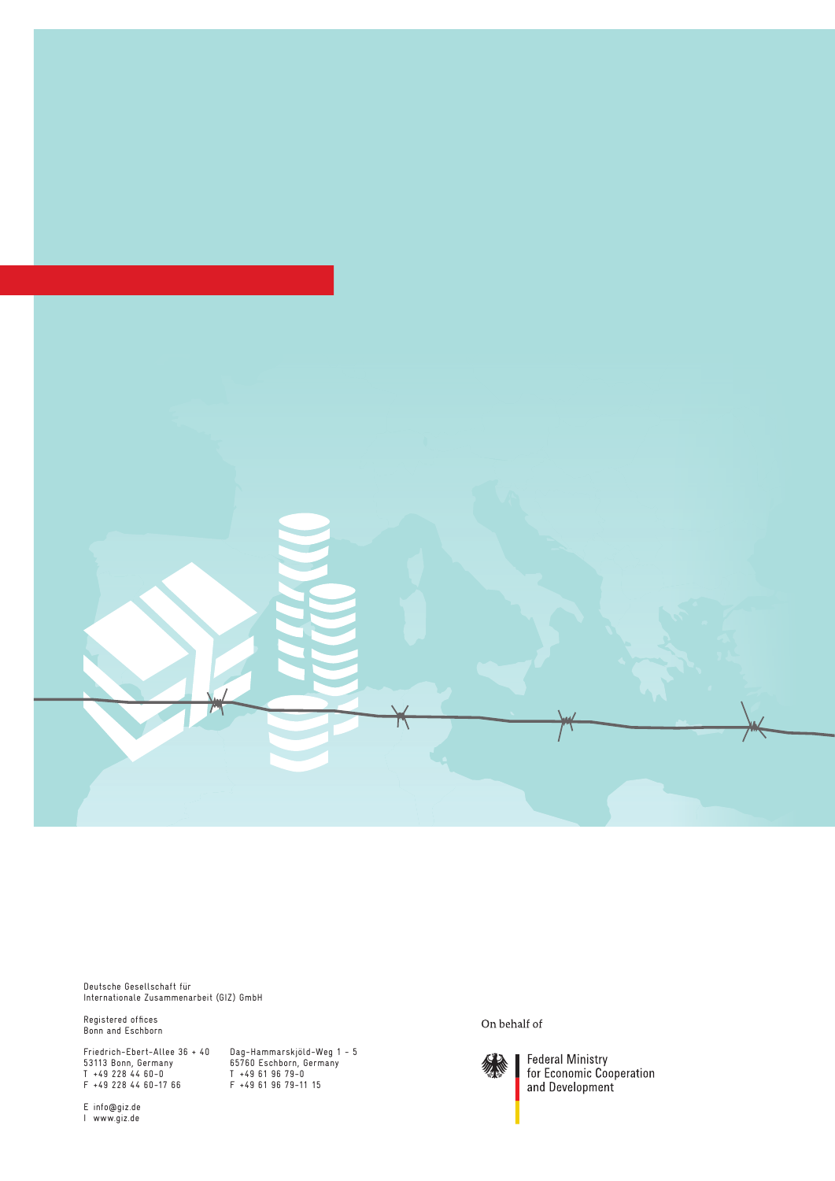Deutsche Gesellschaft für
Internationale Zusammenarbeit (GIZ) GmbH

Registered offices
Bonn and Eschborn

Friedrich-Ebert-Allee 36 + 40
53113 Bonn, Germany
T +49 228 44 60-0
F +49 228 44 60-17 66

Dag-Hammarskjöld-Weg 1 - 5
65760 Eschborn, Germany
T +49 61 96 79-0
F +49 61 96 79-11 15

E info@giz.de
I www.giz.de

On behalf of

Federal Ministry
for Economic Cooperation
and Development